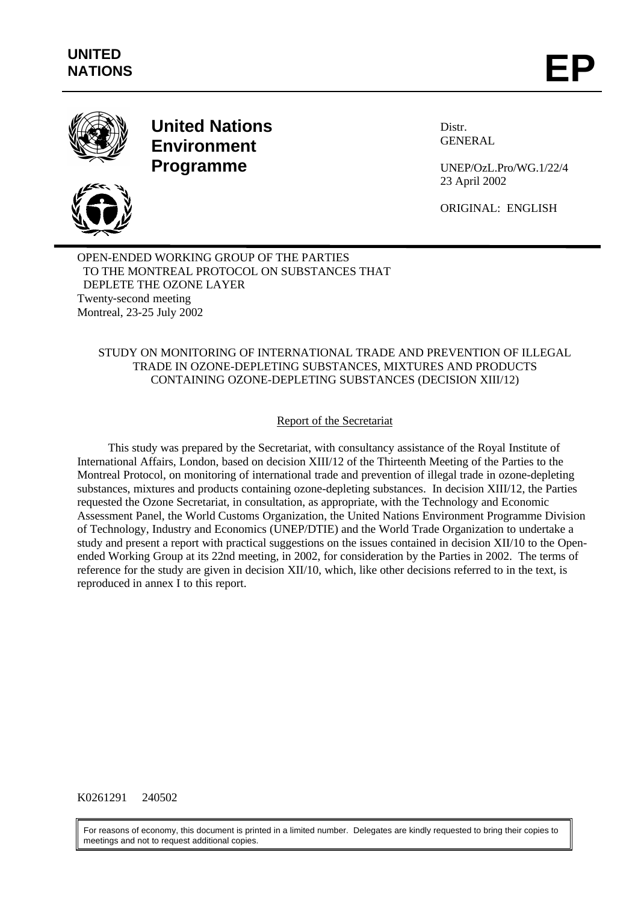**UNITED NATIONS** **EP**

# United Nations Environment Programme

Distr.
GENERAL

UNEP/OzL.Pro/WG.1/22/4
23 April 2002

ORIGINAL: ENGLISH

OPEN-ENDED WORKING GROUP OF THE PARTIES
TO THE MONTREAL PROTOCOL ON SUBSTANCES THAT
DEPLETE THE OZONE LAYER
Twenty-second meeting
Montreal, 23-25 July 2002

## STUDY ON MONITORING OF INTERNATIONAL TRADE AND PREVENTION OF ILLEGAL TRADE IN OZONE-DEPLETING SUBSTANCES, MIXTURES AND PRODUCTS CONTAINING OZONE-DEPLETING SUBSTANCES (DECISION XIII/12)

### Report of the Secretariat

This study was prepared by the Secretariat, with consultancy assistance of the Royal Institute of International Affairs, London, based on decision XIII/12 of the Thirteenth Meeting of the Parties to the Montreal Protocol, on monitoring of international trade and prevention of illegal trade in ozone-depleting substances, mixtures and products containing ozone-depleting substances. In decision XIII/12, the Parties requested the Ozone Secretariat, in consultation, as appropriate, with the Technology and Economic Assessment Panel, the World Customs Organization, the United Nations Environment Programme Division of Technology, Industry and Economics (UNEP/DTIE) and the World Trade Organization to undertake a study and present a report with practical suggestions on the issues contained in decision XII/10 to the Open-ended Working Group at its 22nd meeting, in 2002, for consideration by the Parties in 2002. The terms of reference for the study are given in decision XII/10, which, like other decisions referred to in the text, is reproduced in annex I to this report.

K0261291 240502

For reasons of economy, this document is printed in a limited number. Delegates are kindly requested to bring their copies to meetings and not to request additional copies.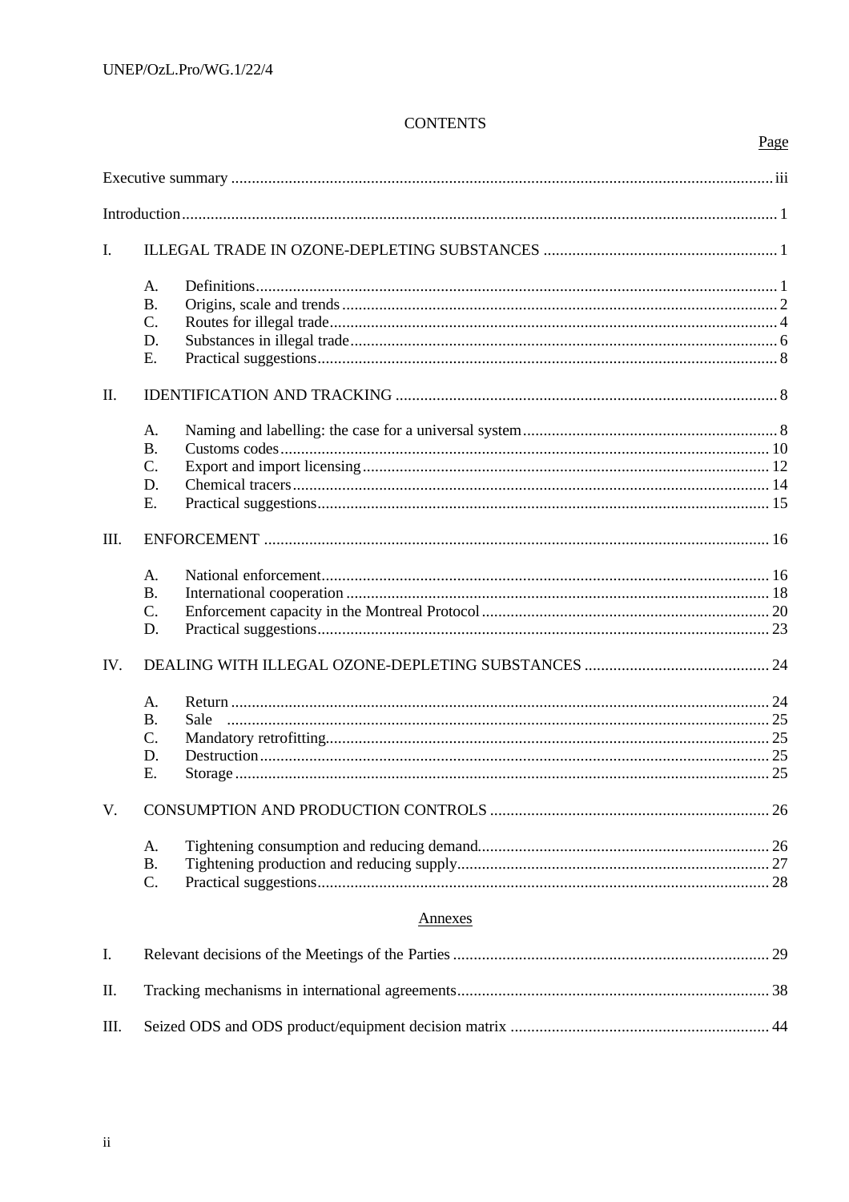# CONTENTS

| | | Page |
|---|---|---|
| Executive summary | | iii |
| Introduction | | 1 |
| I. | ILLEGAL TRADE IN OZONE-DEPLETING SUBSTANCES | 1 |
| | A. Definitions | 1 |
| | B. Origins, scale and trends | 2 |
| | C. Routes for illegal trade | 4 |
| | D. Substances in illegal trade | 6 |
| | E. Practical suggestions | 8 |
| II. | IDENTIFICATION AND TRACKING | 8 |
| | A. Naming and labelling: the case for a universal system | 8 |
| | B. Customs codes | 10 |
| | C. Export and import licensing | 12 |
| | D. Chemical tracers | 14 |
| | E. Practical suggestions | 15 |
| III. | ENFORCEMENT | 16 |
| | A. National enforcement | 16 |
| | B. International cooperation | 18 |
| | C. Enforcement capacity in the Montreal Protocol | 20 |
| | D. Practical suggestions | 23 |
| IV. | DEALING WITH ILLEGAL OZONE-DEPLETING SUBSTANCES | 24 |
| | A. Return | 24 |
| | B. Sale | 25 |
| | C. Mandatory retrofitting | 25 |
| | D. Destruction | 25 |
| | E. Storage | 25 |
| V. | CONSUMPTION AND PRODUCTION CONTROLS | 26 |
| | A. Tightening consumption and reducing demand | 26 |
| | B. Tightening production and reducing supply | 27 |
| | C. Practical suggestions | 28 |

## Annexes

| | | |
|---|---|---|
| I. | Relevant decisions of the Meetings of the Parties | 29 |
| II. | Tracking mechanisms in international agreements | 38 |
| III. | Seized ODS and ODS product/equipment decision matrix | 44 |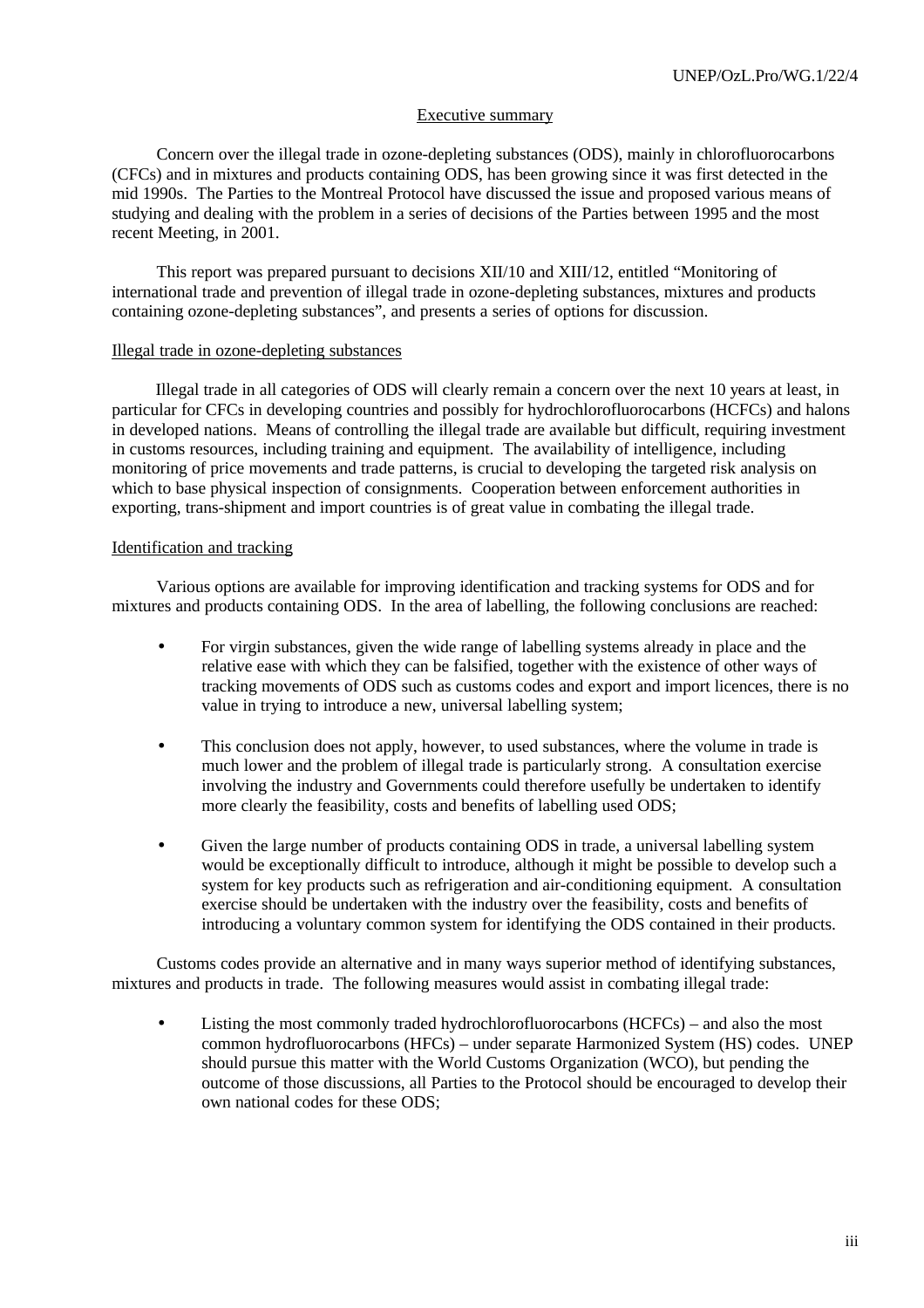## Executive summary

Concern over the illegal trade in ozone-depleting substances (ODS), mainly in chlorofluorocarbons (CFCs) and in mixtures and products containing ODS, has been growing since it was first detected in the mid 1990s. The Parties to the Montreal Protocol have discussed the issue and proposed various means of studying and dealing with the problem in a series of decisions of the Parties between 1995 and the most recent Meeting, in 2001.

This report was prepared pursuant to decisions XII/10 and XIII/12, entitled "Monitoring of international trade and prevention of illegal trade in ozone-depleting substances, mixtures and products containing ozone-depleting substances", and presents a series of options for discussion.

### Illegal trade in ozone-depleting substances

Illegal trade in all categories of ODS will clearly remain a concern over the next 10 years at least, in particular for CFCs in developing countries and possibly for hydrochlorofluorocarbons (HCFCs) and halons in developed nations. Means of controlling the illegal trade are available but difficult, requiring investment in customs resources, including training and equipment. The availability of intelligence, including monitoring of price movements and trade patterns, is crucial to developing the targeted risk analysis on which to base physical inspection of consignments. Cooperation between enforcement authorities in exporting, trans-shipment and import countries is of great value in combating the illegal trade.

### Identification and tracking

Various options are available for improving identification and tracking systems for ODS and for mixtures and products containing ODS. In the area of labelling, the following conclusions are reached:

- For virgin substances, given the wide range of labelling systems already in place and the relative ease with which they can be falsified, together with the existence of other ways of tracking movements of ODS such as customs codes and export and import licences, there is no value in trying to introduce a new, universal labelling system;
- This conclusion does not apply, however, to used substances, where the volume in trade is much lower and the problem of illegal trade is particularly strong. A consultation exercise involving the industry and Governments could therefore usefully be undertaken to identify more clearly the feasibility, costs and benefits of labelling used ODS;
- Given the large number of products containing ODS in trade, a universal labelling system would be exceptionally difficult to introduce, although it might be possible to develop such a system for key products such as refrigeration and air-conditioning equipment. A consultation exercise should be undertaken with the industry over the feasibility, costs and benefits of introducing a voluntary common system for identifying the ODS contained in their products.

Customs codes provide an alternative and in many ways superior method of identifying substances, mixtures and products in trade. The following measures would assist in combating illegal trade:

- Listing the most commonly traded hydrochlorofluorocarbons (HCFCs) – and also the most common hydrofluorocarbons (HFCs) – under separate Harmonized System (HS) codes. UNEP should pursue this matter with the World Customs Organization (WCO), but pending the outcome of those discussions, all Parties to the Protocol should be encouraged to develop their own national codes for these ODS;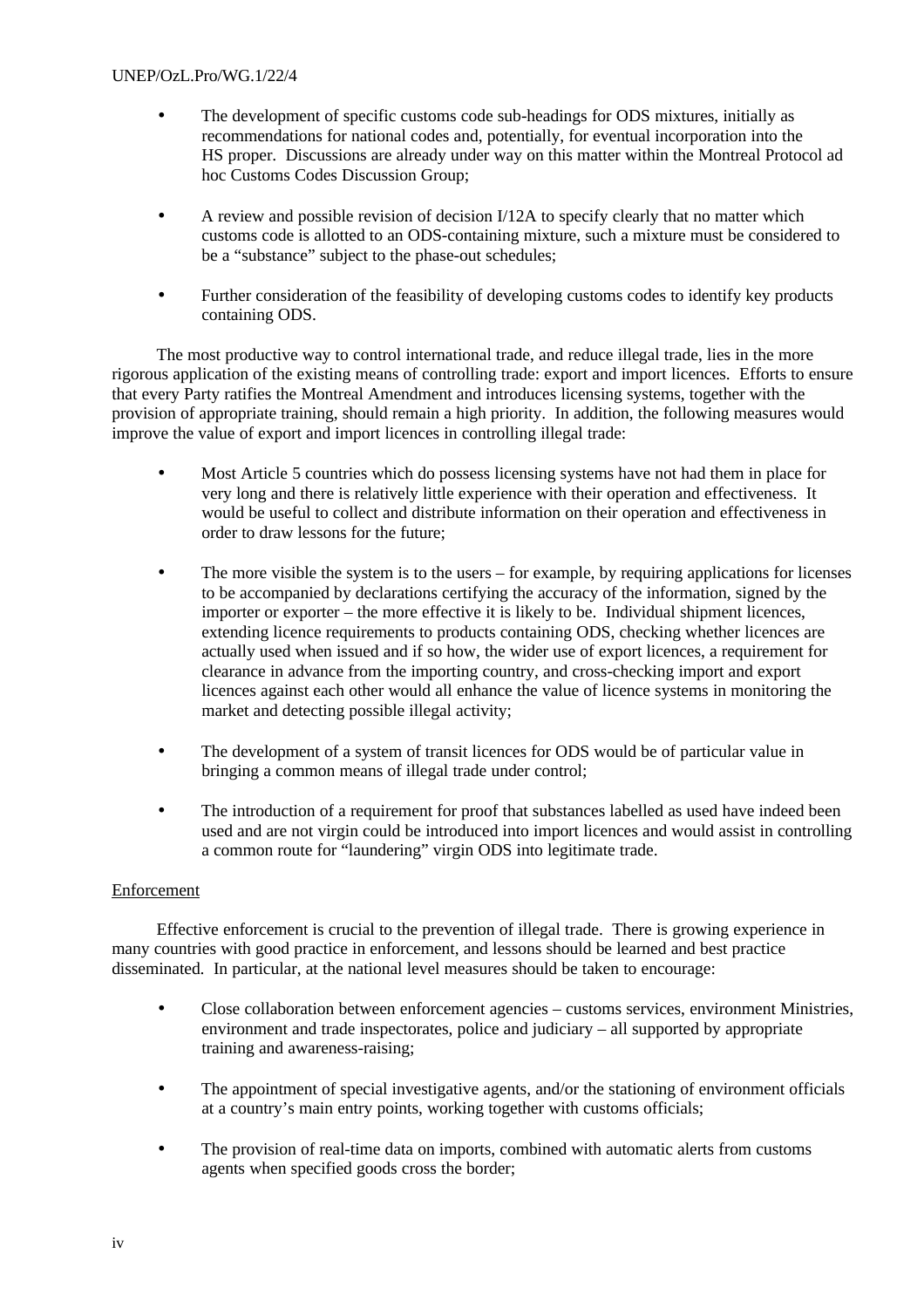- The development of specific customs code sub-headings for ODS mixtures, initially as recommendations for national codes and, potentially, for eventual incorporation into the HS proper. Discussions are already under way on this matter within the Montreal Protocol ad hoc Customs Codes Discussion Group;

- A review and possible revision of decision I/12A to specify clearly that no matter which customs code is allotted to an ODS-containing mixture, such a mixture must be considered to be a "substance" subject to the phase-out schedules;

- Further consideration of the feasibility of developing customs codes to identify key products containing ODS.

The most productive way to control international trade, and reduce illegal trade, lies in the more rigorous application of the existing means of controlling trade: export and import licences. Efforts to ensure that every Party ratifies the Montreal Amendment and introduces licensing systems, together with the provision of appropriate training, should remain a high priority. In addition, the following measures would improve the value of export and import licences in controlling illegal trade:

- Most Article 5 countries which do possess licensing systems have not had them in place for very long and there is relatively little experience with their operation and effectiveness. It would be useful to collect and distribute information on their operation and effectiveness in order to draw lessons for the future;

- The more visible the system is to the users – for example, by requiring applications for licenses to be accompanied by declarations certifying the accuracy of the information, signed by the importer or exporter – the more effective it is likely to be. Individual shipment licences, extending licence requirements to products containing ODS, checking whether licences are actually used when issued and if so how, the wider use of export licences, a requirement for clearance in advance from the importing country, and cross-checking import and export licences against each other would all enhance the value of licence systems in monitoring the market and detecting possible illegal activity;

- The development of a system of transit licences for ODS would be of particular value in bringing a common means of illegal trade under control;

- The introduction of a requirement for proof that substances labelled as used have indeed been used and are not virgin could be introduced into import licences and would assist in controlling a common route for "laundering" virgin ODS into legitimate trade.

Enforcement

Effective enforcement is crucial to the prevention of illegal trade. There is growing experience in many countries with good practice in enforcement, and lessons should be learned and best practice disseminated. In particular, at the national level measures should be taken to encourage:

- Close collaboration between enforcement agencies – customs services, environment Ministries, environment and trade inspectorates, police and judiciary – all supported by appropriate training and awareness-raising;

- The appointment of special investigative agents, and/or the stationing of environment officials at a country's main entry points, working together with customs officials;

- The provision of real-time data on imports, combined with automatic alerts from customs agents when specified goods cross the border;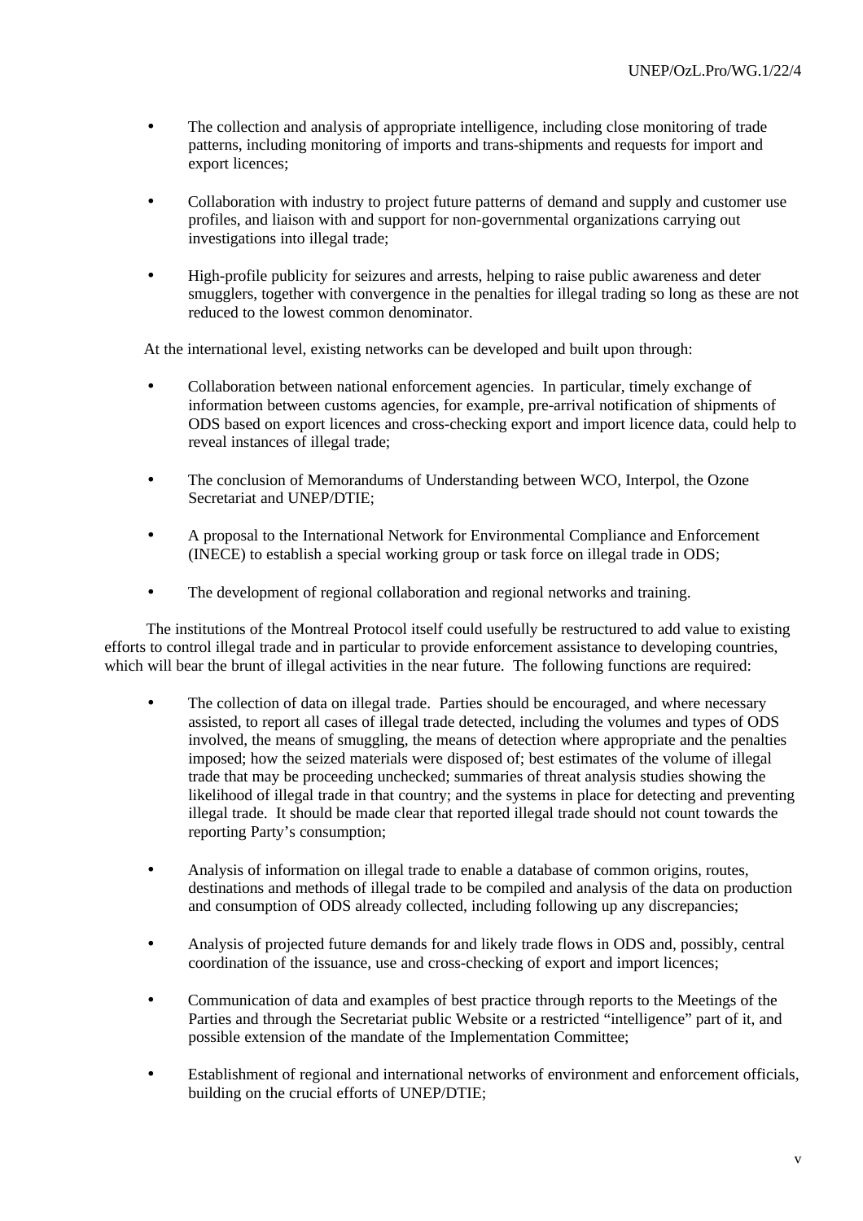- The collection and analysis of appropriate intelligence, including close monitoring of trade patterns, including monitoring of imports and trans-shipments and requests for import and export licences;

- Collaboration with industry to project future patterns of demand and supply and customer use profiles, and liaison with and support for non-governmental organizations carrying out investigations into illegal trade;

- High-profile publicity for seizures and arrests, helping to raise public awareness and deter smugglers, together with convergence in the penalties for illegal trading so long as these are not reduced to the lowest common denominator.

At the international level, existing networks can be developed and built upon through:

- Collaboration between national enforcement agencies. In particular, timely exchange of information between customs agencies, for example, pre-arrival notification of shipments of ODS based on export licences and cross-checking export and import licence data, could help to reveal instances of illegal trade;

- The conclusion of Memorandums of Understanding between WCO, Interpol, the Ozone Secretariat and UNEP/DTIE;

- A proposal to the International Network for Environmental Compliance and Enforcement (INECE) to establish a special working group or task force on illegal trade in ODS;

- The development of regional collaboration and regional networks and training.

The institutions of the Montreal Protocol itself could usefully be restructured to add value to existing efforts to control illegal trade and in particular to provide enforcement assistance to developing countries, which will bear the brunt of illegal activities in the near future. The following functions are required:

- The collection of data on illegal trade. Parties should be encouraged, and where necessary assisted, to report all cases of illegal trade detected, including the volumes and types of ODS involved, the means of smuggling, the means of detection where appropriate and the penalties imposed; how the seized materials were disposed of; best estimates of the volume of illegal trade that may be proceeding unchecked; summaries of threat analysis studies showing the likelihood of illegal trade in that country; and the systems in place for detecting and preventing illegal trade. It should be made clear that reported illegal trade should not count towards the reporting Party's consumption;

- Analysis of information on illegal trade to enable a database of common origins, routes, destinations and methods of illegal trade to be compiled and analysis of the data on production and consumption of ODS already collected, including following up any discrepancies;

- Analysis of projected future demands for and likely trade flows in ODS and, possibly, central coordination of the issuance, use and cross-checking of export and import licences;

- Communication of data and examples of best practice through reports to the Meetings of the Parties and through the Secretariat public Website or a restricted "intelligence" part of it, and possible extension of the mandate of the Implementation Committee;

- Establishment of regional and international networks of environment and enforcement officials, building on the crucial efforts of UNEP/DTIE;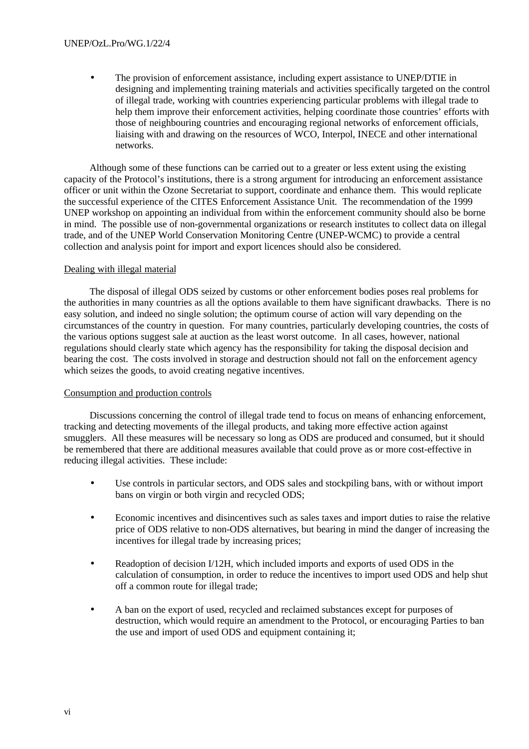- The provision of enforcement assistance, including expert assistance to UNEP/DTIE in designing and implementing training materials and activities specifically targeted on the control of illegal trade, working with countries experiencing particular problems with illegal trade to help them improve their enforcement activities, helping coordinate those countries' efforts with those of neighbouring countries and encouraging regional networks of enforcement officials, liaising with and drawing on the resources of WCO, Interpol, INECE and other international networks.

Although some of these functions can be carried out to a greater or less extent using the existing capacity of the Protocol's institutions, there is a strong argument for introducing an enforcement assistance officer or unit within the Ozone Secretariat to support, coordinate and enhance them. This would replicate the successful experience of the CITES Enforcement Assistance Unit. The recommendation of the 1999 UNEP workshop on appointing an individual from within the enforcement community should also be borne in mind. The possible use of non-governmental organizations or research institutes to collect data on illegal trade, and of the UNEP World Conservation Monitoring Centre (UNEP-WCMC) to provide a central collection and analysis point for import and export licences should also be considered.

Dealing with illegal material

The disposal of illegal ODS seized by customs or other enforcement bodies poses real problems for the authorities in many countries as all the options available to them have significant drawbacks. There is no easy solution, and indeed no single solution; the optimum course of action will vary depending on the circumstances of the country in question. For many countries, particularly developing countries, the costs of the various options suggest sale at auction as the least worst outcome. In all cases, however, national regulations should clearly state which agency has the responsibility for taking the disposal decision and bearing the cost. The costs involved in storage and destruction should not fall on the enforcement agency which seizes the goods, to avoid creating negative incentives.

Consumption and production controls

Discussions concerning the control of illegal trade tend to focus on means of enhancing enforcement, tracking and detecting movements of the illegal products, and taking more effective action against smugglers. All these measures will be necessary so long as ODS are produced and consumed, but it should be remembered that there are additional measures available that could prove as or more cost-effective in reducing illegal activities. These include:

- Use controls in particular sectors, and ODS sales and stockpiling bans, with or without import bans on virgin or both virgin and recycled ODS;

- Economic incentives and disincentives such as sales taxes and import duties to raise the relative price of ODS relative to non-ODS alternatives, but bearing in mind the danger of increasing the incentives for illegal trade by increasing prices;

- Readoption of decision I/12H, which included imports and exports of used ODS in the calculation of consumption, in order to reduce the incentives to import used ODS and help shut off a common route for illegal trade;

- A ban on the export of used, recycled and reclaimed substances except for purposes of destruction, which would require an amendment to the Protocol, or encouraging Parties to ban the use and import of used ODS and equipment containing it;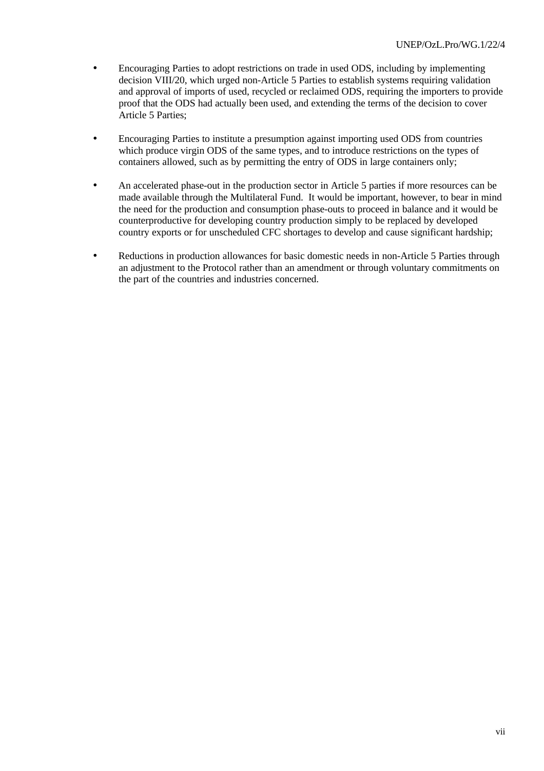- Encouraging Parties to adopt restrictions on trade in used ODS, including by implementing decision VIII/20, which urged non-Article 5 Parties to establish systems requiring validation and approval of imports of used, recycled or reclaimed ODS, requiring the importers to provide proof that the ODS had actually been used, and extending the terms of the decision to cover Article 5 Parties;

- Encouraging Parties to institute a presumption against importing used ODS from countries which produce virgin ODS of the same types, and to introduce restrictions on the types of containers allowed, such as by permitting the entry of ODS in large containers only;

- An accelerated phase-out in the production sector in Article 5 parties if more resources can be made available through the Multilateral Fund. It would be important, however, to bear in mind the need for the production and consumption phase-outs to proceed in balance and it would be counterproductive for developing country production simply to be replaced by developed country exports or for unscheduled CFC shortages to develop and cause significant hardship;

- Reductions in production allowances for basic domestic needs in non-Article 5 Parties through an adjustment to the Protocol rather than an amendment or through voluntary commitments on the part of the countries and industries concerned.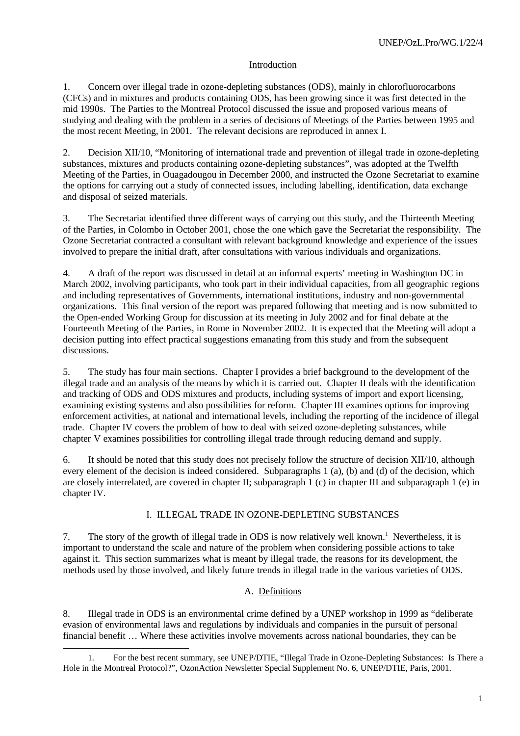## Introduction

1. Concern over illegal trade in ozone-depleting substances (ODS), mainly in chlorofluorocarbons (CFCs) and in mixtures and products containing ODS, has been growing since it was first detected in the mid 1990s. The Parties to the Montreal Protocol discussed the issue and proposed various means of studying and dealing with the problem in a series of decisions of Meetings of the Parties between 1995 and the most recent Meeting, in 2001. The relevant decisions are reproduced in annex I.

2. Decision XII/10, "Monitoring of international trade and prevention of illegal trade in ozone-depleting substances, mixtures and products containing ozone-depleting substances", was adopted at the Twelfth Meeting of the Parties, in Ouagadougou in December 2000, and instructed the Ozone Secretariat to examine the options for carrying out a study of connected issues, including labelling, identification, data exchange and disposal of seized materials.

3. The Secretariat identified three different ways of carrying out this study, and the Thirteenth Meeting of the Parties, in Colombo in October 2001, chose the one which gave the Secretariat the responsibility. The Ozone Secretariat contracted a consultant with relevant background knowledge and experience of the issues involved to prepare the initial draft, after consultations with various individuals and organizations.

4. A draft of the report was discussed in detail at an informal experts' meeting in Washington DC in March 2002, involving participants, who took part in their individual capacities, from all geographic regions and including representatives of Governments, international institutions, industry and non-governmental organizations. This final version of the report was prepared following that meeting and is now submitted to the Open-ended Working Group for discussion at its meeting in July 2002 and for final debate at the Fourteenth Meeting of the Parties, in Rome in November 2002. It is expected that the Meeting will adopt a decision putting into effect practical suggestions emanating from this study and from the subsequent discussions.

5. The study has four main sections. Chapter I provides a brief background to the development of the illegal trade and an analysis of the means by which it is carried out. Chapter II deals with the identification and tracking of ODS and ODS mixtures and products, including systems of import and export licensing, examining existing systems and also possibilities for reform. Chapter III examines options for improving enforcement activities, at national and international levels, including the reporting of the incidence of illegal trade. Chapter IV covers the problem of how to deal with seized ozone-depleting substances, while chapter V examines possibilities for controlling illegal trade through reducing demand and supply.

6. It should be noted that this study does not precisely follow the structure of decision XII/10, although every element of the decision is indeed considered. Subparagraphs 1 (a), (b) and (d) of the decision, which are closely interrelated, are covered in chapter II; subparagraph 1 (c) in chapter III and subparagraph 1 (e) in chapter IV.

# I. ILLEGAL TRADE IN OZONE-DEPLETING SUBSTANCES

7. The story of the growth of illegal trade in ODS is now relatively well known.[1] Nevertheless, it is important to understand the scale and nature of the problem when considering possible actions to take against it. This section summarizes what is meant by illegal trade, the reasons for its development, the methods used by those involved, and likely future trends in illegal trade in the various varieties of ODS.

## A. Definitions

8. Illegal trade in ODS is an environmental crime defined by a UNEP workshop in 1999 as "deliberate evasion of environmental laws and regulations by individuals and companies in the pursuit of personal financial benefit … Where these activities involve movements across national boundaries, they can be

1. For the best recent summary, see UNEP/DTIE, "Illegal Trade in Ozone-Depleting Substances: Is There a Hole in the Montreal Protocol?", OzonAction Newsletter Special Supplement No. 6, UNEP/DTIE, Paris, 2001.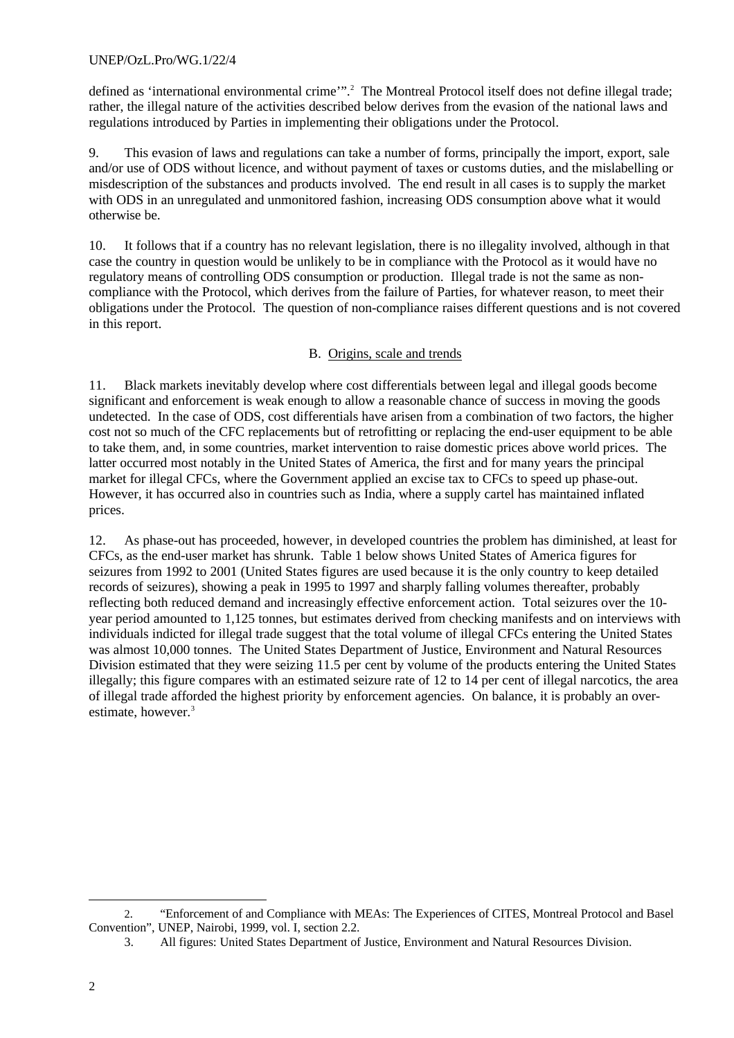defined as 'international environmental crime'".[2] The Montreal Protocol itself does not define illegal trade; rather, the illegal nature of the activities described below derives from the evasion of the national laws and regulations introduced by Parties in implementing their obligations under the Protocol.

9. This evasion of laws and regulations can take a number of forms, principally the import, export, sale and/or use of ODS without licence, and without payment of taxes or customs duties, and the mislabelling or misdescription of the substances and products involved. The end result in all cases is to supply the market with ODS in an unregulated and unmonitored fashion, increasing ODS consumption above what it would otherwise be.

10. It follows that if a country has no relevant legislation, there is no illegality involved, although in that case the country in question would be unlikely to be in compliance with the Protocol as it would have no regulatory means of controlling ODS consumption or production. Illegal trade is not the same as non-compliance with the Protocol, which derives from the failure of Parties, for whatever reason, to meet their obligations under the Protocol. The question of non-compliance raises different questions and is not covered in this report.

## B. Origins, scale and trends

11. Black markets inevitably develop where cost differentials between legal and illegal goods become significant and enforcement is weak enough to allow a reasonable chance of success in moving the goods undetected. In the case of ODS, cost differentials have arisen from a combination of two factors, the higher cost not so much of the CFC replacements but of retrofitting or replacing the end-user equipment to be able to take them, and, in some countries, market intervention to raise domestic prices above world prices. The latter occurred most notably in the United States of America, the first and for many years the principal market for illegal CFCs, where the Government applied an excise tax to CFCs to speed up phase-out. However, it has occurred also in countries such as India, where a supply cartel has maintained inflated prices.

12. As phase-out has proceeded, however, in developed countries the problem has diminished, at least for CFCs, as the end-user market has shrunk. Table 1 below shows United States of America figures for seizures from 1992 to 2001 (United States figures are used because it is the only country to keep detailed records of seizures), showing a peak in 1995 to 1997 and sharply falling volumes thereafter, probably reflecting both reduced demand and increasingly effective enforcement action. Total seizures over the 10-year period amounted to 1,125 tonnes, but estimates derived from checking manifests and on interviews with individuals indicted for illegal trade suggest that the total volume of illegal CFCs entering the United States was almost 10,000 tonnes. The United States Department of Justice, Environment and Natural Resources Division estimated that they were seizing 11.5 per cent by volume of the products entering the United States illegally; this figure compares with an estimated seizure rate of 12 to 14 per cent of illegal narcotics, the area of illegal trade afforded the highest priority by enforcement agencies. On balance, it is probably an over-estimate, however.[3]

---

2. "Enforcement of and Compliance with MEAs: The Experiences of CITES, Montreal Protocol and Basel Convention", UNEP, Nairobi, 1999, vol. I, section 2.2.

3. All figures: United States Department of Justice, Environment and Natural Resources Division.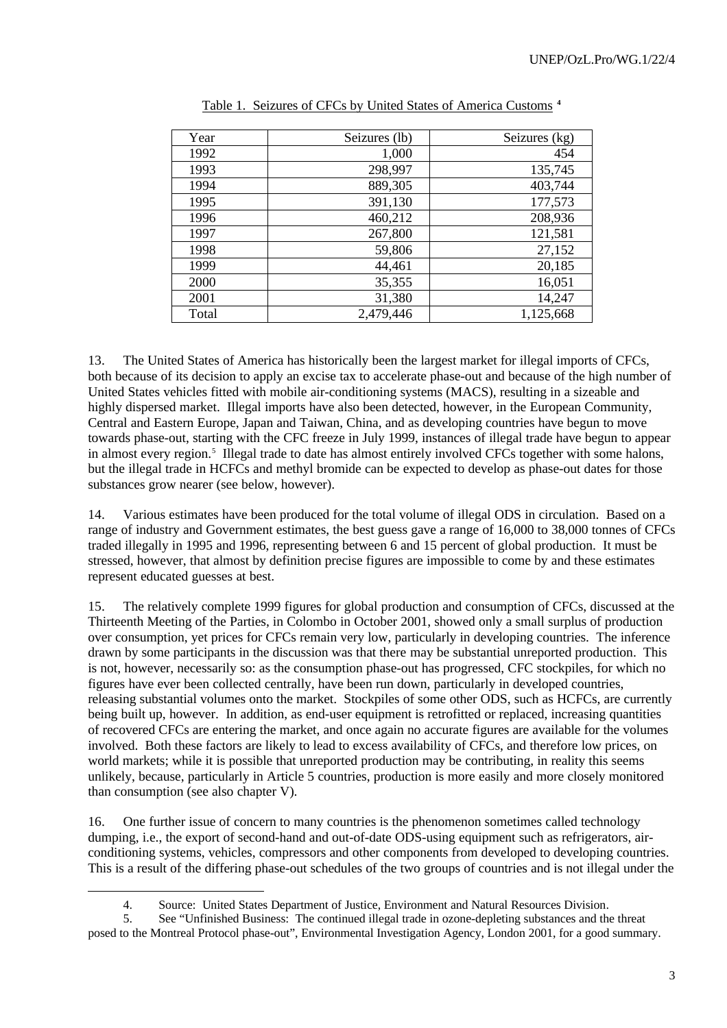Table 1. Seizures of CFCs by United States of America Customs [4]

| Year | Seizures (lb) | Seizures (kg) |
|---|---|---|
| 1992 | 1,000 | 454 |
| 1993 | 298,997 | 135,745 |
| 1994 | 889,305 | 403,744 |
| 1995 | 391,130 | 177,573 |
| 1996 | 460,212 | 208,936 |
| 1997 | 267,800 | 121,581 |
| 1998 | 59,806 | 27,152 |
| 1999 | 44,461 | 20,185 |
| 2000 | 35,355 | 16,051 |
| 2001 | 31,380 | 14,247 |
| Total | 2,479,446 | 1,125,668 |

13. The United States of America has historically been the largest market for illegal imports of CFCs, both because of its decision to apply an excise tax to accelerate phase-out and because of the high number of United States vehicles fitted with mobile air-conditioning systems (MACS), resulting in a sizeable and highly dispersed market. Illegal imports have also been detected, however, in the European Community, Central and Eastern Europe, Japan and Taiwan, China, and as developing countries have begun to move towards phase-out, starting with the CFC freeze in July 1999, instances of illegal trade have begun to appear in almost every region.[5] Illegal trade to date has almost entirely involved CFCs together with some halons, but the illegal trade in HCFCs and methyl bromide can be expected to develop as phase-out dates for those substances grow nearer (see below, however).

14. Various estimates have been produced for the total volume of illegal ODS in circulation. Based on a range of industry and Government estimates, the best guess gave a range of 16,000 to 38,000 tonnes of CFCs traded illegally in 1995 and 1996, representing between 6 and 15 percent of global production. It must be stressed, however, that almost by definition precise figures are impossible to come by and these estimates represent educated guesses at best.

15. The relatively complete 1999 figures for global production and consumption of CFCs, discussed at the Thirteenth Meeting of the Parties, in Colombo in October 2001, showed only a small surplus of production over consumption, yet prices for CFCs remain very low, particularly in developing countries. The inference drawn by some participants in the discussion was that there may be substantial unreported production. This is not, however, necessarily so: as the consumption phase-out has progressed, CFC stockpiles, for which no figures have ever been collected centrally, have been run down, particularly in developed countries, releasing substantial volumes onto the market. Stockpiles of some other ODS, such as HCFCs, are currently being built up, however. In addition, as end-user equipment is retrofitted or replaced, increasing quantities of recovered CFCs are entering the market, and once again no accurate figures are available for the volumes involved. Both these factors are likely to lead to excess availability of CFCs, and therefore low prices, on world markets; while it is possible that unreported production may be contributing, in reality this seems unlikely, because, particularly in Article 5 countries, production is more easily and more closely monitored than consumption (see also chapter V).

16. One further issue of concern to many countries is the phenomenon sometimes called technology dumping, i.e., the export of second-hand and out-of-date ODS-using equipment such as refrigerators, air-conditioning systems, vehicles, compressors and other components from developed to developing countries. This is a result of the differing phase-out schedules of the two groups of countries and is not illegal under the

4. Source: United States Department of Justice, Environment and Natural Resources Division.

5. See "Unfinished Business: The continued illegal trade in ozone-depleting substances and the threat posed to the Montreal Protocol phase-out", Environmental Investigation Agency, London 2001, for a good summary.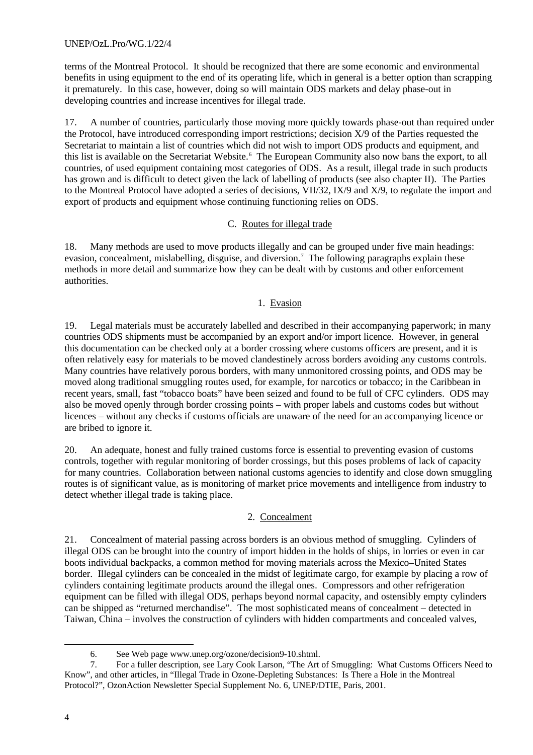terms of the Montreal Protocol. It should be recognized that there are some economic and environmental benefits in using equipment to the end of its operating life, which in general is a better option than scrapping it prematurely. In this case, however, doing so will maintain ODS markets and delay phase-out in developing countries and increase incentives for illegal trade.

17. A number of countries, particularly those moving more quickly towards phase-out than required under the Protocol, have introduced corresponding import restrictions; decision X/9 of the Parties requested the Secretariat to maintain a list of countries which did not wish to import ODS products and equipment, and this list is available on the Secretariat Website.[6] The European Community also now bans the export, to all countries, of used equipment containing most categories of ODS. As a result, illegal trade in such products has grown and is difficult to detect given the lack of labelling of products (see also chapter II). The Parties to the Montreal Protocol have adopted a series of decisions, VII/32, IX/9 and X/9, to regulate the import and export of products and equipment whose continuing functioning relies on ODS.

## C. Routes for illegal trade

18. Many methods are used to move products illegally and can be grouped under five main headings: evasion, concealment, mislabelling, disguise, and diversion.[7] The following paragraphs explain these methods in more detail and summarize how they can be dealt with by customs and other enforcement authorities.

### 1. Evasion

19. Legal materials must be accurately labelled and described in their accompanying paperwork; in many countries ODS shipments must be accompanied by an export and/or import licence. However, in general this documentation can be checked only at a border crossing where customs officers are present, and it is often relatively easy for materials to be moved clandestinely across borders avoiding any customs controls. Many countries have relatively porous borders, with many unmonitored crossing points, and ODS may be moved along traditional smuggling routes used, for example, for narcotics or tobacco; in the Caribbean in recent years, small, fast "tobacco boats" have been seized and found to be full of CFC cylinders. ODS may also be moved openly through border crossing points – with proper labels and customs codes but without licences – without any checks if customs officials are unaware of the need for an accompanying licence or are bribed to ignore it.

20. An adequate, honest and fully trained customs force is essential to preventing evasion of customs controls, together with regular monitoring of border crossings, but this poses problems of lack of capacity for many countries. Collaboration between national customs agencies to identify and close down smuggling routes is of significant value, as is monitoring of market price movements and intelligence from industry to detect whether illegal trade is taking place.

### 2. Concealment

21. Concealment of material passing across borders is an obvious method of smuggling. Cylinders of illegal ODS can be brought into the country of import hidden in the holds of ships, in lorries or even in car boots individual backpacks, a common method for moving materials across the Mexico–United States border. Illegal cylinders can be concealed in the midst of legitimate cargo, for example by placing a row of cylinders containing legitimate products around the illegal ones. Compressors and other refrigeration equipment can be filled with illegal ODS, perhaps beyond normal capacity, and ostensibly empty cylinders can be shipped as "returned merchandise". The most sophisticated means of concealment – detected in Taiwan, China – involves the construction of cylinders with hidden compartments and concealed valves,

---

6. See Web page www.unep.org/ozone/decision9-10.shtml.

7. For a fuller description, see Lary Cook Larson, "The Art of Smuggling: What Customs Officers Need to Know", and other articles, in "Illegal Trade in Ozone-Depleting Substances: Is There a Hole in the Montreal Protocol?", OzonAction Newsletter Special Supplement No. 6, UNEP/DTIE, Paris, 2001.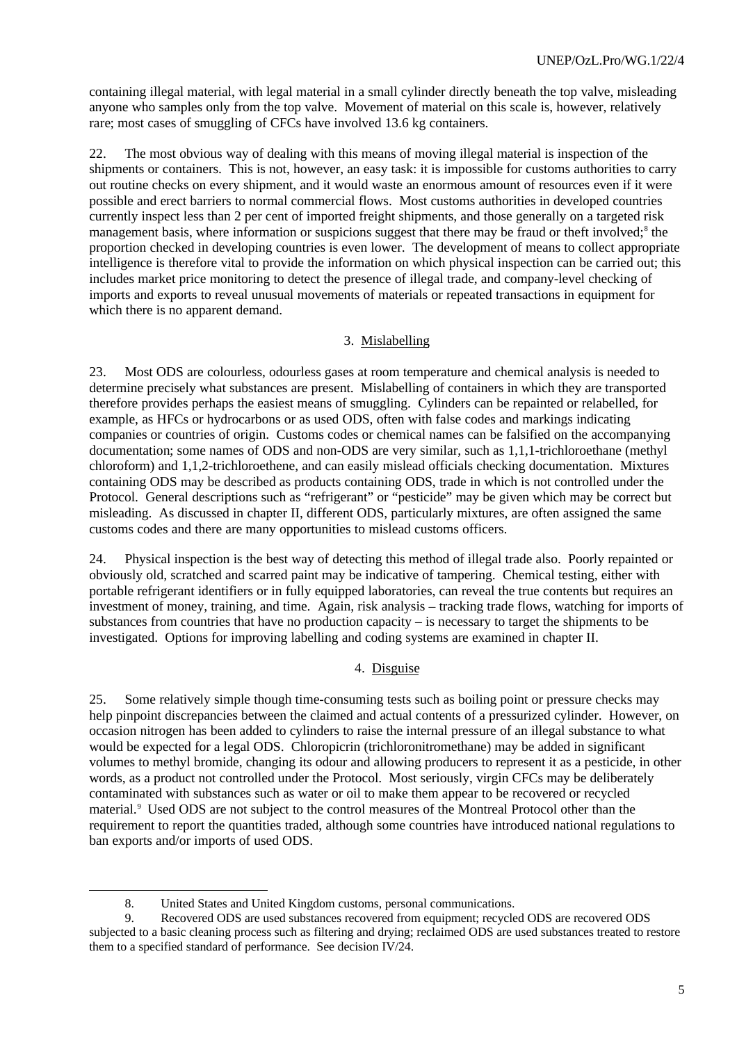containing illegal material, with legal material in a small cylinder directly beneath the top valve, misleading anyone who samples only from the top valve. Movement of material on this scale is, however, relatively rare; most cases of smuggling of CFCs have involved 13.6 kg containers.

22. The most obvious way of dealing with this means of moving illegal material is inspection of the shipments or containers. This is not, however, an easy task: it is impossible for customs authorities to carry out routine checks on every shipment, and it would waste an enormous amount of resources even if it were possible and erect barriers to normal commercial flows. Most customs authorities in developed countries currently inspect less than 2 per cent of imported freight shipments, and those generally on a targeted risk management basis, where information or suspicions suggest that there may be fraud or theft involved;[8] the proportion checked in developing countries is even lower. The development of means to collect appropriate intelligence is therefore vital to provide the information on which physical inspection can be carried out; this includes market price monitoring to detect the presence of illegal trade, and company-level checking of imports and exports to reveal unusual movements of materials or repeated transactions in equipment for which there is no apparent demand.

### 3. Mislabelling

23. Most ODS are colourless, odourless gases at room temperature and chemical analysis is needed to determine precisely what substances are present. Mislabelling of containers in which they are transported therefore provides perhaps the easiest means of smuggling. Cylinders can be repainted or relabelled, for example, as HFCs or hydrocarbons or as used ODS, often with false codes and markings indicating companies or countries of origin. Customs codes or chemical names can be falsified on the accompanying documentation; some names of ODS and non-ODS are very similar, such as 1,1,1-trichloroethane (methyl chloroform) and 1,1,2-trichloroethene, and can easily mislead officials checking documentation. Mixtures containing ODS may be described as products containing ODS, trade in which is not controlled under the Protocol. General descriptions such as "refrigerant" or "pesticide" may be given which may be correct but misleading. As discussed in chapter II, different ODS, particularly mixtures, are often assigned the same customs codes and there are many opportunities to mislead customs officers.

24. Physical inspection is the best way of detecting this method of illegal trade also. Poorly repainted or obviously old, scratched and scarred paint may be indicative of tampering. Chemical testing, either with portable refrigerant identifiers or in fully equipped laboratories, can reveal the true contents but requires an investment of money, training, and time. Again, risk analysis – tracking trade flows, watching for imports of substances from countries that have no production capacity – is necessary to target the shipments to be investigated. Options for improving labelling and coding systems are examined in chapter II.

### 4. Disguise

25. Some relatively simple though time-consuming tests such as boiling point or pressure checks may help pinpoint discrepancies between the claimed and actual contents of a pressurized cylinder. However, on occasion nitrogen has been added to cylinders to raise the internal pressure of an illegal substance to what would be expected for a legal ODS. Chloropicrin (trichloronitromethane) may be added in significant volumes to methyl bromide, changing its odour and allowing producers to represent it as a pesticide, in other words, as a product not controlled under the Protocol. Most seriously, virgin CFCs may be deliberately contaminated with substances such as water or oil to make them appear to be recovered or recycled material.[9] Used ODS are not subject to the control measures of the Montreal Protocol other than the requirement to report the quantities traded, although some countries have introduced national regulations to ban exports and/or imports of used ODS.

---

8. United States and United Kingdom customs, personal communications.

9. Recovered ODS are used substances recovered from equipment; recycled ODS are recovered ODS subjected to a basic cleaning process such as filtering and drying; reclaimed ODS are used substances treated to restore them to a specified standard of performance. See decision IV/24.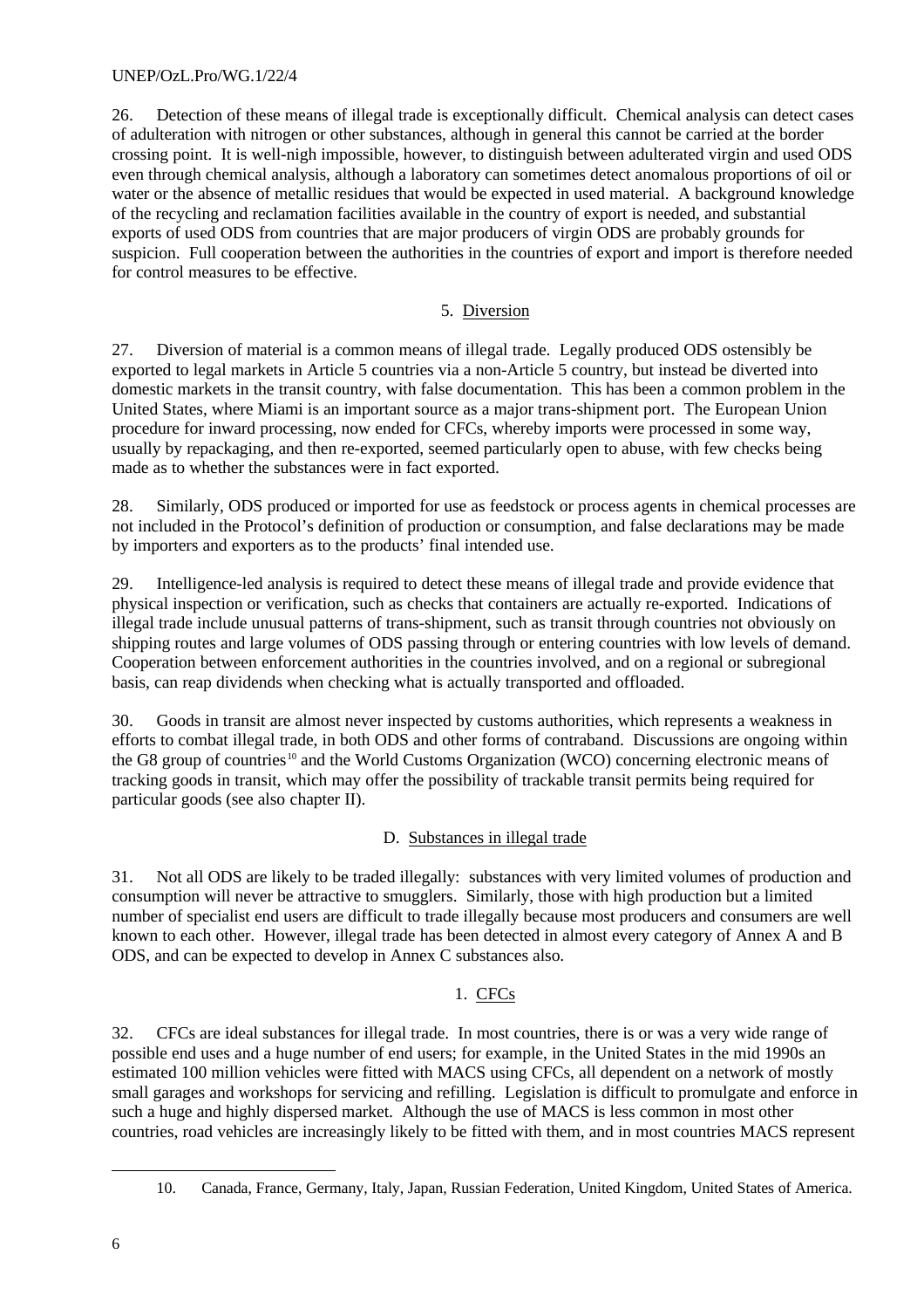26. Detection of these means of illegal trade is exceptionally difficult. Chemical analysis can detect cases of adulteration with nitrogen or other substances, although in general this cannot be carried at the border crossing point. It is well-nigh impossible, however, to distinguish between adulterated virgin and used ODS even through chemical analysis, although a laboratory can sometimes detect anomalous proportions of oil or water or the absence of metallic residues that would be expected in used material. A background knowledge of the recycling and reclamation facilities available in the country of export is needed, and substantial exports of used ODS from countries that are major producers of virgin ODS are probably grounds for suspicion. Full cooperation between the authorities in the countries of export and import is therefore needed for control measures to be effective.

#### 5. Diversion

27. Diversion of material is a common means of illegal trade. Legally produced ODS ostensibly be exported to legal markets in Article 5 countries via a non-Article 5 country, but instead be diverted into domestic markets in the transit country, with false documentation. This has been a common problem in the United States, where Miami is an important source as a major trans-shipment port. The European Union procedure for inward processing, now ended for CFCs, whereby imports were processed in some way, usually by repackaging, and then re-exported, seemed particularly open to abuse, with few checks being made as to whether the substances were in fact exported.

28. Similarly, ODS produced or imported for use as feedstock or process agents in chemical processes are not included in the Protocol's definition of production or consumption, and false declarations may be made by importers and exporters as to the products' final intended use.

29. Intelligence-led analysis is required to detect these means of illegal trade and provide evidence that physical inspection or verification, such as checks that containers are actually re-exported. Indications of illegal trade include unusual patterns of trans-shipment, such as transit through countries not obviously on shipping routes and large volumes of ODS passing through or entering countries with low levels of demand. Cooperation between enforcement authorities in the countries involved, and on a regional or subregional basis, can reap dividends when checking what is actually transported and offloaded.

30. Goods in transit are almost never inspected by customs authorities, which represents a weakness in efforts to combat illegal trade, in both ODS and other forms of contraband. Discussions are ongoing within the G8 group of countries[10] and the World Customs Organization (WCO) concerning electronic means of tracking goods in transit, which may offer the possibility of trackable transit permits being required for particular goods (see also chapter II).

### D. Substances in illegal trade

31. Not all ODS are likely to be traded illegally: substances with very limited volumes of production and consumption will never be attractive to smugglers. Similarly, those with high production but a limited number of specialist end users are difficult to trade illegally because most producers and consumers are well known to each other. However, illegal trade has been detected in almost every category of Annex A and B ODS, and can be expected to develop in Annex C substances also.

#### 1. CFCs

32. CFCs are ideal substances for illegal trade. In most countries, there is or was a very wide range of possible end uses and a huge number of end users; for example, in the United States in the mid 1990s an estimated 100 million vehicles were fitted with MACS using CFCs, all dependent on a network of mostly small garages and workshops for servicing and refilling. Legislation is difficult to promulgate and enforce in such a huge and highly dispersed market. Although the use of MACS is less common in most other countries, road vehicles are increasingly likely to be fitted with them, and in most countries MACS represent

---

10. Canada, France, Germany, Italy, Japan, Russian Federation, United Kingdom, United States of America.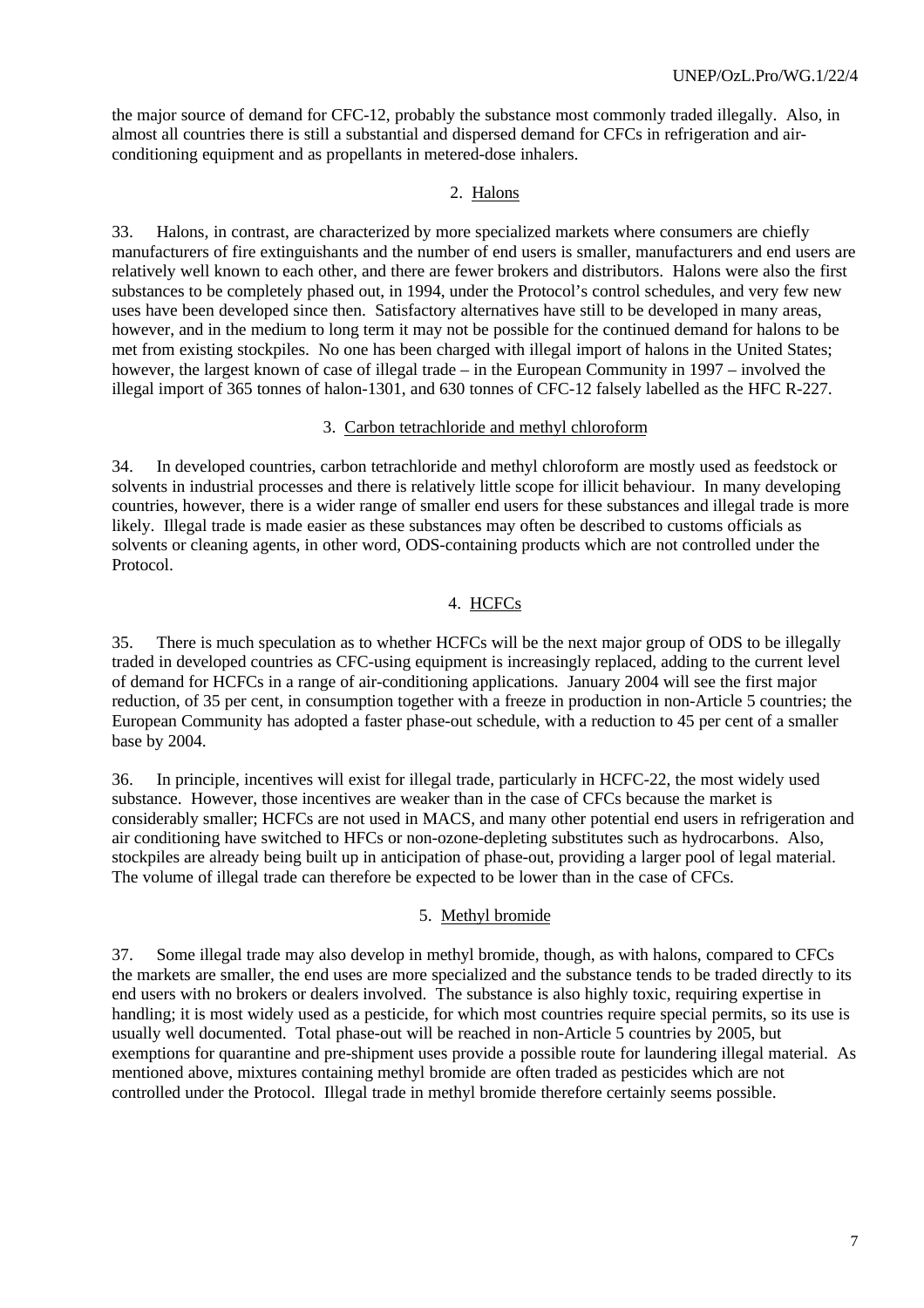the major source of demand for CFC-12, probably the substance most commonly traded illegally. Also, in almost all countries there is still a substantial and dispersed demand for CFCs in refrigeration and air-conditioning equipment and as propellants in metered-dose inhalers.

### 2. Halons

33. Halons, in contrast, are characterized by more specialized markets where consumers are chiefly manufacturers of fire extinguishants and the number of end users is smaller, manufacturers and end users are relatively well known to each other, and there are fewer brokers and distributors. Halons were also the first substances to be completely phased out, in 1994, under the Protocol's control schedules, and very few new uses have been developed since then. Satisfactory alternatives have still to be developed in many areas, however, and in the medium to long term it may not be possible for the continued demand for halons to be met from existing stockpiles. No one has been charged with illegal import of halons in the United States; however, the largest known of case of illegal trade – in the European Community in 1997 – involved the illegal import of 365 tonnes of halon-1301, and 630 tonnes of CFC-12 falsely labelled as the HFC R-227.

### 3. Carbon tetrachloride and methyl chloroform

34. In developed countries, carbon tetrachloride and methyl chloroform are mostly used as feedstock or solvents in industrial processes and there is relatively little scope for illicit behaviour. In many developing countries, however, there is a wider range of smaller end users for these substances and illegal trade is more likely. Illegal trade is made easier as these substances may often be described to customs officials as solvents or cleaning agents, in other word, ODS-containing products which are not controlled under the Protocol.

### 4. HCFCs

35. There is much speculation as to whether HCFCs will be the next major group of ODS to be illegally traded in developed countries as CFC-using equipment is increasingly replaced, adding to the current level of demand for HCFCs in a range of air-conditioning applications. January 2004 will see the first major reduction, of 35 per cent, in consumption together with a freeze in production in non-Article 5 countries; the European Community has adopted a faster phase-out schedule, with a reduction to 45 per cent of a smaller base by 2004.

36. In principle, incentives will exist for illegal trade, particularly in HCFC-22, the most widely used substance. However, those incentives are weaker than in the case of CFCs because the market is considerably smaller; HCFCs are not used in MACS, and many other potential end users in refrigeration and air conditioning have switched to HFCs or non-ozone-depleting substitutes such as hydrocarbons. Also, stockpiles are already being built up in anticipation of phase-out, providing a larger pool of legal material. The volume of illegal trade can therefore be expected to be lower than in the case of CFCs.

### 5. Methyl bromide

37. Some illegal trade may also develop in methyl bromide, though, as with halons, compared to CFCs the markets are smaller, the end uses are more specialized and the substance tends to be traded directly to its end users with no brokers or dealers involved. The substance is also highly toxic, requiring expertise in handling; it is most widely used as a pesticide, for which most countries require special permits, so its use is usually well documented. Total phase-out will be reached in non-Article 5 countries by 2005, but exemptions for quarantine and pre-shipment uses provide a possible route for laundering illegal material. As mentioned above, mixtures containing methyl bromide are often traded as pesticides which are not controlled under the Protocol. Illegal trade in methyl bromide therefore certainly seems possible.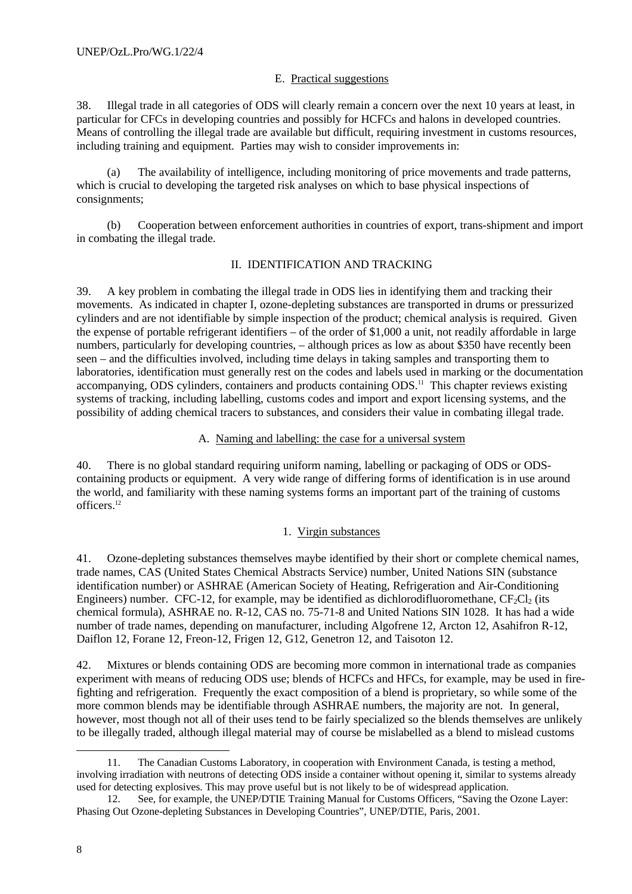### E. Practical suggestions

38. Illegal trade in all categories of ODS will clearly remain a concern over the next 10 years at least, in particular for CFCs in developing countries and possibly for HCFCs and halons in developed countries. Means of controlling the illegal trade are available but difficult, requiring investment in customs resources, including training and equipment. Parties may wish to consider improvements in:

(a) The availability of intelligence, including monitoring of price movements and trade patterns, which is crucial to developing the targeted risk analyses on which to base physical inspections of consignments;

(b) Cooperation between enforcement authorities in countries of export, trans-shipment and import in combating the illegal trade.

## II. IDENTIFICATION AND TRACKING

39. A key problem in combating the illegal trade in ODS lies in identifying them and tracking their movements. As indicated in chapter I, ozone-depleting substances are transported in drums or pressurized cylinders and are not identifiable by simple inspection of the product; chemical analysis is required. Given the expense of portable refrigerant identifiers – of the order of $1,000 a unit, not readily affordable in large numbers, particularly for developing countries, – although prices as low as about $350 have recently been seen – and the difficulties involved, including time delays in taking samples and transporting them to laboratories, identification must generally rest on the codes and labels used in marking or the documentation accompanying, ODS cylinders, containers and products containing ODS.[11] This chapter reviews existing systems of tracking, including labelling, customs codes and import and export licensing systems, and the possibility of adding chemical tracers to substances, and considers their value in combating illegal trade.

### A. Naming and labelling: the case for a universal system

40. There is no global standard requiring uniform naming, labelling or packaging of ODS or ODS-containing products or equipment. A very wide range of differing forms of identification is in use around the world, and familiarity with these naming systems forms an important part of the training of customs officers.[12]

#### 1. Virgin substances

41. Ozone-depleting substances themselves maybe identified by their short or complete chemical names, trade names, CAS (United States Chemical Abstracts Service) number, United Nations SIN (substance identification number) or ASHRAE (American Society of Heating, Refrigeration and Air-Conditioning Engineers) number. CFC-12, for example, may be identified as dichlorodifluoromethane, $CF_2Cl_2$ (its chemical formula), ASHRAE no. R-12, CAS no. 75-71-8 and United Nations SIN 1028. It has had a wide number of trade names, depending on manufacturer, including Algofrene 12, Arcton 12, Asahifron R-12, Daiflon 12, Forane 12, Freon-12, Frigen 12, G12, Genetron 12, and Taisoton 12.

42. Mixtures or blends containing ODS are becoming more common in international trade as companies experiment with means of reducing ODS use; blends of HCFCs and HFCs, for example, may be used in fire-fighting and refrigeration. Frequently the exact composition of a blend is proprietary, so while some of the more common blends may be identifiable through ASHRAE numbers, the majority are not. In general, however, most though not all of their uses tend to be fairly specialized so the blends themselves are unlikely to be illegally traded, although illegal material may of course be mislabelled as a blend to mislead customs

---

11. The Canadian Customs Laboratory, in cooperation with Environment Canada, is testing a method, involving irradiation with neutrons of detecting ODS inside a container without opening it, similar to systems already used for detecting explosives. This may prove useful but is not likely to be of widespread application.

12. See, for example, the UNEP/DTIE Training Manual for Customs Officers, "Saving the Ozone Layer: Phasing Out Ozone-depleting Substances in Developing Countries", UNEP/DTIE, Paris, 2001.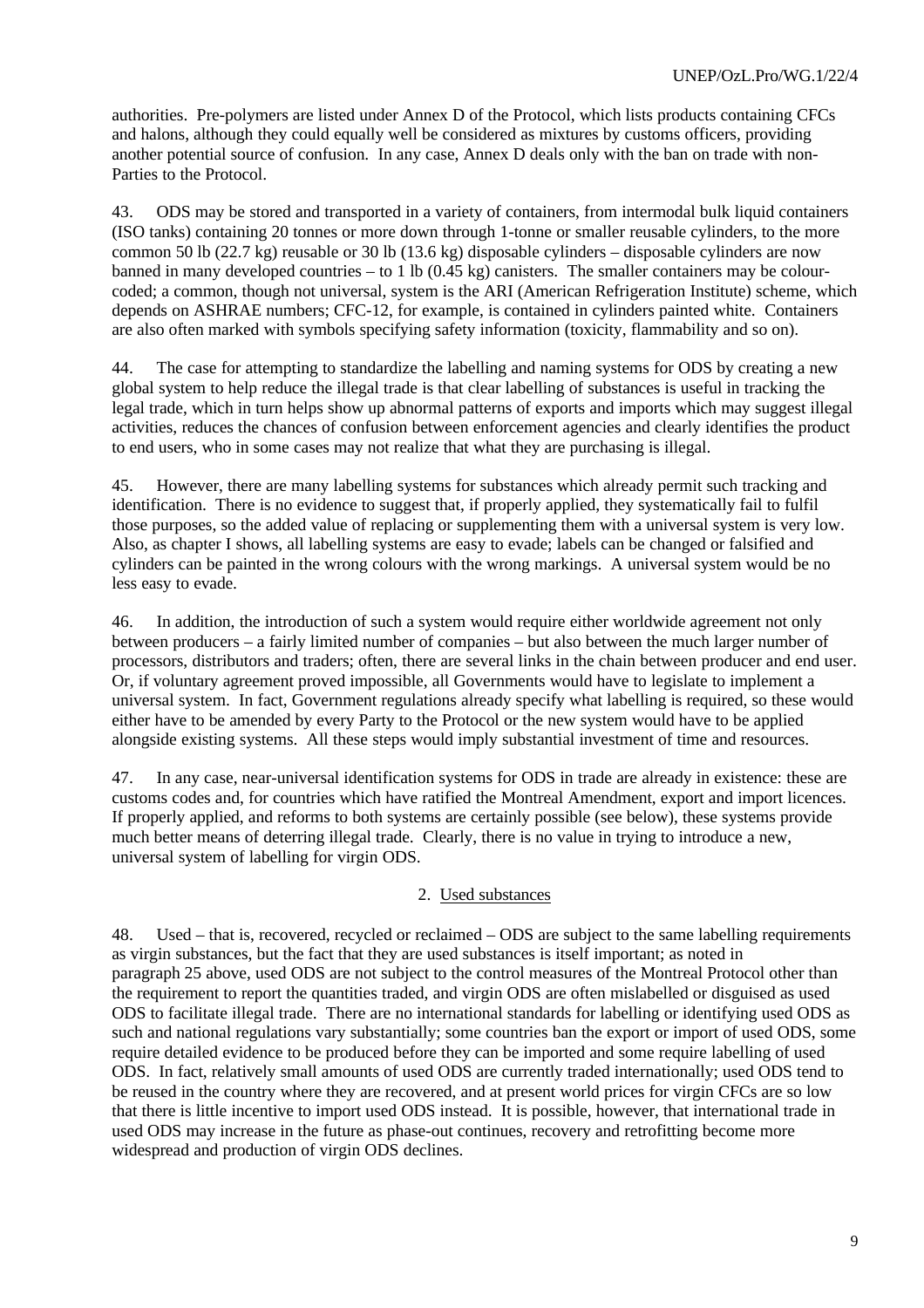authorities. Pre-polymers are listed under Annex D of the Protocol, which lists products containing CFCs and halons, although they could equally well be considered as mixtures by customs officers, providing another potential source of confusion. In any case, Annex D deals only with the ban on trade with non-Parties to the Protocol.

43. ODS may be stored and transported in a variety of containers, from intermodal bulk liquid containers (ISO tanks) containing 20 tonnes or more down through 1-tonne or smaller reusable cylinders, to the more common 50 lb (22.7 kg) reusable or 30 lb (13.6 kg) disposable cylinders – disposable cylinders are now banned in many developed countries – to 1 lb (0.45 kg) canisters. The smaller containers may be colour-coded; a common, though not universal, system is the ARI (American Refrigeration Institute) scheme, which depends on ASHRAE numbers; CFC-12, for example, is contained in cylinders painted white. Containers are also often marked with symbols specifying safety information (toxicity, flammability and so on).

44. The case for attempting to standardize the labelling and naming systems for ODS by creating a new global system to help reduce the illegal trade is that clear labelling of substances is useful in tracking the legal trade, which in turn helps show up abnormal patterns of exports and imports which may suggest illegal activities, reduces the chances of confusion between enforcement agencies and clearly identifies the product to end users, who in some cases may not realize that what they are purchasing is illegal.

45. However, there are many labelling systems for substances which already permit such tracking and identification. There is no evidence to suggest that, if properly applied, they systematically fail to fulfil those purposes, so the added value of replacing or supplementing them with a universal system is very low. Also, as chapter I shows, all labelling systems are easy to evade; labels can be changed or falsified and cylinders can be painted in the wrong colours with the wrong markings. A universal system would be no less easy to evade.

46. In addition, the introduction of such a system would require either worldwide agreement not only between producers – a fairly limited number of companies – but also between the much larger number of processors, distributors and traders; often, there are several links in the chain between producer and end user. Or, if voluntary agreement proved impossible, all Governments would have to legislate to implement a universal system. In fact, Government regulations already specify what labelling is required, so these would either have to be amended by every Party to the Protocol or the new system would have to be applied alongside existing systems. All these steps would imply substantial investment of time and resources.

47. In any case, near-universal identification systems for ODS in trade are already in existence: these are customs codes and, for countries which have ratified the Montreal Amendment, export and import licences. If properly applied, and reforms to both systems are certainly possible (see below), these systems provide much better means of deterring illegal trade. Clearly, there is no value in trying to introduce a new, universal system of labelling for virgin ODS.

### 2. Used substances

48. Used – that is, recovered, recycled or reclaimed – ODS are subject to the same labelling requirements as virgin substances, but the fact that they are used substances is itself important; as noted in paragraph 25 above, used ODS are not subject to the control measures of the Montreal Protocol other than the requirement to report the quantities traded, and virgin ODS are often mislabelled or disguised as used ODS to facilitate illegal trade. There are no international standards for labelling or identifying used ODS as such and national regulations vary substantially; some countries ban the export or import of used ODS, some require detailed evidence to be produced before they can be imported and some require labelling of used ODS. In fact, relatively small amounts of used ODS are currently traded internationally; used ODS tend to be reused in the country where they are recovered, and at present world prices for virgin CFCs are so low that there is little incentive to import used ODS instead. It is possible, however, that international trade in used ODS may increase in the future as phase-out continues, recovery and retrofitting become more widespread and production of virgin ODS declines.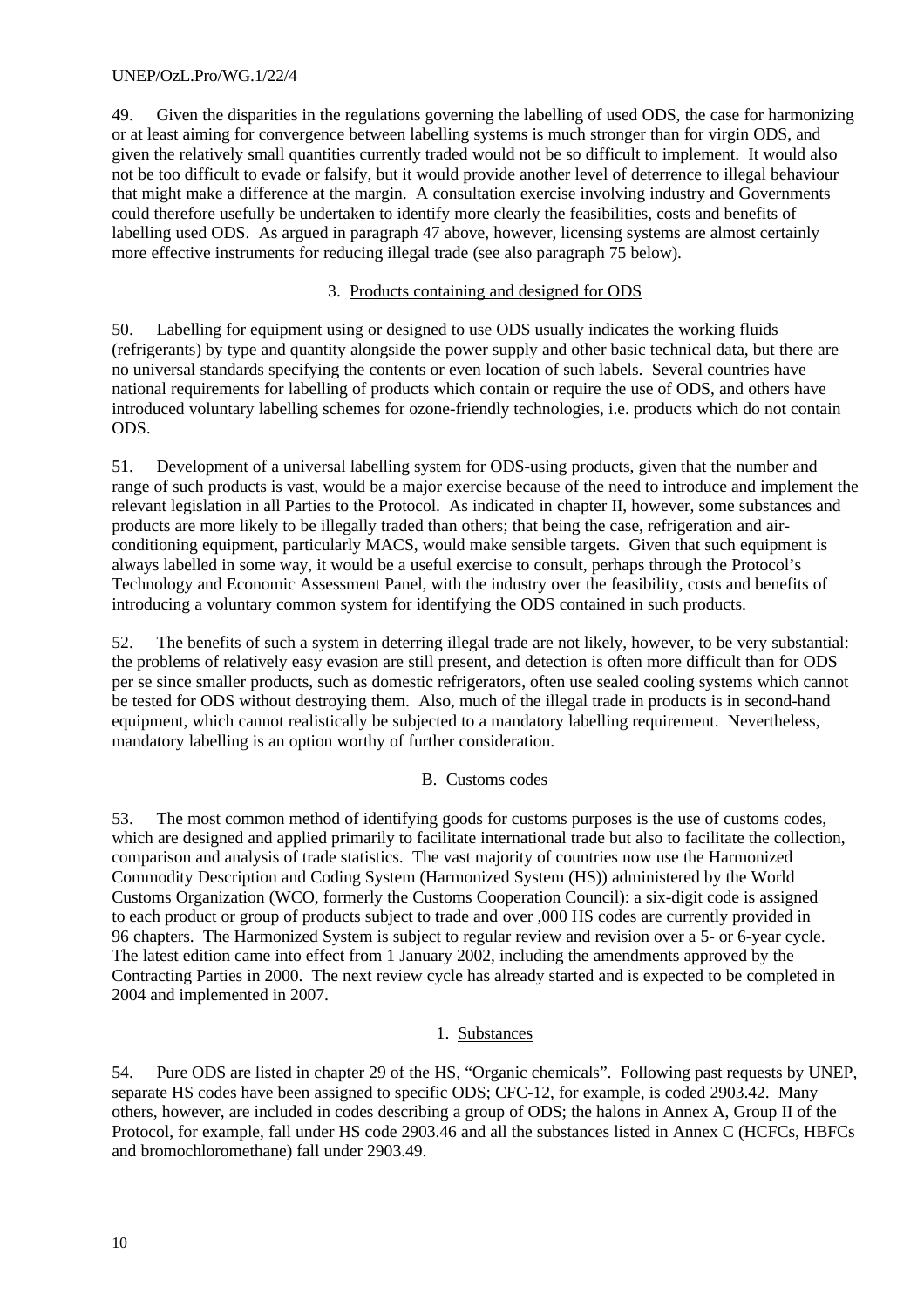49. Given the disparities in the regulations governing the labelling of used ODS, the case for harmonizing or at least aiming for convergence between labelling systems is much stronger than for virgin ODS, and given the relatively small quantities currently traded would not be so difficult to implement. It would also not be too difficult to evade or falsify, but it would provide another level of deterrence to illegal behaviour that might make a difference at the margin. A consultation exercise involving industry and Governments could therefore usefully be undertaken to identify more clearly the feasibilities, costs and benefits of labelling used ODS. As argued in paragraph 47 above, however, licensing systems are almost certainly more effective instruments for reducing illegal trade (see also paragraph 75 below).

### 3. Products containing and designed for ODS

50. Labelling for equipment using or designed to use ODS usually indicates the working fluids (refrigerants) by type and quantity alongside the power supply and other basic technical data, but there are no universal standards specifying the contents or even location of such labels. Several countries have national requirements for labelling of products which contain or require the use of ODS, and others have introduced voluntary labelling schemes for ozone-friendly technologies, i.e. products which do not contain ODS.

51. Development of a universal labelling system for ODS-using products, given that the number and range of such products is vast, would be a major exercise because of the need to introduce and implement the relevant legislation in all Parties to the Protocol. As indicated in chapter II, however, some substances and products are more likely to be illegally traded than others; that being the case, refrigeration and air-conditioning equipment, particularly MACS, would make sensible targets. Given that such equipment is always labelled in some way, it would be a useful exercise to consult, perhaps through the Protocol's Technology and Economic Assessment Panel, with the industry over the feasibility, costs and benefits of introducing a voluntary common system for identifying the ODS contained in such products.

52. The benefits of such a system in deterring illegal trade are not likely, however, to be very substantial: the problems of relatively easy evasion are still present, and detection is often more difficult than for ODS per se since smaller products, such as domestic refrigerators, often use sealed cooling systems which cannot be tested for ODS without destroying them. Also, much of the illegal trade in products is in second-hand equipment, which cannot realistically be subjected to a mandatory labelling requirement. Nevertheless, mandatory labelling is an option worthy of further consideration.

## B. Customs codes

53. The most common method of identifying goods for customs purposes is the use of customs codes, which are designed and applied primarily to facilitate international trade but also to facilitate the collection, comparison and analysis of trade statistics. The vast majority of countries now use the Harmonized Commodity Description and Coding System (Harmonized System (HS)) administered by the World Customs Organization (WCO, formerly the Customs Cooperation Council): a six-digit code is assigned to each product or group of products subject to trade and over ,000 HS codes are currently provided in 96 chapters. The Harmonized System is subject to regular review and revision over a 5- or 6-year cycle. The latest edition came into effect from 1 January 2002, including the amendments approved by the Contracting Parties in 2000. The next review cycle has already started and is expected to be completed in 2004 and implemented in 2007.

### 1. Substances

54. Pure ODS are listed in chapter 29 of the HS, "Organic chemicals". Following past requests by UNEP, separate HS codes have been assigned to specific ODS; CFC-12, for example, is coded 2903.42. Many others, however, are included in codes describing a group of ODS; the halons in Annex A, Group II of the Protocol, for example, fall under HS code 2903.46 and all the substances listed in Annex C (HCFCs, HBFCs and bromochloromethane) fall under 2903.49.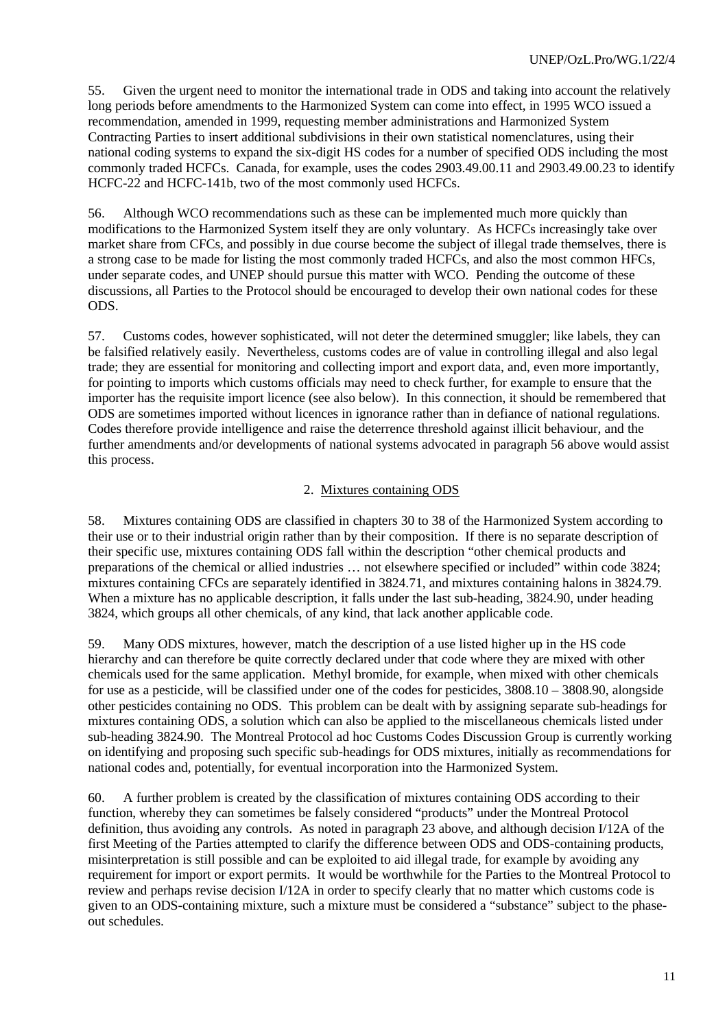55. Given the urgent need to monitor the international trade in ODS and taking into account the relatively long periods before amendments to the Harmonized System can come into effect, in 1995 WCO issued a recommendation, amended in 1999, requesting member administrations and Harmonized System Contracting Parties to insert additional subdivisions in their own statistical nomenclatures, using their national coding systems to expand the six-digit HS codes for a number of specified ODS including the most commonly traded HCFCs. Canada, for example, uses the codes 2903.49.00.11 and 2903.49.00.23 to identify HCFC-22 and HCFC-141b, two of the most commonly used HCFCs.

56. Although WCO recommendations such as these can be implemented much more quickly than modifications to the Harmonized System itself they are only voluntary. As HCFCs increasingly take over market share from CFCs, and possibly in due course become the subject of illegal trade themselves, there is a strong case to be made for listing the most commonly traded HCFCs, and also the most common HFCs, under separate codes, and UNEP should pursue this matter with WCO. Pending the outcome of these discussions, all Parties to the Protocol should be encouraged to develop their own national codes for these ODS.

57. Customs codes, however sophisticated, will not deter the determined smuggler; like labels, they can be falsified relatively easily. Nevertheless, customs codes are of value in controlling illegal and also legal trade; they are essential for monitoring and collecting import and export data, and, even more importantly, for pointing to imports which customs officials may need to check further, for example to ensure that the importer has the requisite import licence (see also below). In this connection, it should be remembered that ODS are sometimes imported without licences in ignorance rather than in defiance of national regulations. Codes therefore provide intelligence and raise the deterrence threshold against illicit behaviour, and the further amendments and/or developments of national systems advocated in paragraph 56 above would assist this process.

### 2. Mixtures containing ODS

58. Mixtures containing ODS are classified in chapters 30 to 38 of the Harmonized System according to their use or to their industrial origin rather than by their composition. If there is no separate description of their specific use, mixtures containing ODS fall within the description "other chemical products and preparations of the chemical or allied industries … not elsewhere specified or included" within code 3824; mixtures containing CFCs are separately identified in 3824.71, and mixtures containing halons in 3824.79. When a mixture has no applicable description, it falls under the last sub-heading, 3824.90, under heading 3824, which groups all other chemicals, of any kind, that lack another applicable code.

59. Many ODS mixtures, however, match the description of a use listed higher up in the HS code hierarchy and can therefore be quite correctly declared under that code where they are mixed with other chemicals used for the same application. Methyl bromide, for example, when mixed with other chemicals for use as a pesticide, will be classified under one of the codes for pesticides, 3808.10 – 3808.90, alongside other pesticides containing no ODS. This problem can be dealt with by assigning separate sub-headings for mixtures containing ODS, a solution which can also be applied to the miscellaneous chemicals listed under sub-heading 3824.90. The Montreal Protocol ad hoc Customs Codes Discussion Group is currently working on identifying and proposing such specific sub-headings for ODS mixtures, initially as recommendations for national codes and, potentially, for eventual incorporation into the Harmonized System.

60. A further problem is created by the classification of mixtures containing ODS according to their function, whereby they can sometimes be falsely considered "products" under the Montreal Protocol definition, thus avoiding any controls. As noted in paragraph 23 above, and although decision I/12A of the first Meeting of the Parties attempted to clarify the difference between ODS and ODS-containing products, misinterpretation is still possible and can be exploited to aid illegal trade, for example by avoiding any requirement for import or export permits. It would be worthwhile for the Parties to the Montreal Protocol to review and perhaps revise decision I/12A in order to specify clearly that no matter which customs code is given to an ODS-containing mixture, such a mixture must be considered a "substance" subject to the phase-out schedules.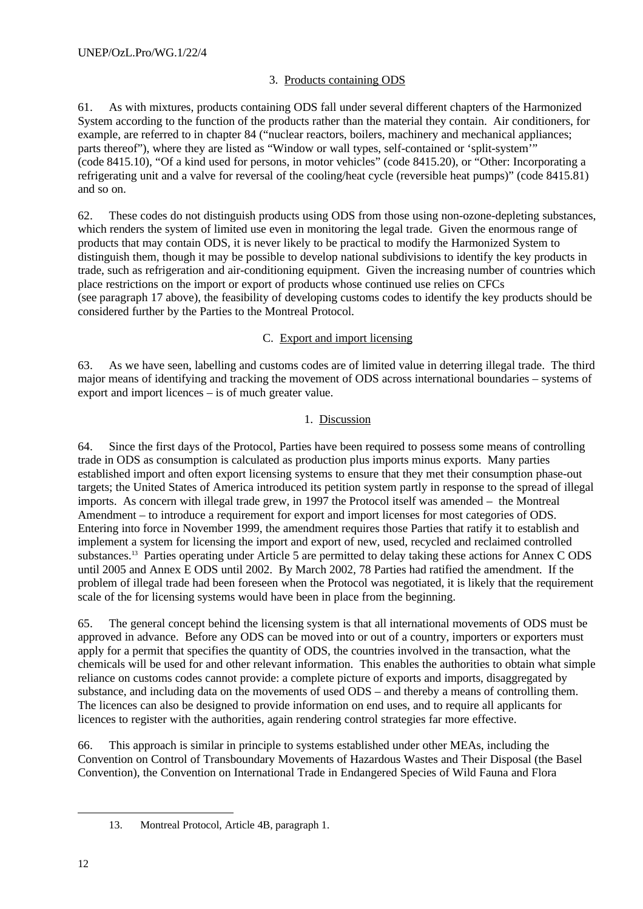### 3. Products containing ODS

61. As with mixtures, products containing ODS fall under several different chapters of the Harmonized System according to the function of the products rather than the material they contain. Air conditioners, for example, are referred to in chapter 84 ("nuclear reactors, boilers, machinery and mechanical appliances; parts thereof"), where they are listed as "Window or wall types, self-contained or 'split-system'" (code 8415.10), "Of a kind used for persons, in motor vehicles" (code 8415.20), or "Other: Incorporating a refrigerating unit and a valve for reversal of the cooling/heat cycle (reversible heat pumps)" (code 8415.81) and so on.

62. These codes do not distinguish products using ODS from those using non-ozone-depleting substances, which renders the system of limited use even in monitoring the legal trade. Given the enormous range of products that may contain ODS, it is never likely to be practical to modify the Harmonized System to distinguish them, though it may be possible to develop national subdivisions to identify the key products in trade, such as refrigeration and air-conditioning equipment. Given the increasing number of countries which place restrictions on the import or export of products whose continued use relies on CFCs (see paragraph 17 above), the feasibility of developing customs codes to identify the key products should be considered further by the Parties to the Montreal Protocol.

## C. Export and import licensing

63. As we have seen, labelling and customs codes are of limited value in deterring illegal trade. The third major means of identifying and tracking the movement of ODS across international boundaries – systems of export and import licences – is of much greater value.

### 1. Discussion

64. Since the first days of the Protocol, Parties have been required to possess some means of controlling trade in ODS as consumption is calculated as production plus imports minus exports. Many parties established import and often export licensing systems to ensure that they met their consumption phase-out targets; the United States of America introduced its petition system partly in response to the spread of illegal imports. As concern with illegal trade grew, in 1997 the Protocol itself was amended – the Montreal Amendment – to introduce a requirement for export and import licenses for most categories of ODS. Entering into force in November 1999, the amendment requires those Parties that ratify it to establish and implement a system for licensing the import and export of new, used, recycled and reclaimed controlled substances.[13] Parties operating under Article 5 are permitted to delay taking these actions for Annex C ODS until 2005 and Annex E ODS until 2002. By March 2002, 78 Parties had ratified the amendment. If the problem of illegal trade had been foreseen when the Protocol was negotiated, it is likely that the requirement scale of the for licensing systems would have been in place from the beginning.

65. The general concept behind the licensing system is that all international movements of ODS must be approved in advance. Before any ODS can be moved into or out of a country, importers or exporters must apply for a permit that specifies the quantity of ODS, the countries involved in the transaction, what the chemicals will be used for and other relevant information. This enables the authorities to obtain what simple reliance on customs codes cannot provide: a complete picture of exports and imports, disaggregated by substance, and including data on the movements of used ODS – and thereby a means of controlling them. The licences can also be designed to provide information on end uses, and to require all applicants for licences to register with the authorities, again rendering control strategies far more effective.

66. This approach is similar in principle to systems established under other MEAs, including the Convention on Control of Transboundary Movements of Hazardous Wastes and Their Disposal (the Basel Convention), the Convention on International Trade in Endangered Species of Wild Fauna and Flora

---

13. Montreal Protocol, Article 4B, paragraph 1.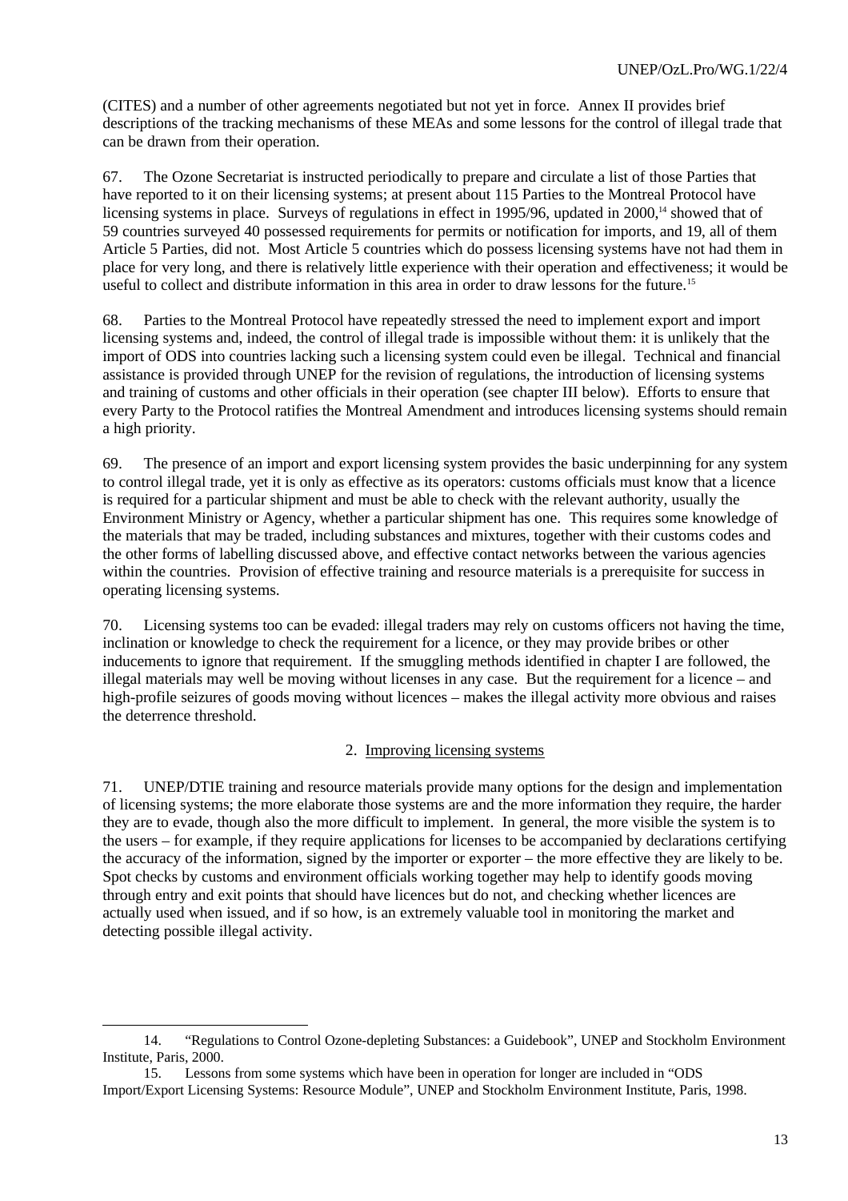(CITES) and a number of other agreements negotiated but not yet in force. Annex II provides brief descriptions of the tracking mechanisms of these MEAs and some lessons for the control of illegal trade that can be drawn from their operation.

67. The Ozone Secretariat is instructed periodically to prepare and circulate a list of those Parties that have reported to it on their licensing systems; at present about 115 Parties to the Montreal Protocol have licensing systems in place. Surveys of regulations in effect in 1995/96, updated in 2000,[14] showed that of 59 countries surveyed 40 possessed requirements for permits or notification for imports, and 19, all of them Article 5 Parties, did not. Most Article 5 countries which do possess licensing systems have not had them in place for very long, and there is relatively little experience with their operation and effectiveness; it would be useful to collect and distribute information in this area in order to draw lessons for the future.[15]

68. Parties to the Montreal Protocol have repeatedly stressed the need to implement export and import licensing systems and, indeed, the control of illegal trade is impossible without them: it is unlikely that the import of ODS into countries lacking such a licensing system could even be illegal. Technical and financial assistance is provided through UNEP for the revision of regulations, the introduction of licensing systems and training of customs and other officials in their operation (see chapter III below). Efforts to ensure that every Party to the Protocol ratifies the Montreal Amendment and introduces licensing systems should remain a high priority.

69. The presence of an import and export licensing system provides the basic underpinning for any system to control illegal trade, yet it is only as effective as its operators: customs officials must know that a licence is required for a particular shipment and must be able to check with the relevant authority, usually the Environment Ministry or Agency, whether a particular shipment has one. This requires some knowledge of the materials that may be traded, including substances and mixtures, together with their customs codes and the other forms of labelling discussed above, and effective contact networks between the various agencies within the countries. Provision of effective training and resource materials is a prerequisite for success in operating licensing systems.

70. Licensing systems too can be evaded: illegal traders may rely on customs officers not having the time, inclination or knowledge to check the requirement for a licence, or they may provide bribes or other inducements to ignore that requirement. If the smuggling methods identified in chapter I are followed, the illegal materials may well be moving without licenses in any case. But the requirement for a licence – and high-profile seizures of goods moving without licences – makes the illegal activity more obvious and raises the deterrence threshold.

### 2. Improving licensing systems

71. UNEP/DTIE training and resource materials provide many options for the design and implementation of licensing systems; the more elaborate those systems are and the more information they require, the harder they are to evade, though also the more difficult to implement. In general, the more visible the system is to the users – for example, if they require applications for licenses to be accompanied by declarations certifying the accuracy of the information, signed by the importer or exporter – the more effective they are likely to be. Spot checks by customs and environment officials working together may help to identify goods moving through entry and exit points that should have licences but do not, and checking whether licences are actually used when issued, and if so how, is an extremely valuable tool in monitoring the market and detecting possible illegal activity.

---

14. "Regulations to Control Ozone-depleting Substances: a Guidebook", UNEP and Stockholm Environment Institute, Paris, 2000.

15. Lessons from some systems which have been in operation for longer are included in "ODS Import/Export Licensing Systems: Resource Module", UNEP and Stockholm Environment Institute, Paris, 1998.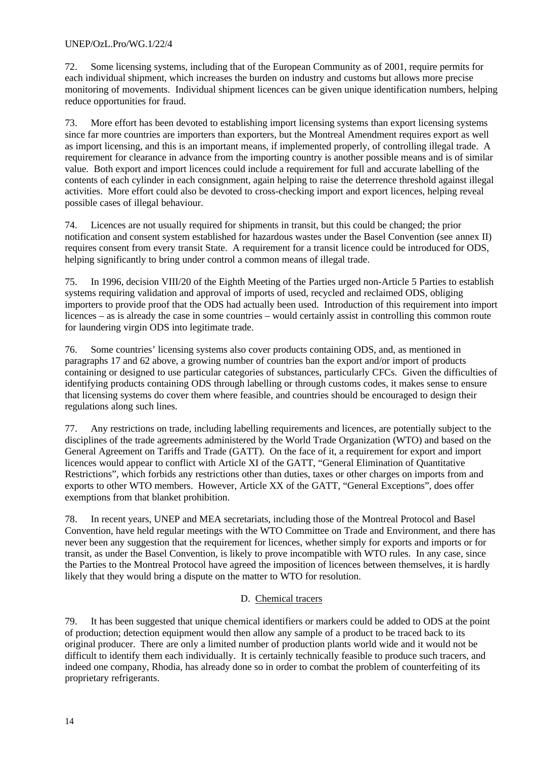72. Some licensing systems, including that of the European Community as of 2001, require permits for each individual shipment, which increases the burden on industry and customs but allows more precise monitoring of movements. Individual shipment licences can be given unique identification numbers, helping reduce opportunities for fraud.

73. More effort has been devoted to establishing import licensing systems than export licensing systems since far more countries are importers than exporters, but the Montreal Amendment requires export as well as import licensing, and this is an important means, if implemented properly, of controlling illegal trade. A requirement for clearance in advance from the importing country is another possible means and is of similar value. Both export and import licences could include a requirement for full and accurate labelling of the contents of each cylinder in each consignment, again helping to raise the deterrence threshold against illegal activities. More effort could also be devoted to cross-checking import and export licences, helping reveal possible cases of illegal behaviour.

74. Licences are not usually required for shipments in transit, but this could be changed; the prior notification and consent system established for hazardous wastes under the Basel Convention (see annex II) requires consent from every transit State. A requirement for a transit licence could be introduced for ODS, helping significantly to bring under control a common means of illegal trade.

75. In 1996, decision VIII/20 of the Eighth Meeting of the Parties urged non-Article 5 Parties to establish systems requiring validation and approval of imports of used, recycled and reclaimed ODS, obliging importers to provide proof that the ODS had actually been used. Introduction of this requirement into import licences – as is already the case in some countries – would certainly assist in controlling this common route for laundering virgin ODS into legitimate trade.

76. Some countries' licensing systems also cover products containing ODS, and, as mentioned in paragraphs 17 and 62 above, a growing number of countries ban the export and/or import of products containing or designed to use particular categories of substances, particularly CFCs. Given the difficulties of identifying products containing ODS through labelling or through customs codes, it makes sense to ensure that licensing systems do cover them where feasible, and countries should be encouraged to design their regulations along such lines.

77. Any restrictions on trade, including labelling requirements and licences, are potentially subject to the disciplines of the trade agreements administered by the World Trade Organization (WTO) and based on the General Agreement on Tariffs and Trade (GATT). On the face of it, a requirement for export and import licences would appear to conflict with Article XI of the GATT, "General Elimination of Quantitative Restrictions", which forbids any restrictions other than duties, taxes or other charges on imports from and exports to other WTO members. However, Article XX of the GATT, "General Exceptions", does offer exemptions from that blanket prohibition.

78. In recent years, UNEP and MEA secretariats, including those of the Montreal Protocol and Basel Convention, have held regular meetings with the WTO Committee on Trade and Environment, and there has never been any suggestion that the requirement for licences, whether simply for exports and imports or for transit, as under the Basel Convention, is likely to prove incompatible with WTO rules. In any case, since the Parties to the Montreal Protocol have agreed the imposition of licences between themselves, it is hardly likely that they would bring a dispute on the matter to WTO for resolution.

### D. Chemical tracers

79. It has been suggested that unique chemical identifiers or markers could be added to ODS at the point of production; detection equipment would then allow any sample of a product to be traced back to its original producer. There are only a limited number of production plants world wide and it would not be difficult to identify them each individually. It is certainly technically feasible to produce such tracers, and indeed one company, Rhodia, has already done so in order to combat the problem of counterfeiting of its proprietary refrigerants.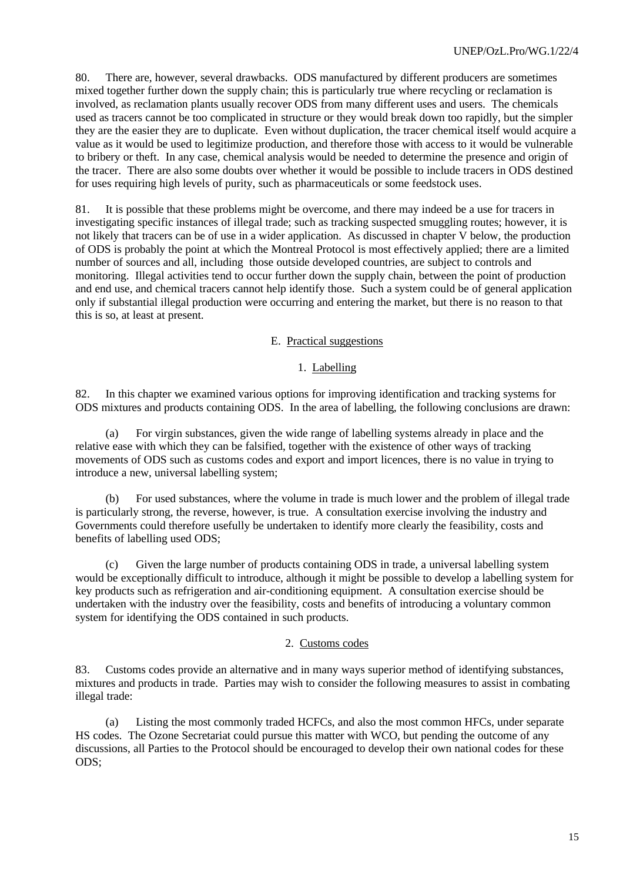80. There are, however, several drawbacks. ODS manufactured by different producers are sometimes mixed together further down the supply chain; this is particularly true where recycling or reclamation is involved, as reclamation plants usually recover ODS from many different uses and users. The chemicals used as tracers cannot be too complicated in structure or they would break down too rapidly, but the simpler they are the easier they are to duplicate. Even without duplication, the tracer chemical itself would acquire a value as it would be used to legitimize production, and therefore those with access to it would be vulnerable to bribery or theft. In any case, chemical analysis would be needed to determine the presence and origin of the tracer. There are also some doubts over whether it would be possible to include tracers in ODS destined for uses requiring high levels of purity, such as pharmaceuticals or some feedstock uses.

81. It is possible that these problems might be overcome, and there may indeed be a use for tracers in investigating specific instances of illegal trade; such as tracking suspected smuggling routes; however, it is not likely that tracers can be of use in a wider application. As discussed in chapter V below, the production of ODS is probably the point at which the Montreal Protocol is most effectively applied; there are a limited number of sources and all, including those outside developed countries, are subject to controls and monitoring. Illegal activities tend to occur further down the supply chain, between the point of production and end use, and chemical tracers cannot help identify those. Such a system could be of general application only if substantial illegal production were occurring and entering the market, but there is no reason to that this is so, at least at present.

## E. Practical suggestions

### 1. Labelling

82. In this chapter we examined various options for improving identification and tracking systems for ODS mixtures and products containing ODS. In the area of labelling, the following conclusions are drawn:

(a) For virgin substances, given the wide range of labelling systems already in place and the relative ease with which they can be falsified, together with the existence of other ways of tracking movements of ODS such as customs codes and export and import licences, there is no value in trying to introduce a new, universal labelling system;

(b) For used substances, where the volume in trade is much lower and the problem of illegal trade is particularly strong, the reverse, however, is true. A consultation exercise involving the industry and Governments could therefore usefully be undertaken to identify more clearly the feasibility, costs and benefits of labelling used ODS;

(c) Given the large number of products containing ODS in trade, a universal labelling system would be exceptionally difficult to introduce, although it might be possible to develop a labelling system for key products such as refrigeration and air-conditioning equipment. A consultation exercise should be undertaken with the industry over the feasibility, costs and benefits of introducing a voluntary common system for identifying the ODS contained in such products.

### 2. Customs codes

83. Customs codes provide an alternative and in many ways superior method of identifying substances, mixtures and products in trade. Parties may wish to consider the following measures to assist in combating illegal trade:

(a) Listing the most commonly traded HCFCs, and also the most common HFCs, under separate HS codes. The Ozone Secretariat could pursue this matter with WCO, but pending the outcome of any discussions, all Parties to the Protocol should be encouraged to develop their own national codes for these ODS;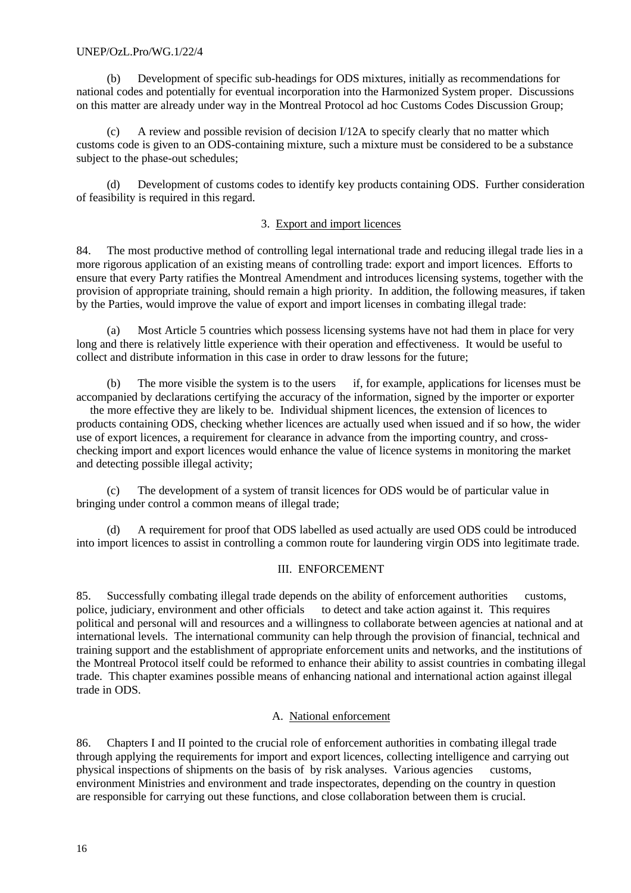(b) Development of specific sub-headings for ODS mixtures, initially as recommendations for national codes and potentially for eventual incorporation into the Harmonized System proper. Discussions on this matter are already under way in the Montreal Protocol ad hoc Customs Codes Discussion Group;

(c) A review and possible revision of decision I/12A to specify clearly that no matter which customs code is given to an ODS-containing mixture, such a mixture must be considered to be a substance subject to the phase-out schedules;

(d) Development of customs codes to identify key products containing ODS. Further consideration of feasibility is required in this regard.

### 3. Export and import licences

84. The most productive method of controlling legal international trade and reducing illegal trade lies in a more rigorous application of an existing means of controlling trade: export and import licences. Efforts to ensure that every Party ratifies the Montreal Amendment and introduces licensing systems, together with the provision of appropriate training, should remain a high priority. In addition, the following measures, if taken by the Parties, would improve the value of export and import licenses in combating illegal trade:

(a) Most Article 5 countries which possess licensing systems have not had them in place for very long and there is relatively little experience with their operation and effectiveness. It would be useful to collect and distribute information in this case in order to draw lessons for the future;

(b) The more visible the system is to the users if, for example, applications for licenses must be accompanied by declarations certifying the accuracy of the information, signed by the importer or exporter the more effective they are likely to be. Individual shipment licences, the extension of licences to products containing ODS, checking whether licences are actually used when issued and if so how, the wider use of export licences, a requirement for clearance in advance from the importing country, and cross-checking import and export licences would enhance the value of licence systems in monitoring the market and detecting possible illegal activity;

(c) The development of a system of transit licences for ODS would be of particular value in bringing under control a common means of illegal trade;

(d) A requirement for proof that ODS labelled as used actually are used ODS could be introduced into import licences to assist in controlling a common route for laundering virgin ODS into legitimate trade.

## III. ENFORCEMENT

85. Successfully combating illegal trade depends on the ability of enforcement authorities customs, police, judiciary, environment and other officials to detect and take action against it. This requires political and personal will and resources and a willingness to collaborate between agencies at national and at international levels. The international community can help through the provision of financial, technical and training support and the establishment of appropriate enforcement units and networks, and the institutions of the Montreal Protocol itself could be reformed to enhance their ability to assist countries in combating illegal trade. This chapter examines possible means of enhancing national and international action against illegal trade in ODS.

### A. National enforcement

86. Chapters I and II pointed to the crucial role of enforcement authorities in combating illegal trade through applying the requirements for import and export licences, collecting intelligence and carrying out physical inspections of shipments on the basis of by risk analyses. Various agencies customs, environment Ministries and environment and trade inspectorates, depending on the country in question are responsible for carrying out these functions, and close collaboration between them is crucial.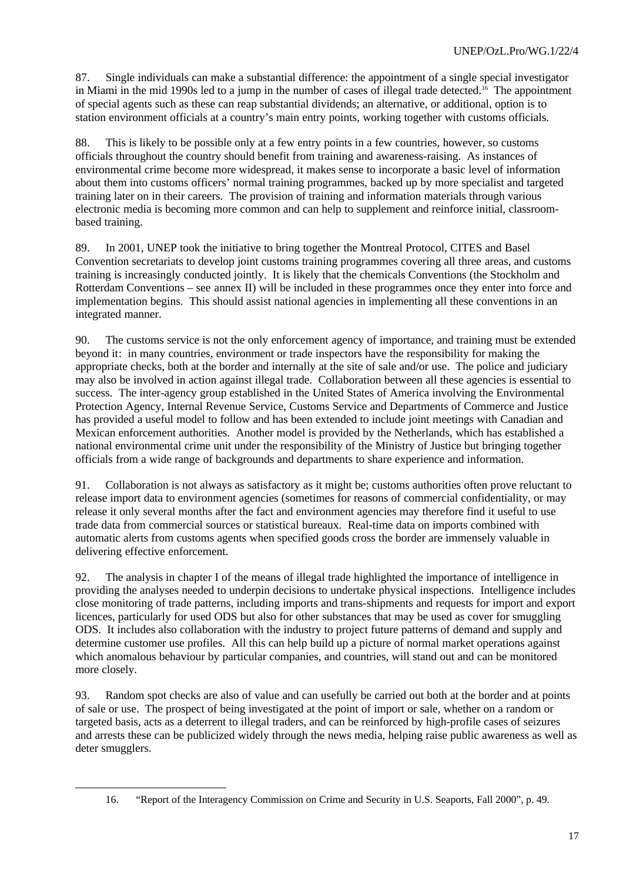87. Single individuals can make a substantial difference: the appointment of a single special investigator in Miami in the mid 1990s led to a jump in the number of cases of illegal trade detected.[16] The appointment of special agents such as these can reap substantial dividends; an alternative, or additional, option is to station environment officials at a country's main entry points, working together with customs officials.

88. This is likely to be possible only at a few entry points in a few countries, however, so customs officials throughout the country should benefit from training and awareness-raising. As instances of environmental crime become more widespread, it makes sense to incorporate a basic level of information about them into customs officers' normal training programmes, backed up by more specialist and targeted training later on in their careers. The provision of training and information materials through various electronic media is becoming more common and can help to supplement and reinforce initial, classroom-based training.

89. In 2001, UNEP took the initiative to bring together the Montreal Protocol, CITES and Basel Convention secretariats to develop joint customs training programmes covering all three areas, and customs training is increasingly conducted jointly. It is likely that the chemicals Conventions (the Stockholm and Rotterdam Conventions – see annex II) will be included in these programmes once they enter into force and implementation begins. This should assist national agencies in implementing all these conventions in an integrated manner.

90. The customs service is not the only enforcement agency of importance, and training must be extended beyond it: in many countries, environment or trade inspectors have the responsibility for making the appropriate checks, both at the border and internally at the site of sale and/or use. The police and judiciary may also be involved in action against illegal trade. Collaboration between all these agencies is essential to success. The inter-agency group established in the United States of America involving the Environmental Protection Agency, Internal Revenue Service, Customs Service and Departments of Commerce and Justice has provided a useful model to follow and has been extended to include joint meetings with Canadian and Mexican enforcement authorities. Another model is provided by the Netherlands, which has established a national environmental crime unit under the responsibility of the Ministry of Justice but bringing together officials from a wide range of backgrounds and departments to share experience and information.

91. Collaboration is not always as satisfactory as it might be; customs authorities often prove reluctant to release import data to environment agencies (sometimes for reasons of commercial confidentiality, or may release it only several months after the fact and environment agencies may therefore find it useful to use trade data from commercial sources or statistical bureaux. Real-time data on imports combined with automatic alerts from customs agents when specified goods cross the border are immensely valuable in delivering effective enforcement.

92. The analysis in chapter I of the means of illegal trade highlighted the importance of intelligence in providing the analyses needed to underpin decisions to undertake physical inspections. Intelligence includes close monitoring of trade patterns, including imports and trans-shipments and requests for import and export licences, particularly for used ODS but also for other substances that may be used as cover for smuggling ODS. It includes also collaboration with the industry to project future patterns of demand and supply and determine customer use profiles. All this can help build up a picture of normal market operations against which anomalous behaviour by particular companies, and countries, will stand out and can be monitored more closely.

93. Random spot checks are also of value and can usefully be carried out both at the border and at points of sale or use. The prospect of being investigated at the point of import or sale, whether on a random or targeted basis, acts as a deterrent to illegal traders, and can be reinforced by high-profile cases of seizures and arrests these can be publicized widely through the news media, helping raise public awareness as well as deter smugglers.

---

16. "Report of the Interagency Commission on Crime and Security in U.S. Seaports, Fall 2000", p. 49.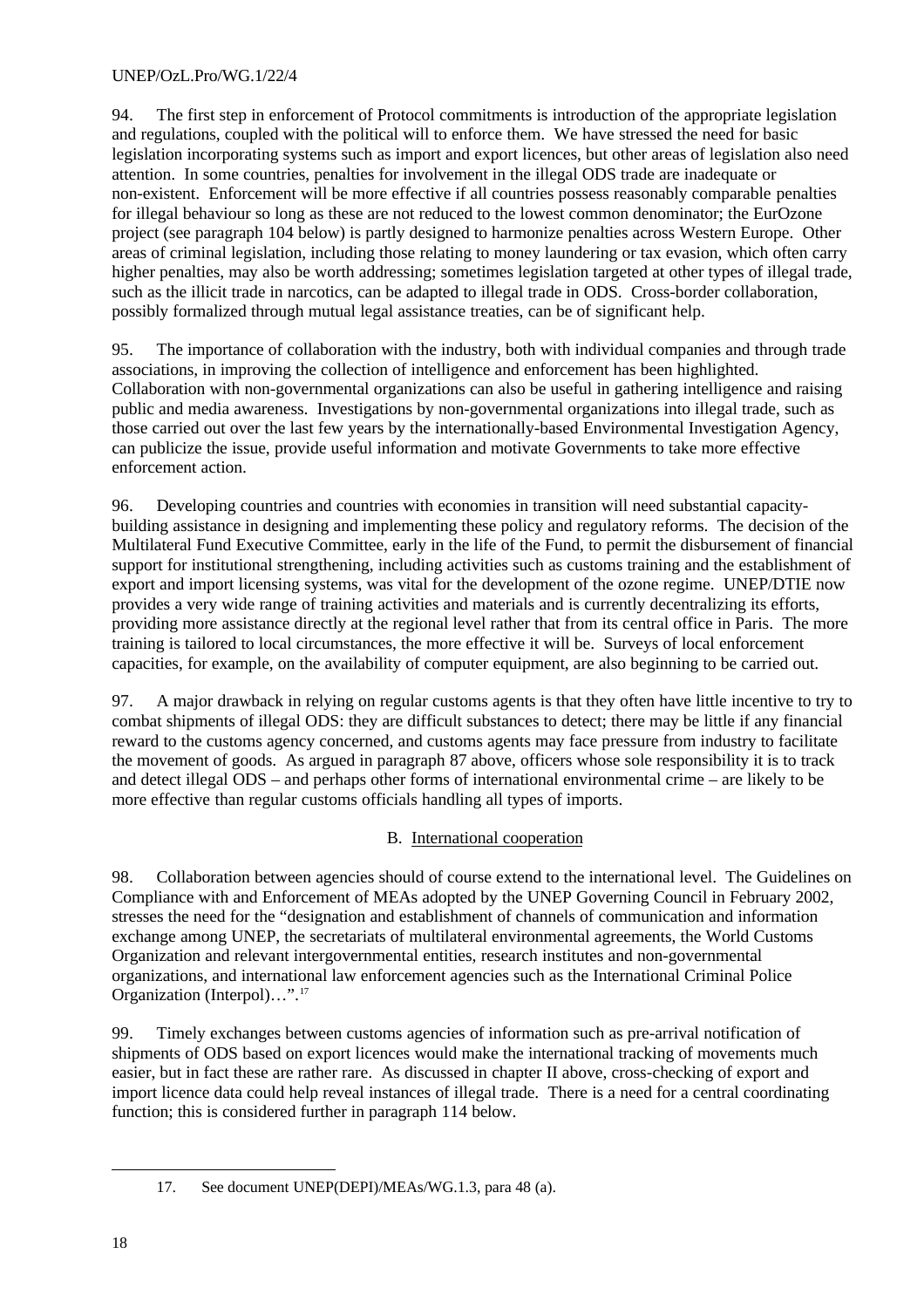94. The first step in enforcement of Protocol commitments is introduction of the appropriate legislation and regulations, coupled with the political will to enforce them. We have stressed the need for basic legislation incorporating systems such as import and export licences, but other areas of legislation also need attention. In some countries, penalties for involvement in the illegal ODS trade are inadequate or non-existent. Enforcement will be more effective if all countries possess reasonably comparable penalties for illegal behaviour so long as these are not reduced to the lowest common denominator; the EurOzone project (see paragraph 104 below) is partly designed to harmonize penalties across Western Europe. Other areas of criminal legislation, including those relating to money laundering or tax evasion, which often carry higher penalties, may also be worth addressing; sometimes legislation targeted at other types of illegal trade, such as the illicit trade in narcotics, can be adapted to illegal trade in ODS. Cross-border collaboration, possibly formalized through mutual legal assistance treaties, can be of significant help.

95. The importance of collaboration with the industry, both with individual companies and through trade associations, in improving the collection of intelligence and enforcement has been highlighted. Collaboration with non-governmental organizations can also be useful in gathering intelligence and raising public and media awareness. Investigations by non-governmental organizations into illegal trade, such as those carried out over the last few years by the internationally-based Environmental Investigation Agency, can publicize the issue, provide useful information and motivate Governments to take more effective enforcement action.

96. Developing countries and countries with economies in transition will need substantial capacity-building assistance in designing and implementing these policy and regulatory reforms. The decision of the Multilateral Fund Executive Committee, early in the life of the Fund, to permit the disbursement of financial support for institutional strengthening, including activities such as customs training and the establishment of export and import licensing systems, was vital for the development of the ozone regime. UNEP/DTIE now provides a very wide range of training activities and materials and is currently decentralizing its efforts, providing more assistance directly at the regional level rather that from its central office in Paris. The more training is tailored to local circumstances, the more effective it will be. Surveys of local enforcement capacities, for example, on the availability of computer equipment, are also beginning to be carried out.

97. A major drawback in relying on regular customs agents is that they often have little incentive to try to combat shipments of illegal ODS: they are difficult substances to detect; there may be little if any financial reward to the customs agency concerned, and customs agents may face pressure from industry to facilitate the movement of goods. As argued in paragraph 87 above, officers whose sole responsibility it is to track and detect illegal ODS – and perhaps other forms of international environmental crime – are likely to be more effective than regular customs officials handling all types of imports.

## B. International cooperation

98. Collaboration between agencies should of course extend to the international level. The Guidelines on Compliance with and Enforcement of MEAs adopted by the UNEP Governing Council in February 2002, stresses the need for the "designation and establishment of channels of communication and information exchange among UNEP, the secretariats of multilateral environmental agreements, the World Customs Organization and relevant intergovernmental entities, research institutes and non-governmental organizations, and international law enforcement agencies such as the International Criminal Police Organization (Interpol)…".[17]

99. Timely exchanges between customs agencies of information such as pre-arrival notification of shipments of ODS based on export licences would make the international tracking of movements much easier, but in fact these are rather rare. As discussed in chapter II above, cross-checking of export and import licence data could help reveal instances of illegal trade. There is a need for a central coordinating function; this is considered further in paragraph 114 below.

---

17. See document UNEP(DEPI)/MEAs/WG.1.3, para 48 (a).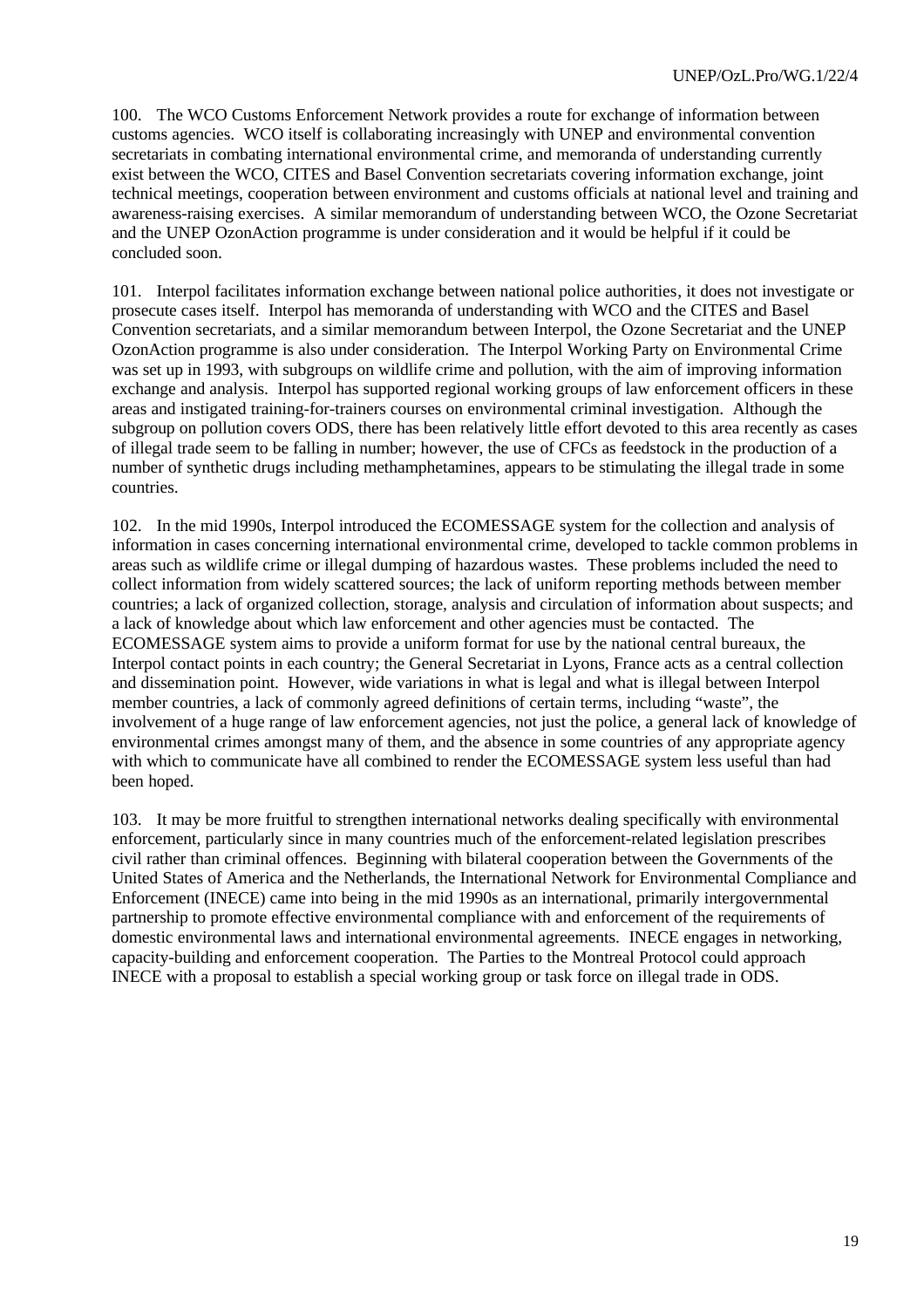100. The WCO Customs Enforcement Network provides a route for exchange of information between customs agencies. WCO itself is collaborating increasingly with UNEP and environmental convention secretariats in combating international environmental crime, and memoranda of understanding currently exist between the WCO, CITES and Basel Convention secretariats covering information exchange, joint technical meetings, cooperation between environment and customs officials at national level and training and awareness-raising exercises. A similar memorandum of understanding between WCO, the Ozone Secretariat and the UNEP OzonAction programme is under consideration and it would be helpful if it could be concluded soon.

101. Interpol facilitates information exchange between national police authorities, it does not investigate or prosecute cases itself. Interpol has memoranda of understanding with WCO and the CITES and Basel Convention secretariats, and a similar memorandum between Interpol, the Ozone Secretariat and the UNEP OzonAction programme is also under consideration. The Interpol Working Party on Environmental Crime was set up in 1993, with subgroups on wildlife crime and pollution, with the aim of improving information exchange and analysis. Interpol has supported regional working groups of law enforcement officers in these areas and instigated training-for-trainers courses on environmental criminal investigation. Although the subgroup on pollution covers ODS, there has been relatively little effort devoted to this area recently as cases of illegal trade seem to be falling in number; however, the use of CFCs as feedstock in the production of a number of synthetic drugs including methamphetamines, appears to be stimulating the illegal trade in some countries.

102. In the mid 1990s, Interpol introduced the ECOMESSAGE system for the collection and analysis of information in cases concerning international environmental crime, developed to tackle common problems in areas such as wildlife crime or illegal dumping of hazardous wastes. These problems included the need to collect information from widely scattered sources; the lack of uniform reporting methods between member countries; a lack of organized collection, storage, analysis and circulation of information about suspects; and a lack of knowledge about which law enforcement and other agencies must be contacted. The ECOMESSAGE system aims to provide a uniform format for use by the national central bureaux, the Interpol contact points in each country; the General Secretariat in Lyons, France acts as a central collection and dissemination point. However, wide variations in what is legal and what is illegal between Interpol member countries, a lack of commonly agreed definitions of certain terms, including "waste", the involvement of a huge range of law enforcement agencies, not just the police, a general lack of knowledge of environmental crimes amongst many of them, and the absence in some countries of any appropriate agency with which to communicate have all combined to render the ECOMESSAGE system less useful than had been hoped.

103. It may be more fruitful to strengthen international networks dealing specifically with environmental enforcement, particularly since in many countries much of the enforcement-related legislation prescribes civil rather than criminal offences. Beginning with bilateral cooperation between the Governments of the United States of America and the Netherlands, the International Network for Environmental Compliance and Enforcement (INECE) came into being in the mid 1990s as an international, primarily intergovernmental partnership to promote effective environmental compliance with and enforcement of the requirements of domestic environmental laws and international environmental agreements. INECE engages in networking, capacity-building and enforcement cooperation. The Parties to the Montreal Protocol could approach INECE with a proposal to establish a special working group or task force on illegal trade in ODS.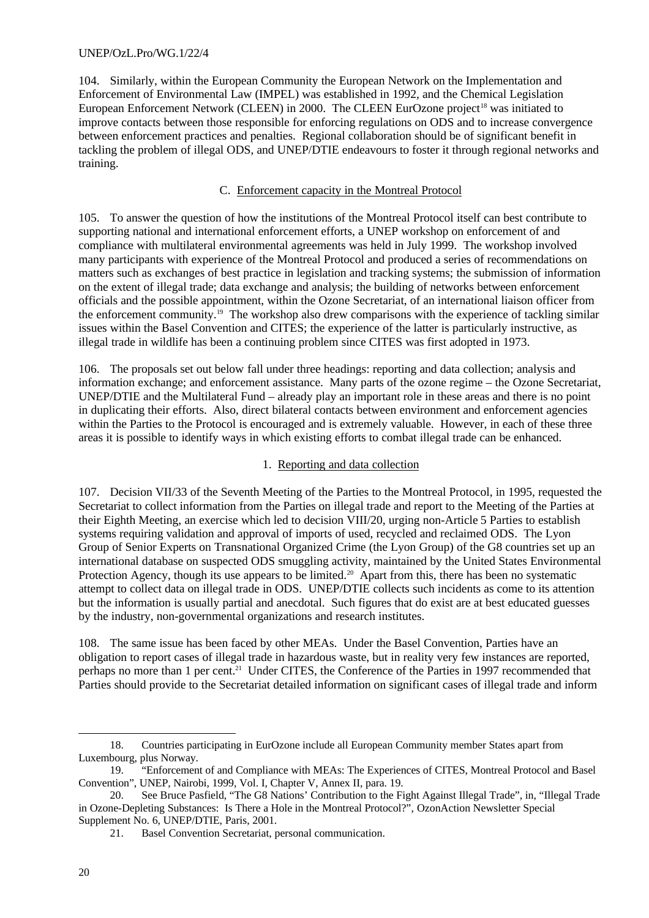104. Similarly, within the European Community the European Network on the Implementation and Enforcement of Environmental Law (IMPEL) was established in 1992, and the Chemical Legislation European Enforcement Network (CLEEN) in 2000. The CLEEN EurOzone project[18] was initiated to improve contacts between those responsible for enforcing regulations on ODS and to increase convergence between enforcement practices and penalties. Regional collaboration should be of significant benefit in tackling the problem of illegal ODS, and UNEP/DTIE endeavours to foster it through regional networks and training.

### C. Enforcement capacity in the Montreal Protocol

105. To answer the question of how the institutions of the Montreal Protocol itself can best contribute to supporting national and international enforcement efforts, a UNEP workshop on enforcement of and compliance with multilateral environmental agreements was held in July 1999. The workshop involved many participants with experience of the Montreal Protocol and produced a series of recommendations on matters such as exchanges of best practice in legislation and tracking systems; the submission of information on the extent of illegal trade; data exchange and analysis; the building of networks between enforcement officials and the possible appointment, within the Ozone Secretariat, of an international liaison officer from the enforcement community.[19] The workshop also drew comparisons with the experience of tackling similar issues within the Basel Convention and CITES; the experience of the latter is particularly instructive, as illegal trade in wildlife has been a continuing problem since CITES was first adopted in 1973.

106. The proposals set out below fall under three headings: reporting and data collection; analysis and information exchange; and enforcement assistance. Many parts of the ozone regime – the Ozone Secretariat, UNEP/DTIE and the Multilateral Fund – already play an important role in these areas and there is no point in duplicating their efforts. Also, direct bilateral contacts between environment and enforcement agencies within the Parties to the Protocol is encouraged and is extremely valuable. However, in each of these three areas it is possible to identify ways in which existing efforts to combat illegal trade can be enhanced.

#### 1. Reporting and data collection

107. Decision VII/33 of the Seventh Meeting of the Parties to the Montreal Protocol, in 1995, requested the Secretariat to collect information from the Parties on illegal trade and report to the Meeting of the Parties at their Eighth Meeting, an exercise which led to decision VIII/20, urging non-Article 5 Parties to establish systems requiring validation and approval of imports of used, recycled and reclaimed ODS. The Lyon Group of Senior Experts on Transnational Organized Crime (the Lyon Group) of the G8 countries set up an international database on suspected ODS smuggling activity, maintained by the United States Environmental Protection Agency, though its use appears to be limited.[20] Apart from this, there has been no systematic attempt to collect data on illegal trade in ODS. UNEP/DTIE collects such incidents as come to its attention but the information is usually partial and anecdotal. Such figures that do exist are at best educated guesses by the industry, non-governmental organizations and research institutes.

108. The same issue has been faced by other MEAs. Under the Basel Convention, Parties have an obligation to report cases of illegal trade in hazardous waste, but in reality very few instances are reported, perhaps no more than 1 per cent.[21] Under CITES, the Conference of the Parties in 1997 recommended that Parties should provide to the Secretariat detailed information on significant cases of illegal trade and inform

---

18. Countries participating in EurOzone include all European Community member States apart from Luxembourg, plus Norway.

19. "Enforcement of and Compliance with MEAs: The Experiences of CITES, Montreal Protocol and Basel Convention", UNEP, Nairobi, 1999, Vol. I, Chapter V, Annex II, para. 19.

20. See Bruce Pasfield, "The G8 Nations' Contribution to the Fight Against Illegal Trade", in, "Illegal Trade in Ozone-Depleting Substances: Is There a Hole in the Montreal Protocol?", OzonAction Newsletter Special Supplement No. 6, UNEP/DTIE, Paris, 2001.

21. Basel Convention Secretariat, personal communication.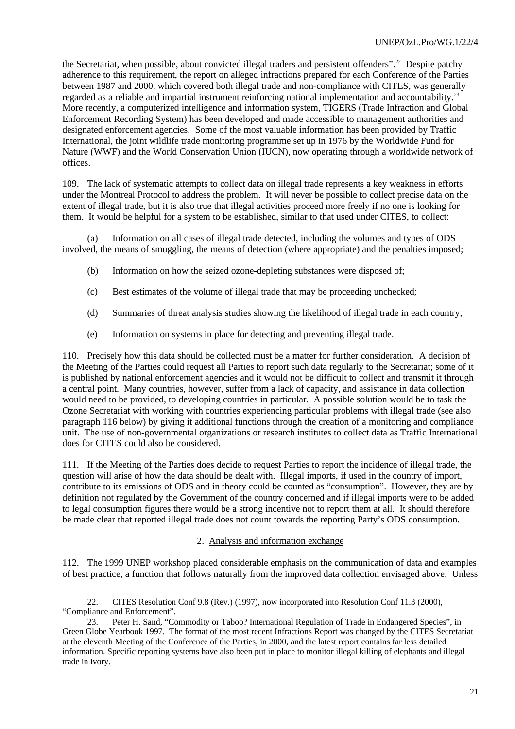the Secretariat, when possible, about convicted illegal traders and persistent offenders".[22] Despite patchy adherence to this requirement, the report on alleged infractions prepared for each Conference of the Parties between 1987 and 2000, which covered both illegal trade and non-compliance with CITES, was generally regarded as a reliable and impartial instrument reinforcing national implementation and accountability.[23] More recently, a computerized intelligence and information system, TIGERS (Trade Infraction and Global Enforcement Recording System) has been developed and made accessible to management authorities and designated enforcement agencies. Some of the most valuable information has been provided by Traffic International, the joint wildlife trade monitoring programme set up in 1976 by the Worldwide Fund for Nature (WWF) and the World Conservation Union (IUCN), now operating through a worldwide network of offices.

109. The lack of systematic attempts to collect data on illegal trade represents a key weakness in efforts under the Montreal Protocol to address the problem. It will never be possible to collect precise data on the extent of illegal trade, but it is also true that illegal activities proceed more freely if no one is looking for them. It would be helpful for a system to be established, similar to that used under CITES, to collect:

(a) Information on all cases of illegal trade detected, including the volumes and types of ODS involved, the means of smuggling, the means of detection (where appropriate) and the penalties imposed;

(b) Information on how the seized ozone-depleting substances were disposed of;

(c) Best estimates of the volume of illegal trade that may be proceeding unchecked;

(d) Summaries of threat analysis studies showing the likelihood of illegal trade in each country;

(e) Information on systems in place for detecting and preventing illegal trade.

110. Precisely how this data should be collected must be a matter for further consideration. A decision of the Meeting of the Parties could request all Parties to report such data regularly to the Secretariat; some of it is published by national enforcement agencies and it would not be difficult to collect and transmit it through a central point. Many countries, however, suffer from a lack of capacity, and assistance in data collection would need to be provided, to developing countries in particular. A possible solution would be to task the Ozone Secretariat with working with countries experiencing particular problems with illegal trade (see also paragraph 116 below) by giving it additional functions through the creation of a monitoring and compliance unit. The use of non-governmental organizations or research institutes to collect data as Traffic International does for CITES could also be considered.

111. If the Meeting of the Parties does decide to request Parties to report the incidence of illegal trade, the question will arise of how the data should be dealt with. Illegal imports, if used in the country of import, contribute to its emissions of ODS and in theory could be counted as "consumption". However, they are by definition not regulated by the Government of the country concerned and if illegal imports were to be added to legal consumption figures there would be a strong incentive not to report them at all. It should therefore be made clear that reported illegal trade does not count towards the reporting Party's ODS consumption.

### 2. Analysis and information exchange

112. The 1999 UNEP workshop placed considerable emphasis on the communication of data and examples of best practice, a function that follows naturally from the improved data collection envisaged above. Unless

---

22. CITES Resolution Conf 9.8 (Rev.) (1997), now incorporated into Resolution Conf 11.3 (2000), "Compliance and Enforcement".

23. Peter H. Sand, "Commodity or Taboo? International Regulation of Trade in Endangered Species", in Green Globe Yearbook 1997. The format of the most recent Infractions Report was changed by the CITES Secretariat at the eleventh Meeting of the Conference of the Parties, in 2000, and the latest report contains far less detailed information. Specific reporting systems have also been put in place to monitor illegal killing of elephants and illegal trade in ivory.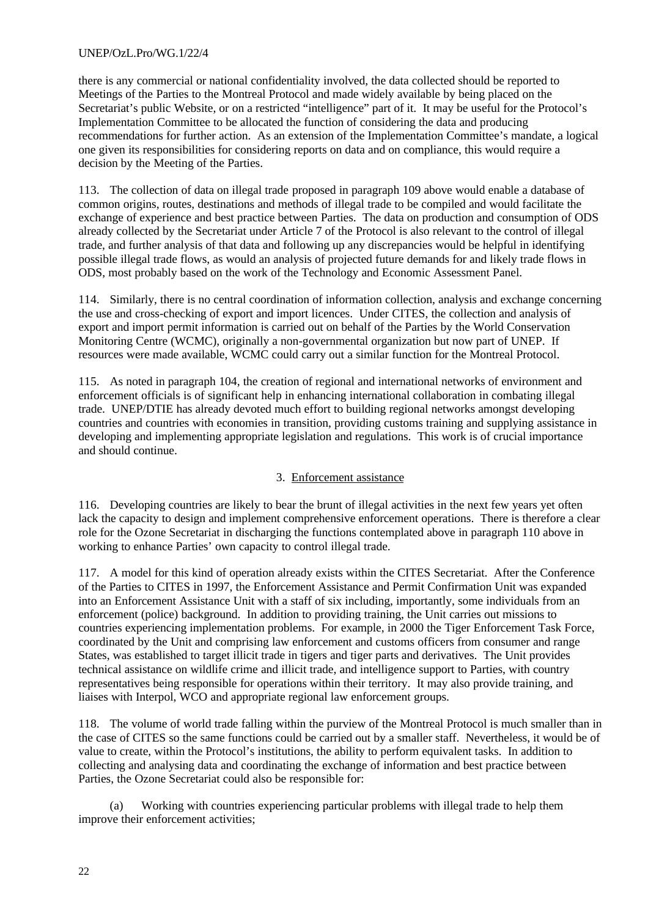there is any commercial or national confidentiality involved, the data collected should be reported to Meetings of the Parties to the Montreal Protocol and made widely available by being placed on the Secretariat's public Website, or on a restricted "intelligence" part of it. It may be useful for the Protocol's Implementation Committee to be allocated the function of considering the data and producing recommendations for further action. As an extension of the Implementation Committee's mandate, a logical one given its responsibilities for considering reports on data and on compliance, this would require a decision by the Meeting of the Parties.

113. The collection of data on illegal trade proposed in paragraph 109 above would enable a database of common origins, routes, destinations and methods of illegal trade to be compiled and would facilitate the exchange of experience and best practice between Parties. The data on production and consumption of ODS already collected by the Secretariat under Article 7 of the Protocol is also relevant to the control of illegal trade, and further analysis of that data and following up any discrepancies would be helpful in identifying possible illegal trade flows, as would an analysis of projected future demands for and likely trade flows in ODS, most probably based on the work of the Technology and Economic Assessment Panel.

114. Similarly, there is no central coordination of information collection, analysis and exchange concerning the use and cross-checking of export and import licences. Under CITES, the collection and analysis of export and import permit information is carried out on behalf of the Parties by the World Conservation Monitoring Centre (WCMC), originally a non-governmental organization but now part of UNEP. If resources were made available, WCMC could carry out a similar function for the Montreal Protocol.

115. As noted in paragraph 104, the creation of regional and international networks of environment and enforcement officials is of significant help in enhancing international collaboration in combating illegal trade. UNEP/DTIE has already devoted much effort to building regional networks amongst developing countries and countries with economies in transition, providing customs training and supplying assistance in developing and implementing appropriate legislation and regulations. This work is of crucial importance and should continue.

### 3. Enforcement assistance

116. Developing countries are likely to bear the brunt of illegal activities in the next few years yet often lack the capacity to design and implement comprehensive enforcement operations. There is therefore a clear role for the Ozone Secretariat in discharging the functions contemplated above in paragraph 110 above in working to enhance Parties' own capacity to control illegal trade.

117. A model for this kind of operation already exists within the CITES Secretariat. After the Conference of the Parties to CITES in 1997, the Enforcement Assistance and Permit Confirmation Unit was expanded into an Enforcement Assistance Unit with a staff of six including, importantly, some individuals from an enforcement (police) background. In addition to providing training, the Unit carries out missions to countries experiencing implementation problems. For example, in 2000 the Tiger Enforcement Task Force, coordinated by the Unit and comprising law enforcement and customs officers from consumer and range States, was established to target illicit trade in tigers and tiger parts and derivatives. The Unit provides technical assistance on wildlife crime and illicit trade, and intelligence support to Parties, with country representatives being responsible for operations within their territory. It may also provide training, and liaises with Interpol, WCO and appropriate regional law enforcement groups.

118. The volume of world trade falling within the purview of the Montreal Protocol is much smaller than in the case of CITES so the same functions could be carried out by a smaller staff. Nevertheless, it would be of value to create, within the Protocol's institutions, the ability to perform equivalent tasks. In addition to collecting and analysing data and coordinating the exchange of information and best practice between Parties, the Ozone Secretariat could also be responsible for:

(a) Working with countries experiencing particular problems with illegal trade to help them improve their enforcement activities;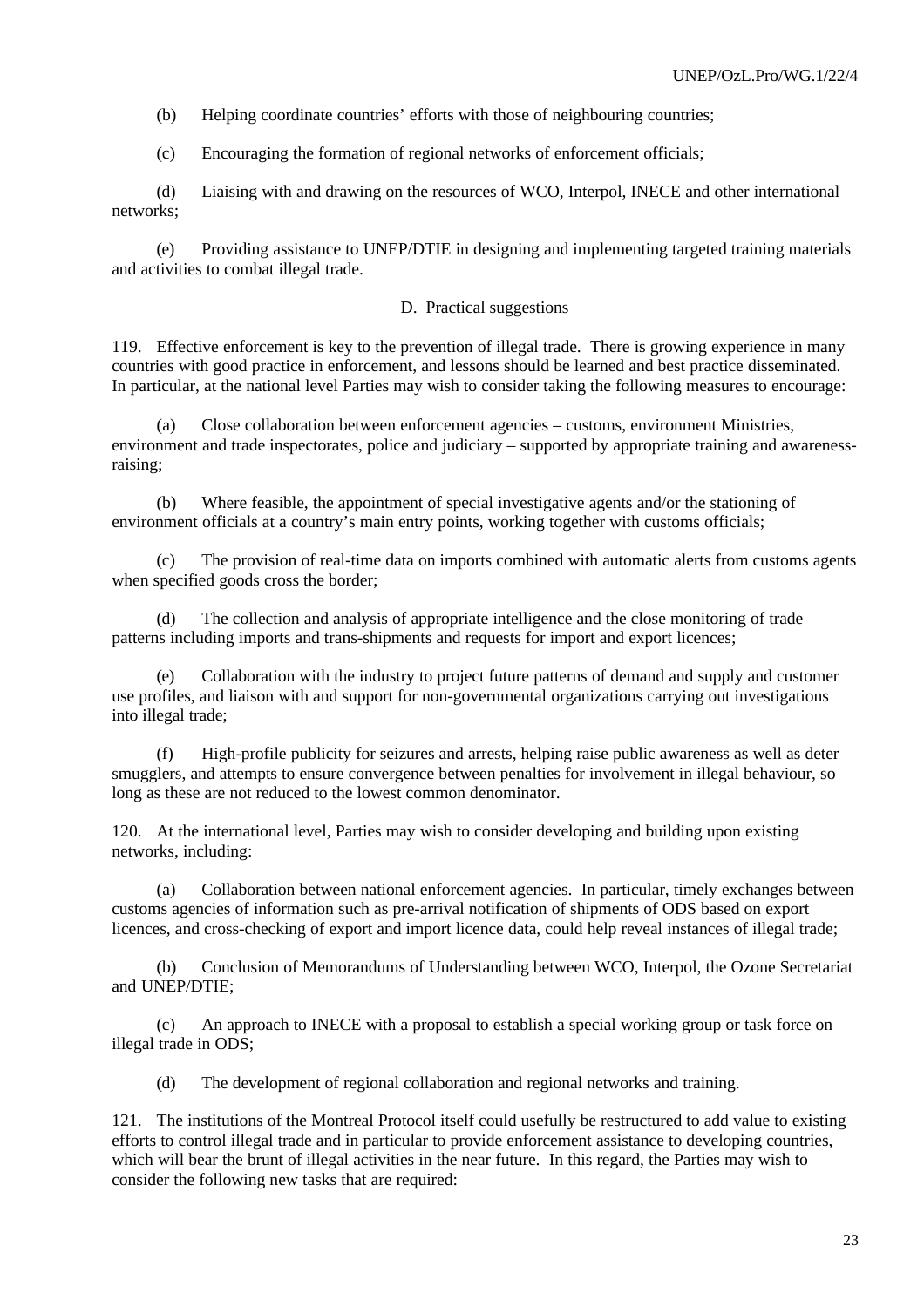(b) Helping coordinate countries' efforts with those of neighbouring countries;

(c) Encouraging the formation of regional networks of enforcement officials;

(d) Liaising with and drawing on the resources of WCO, Interpol, INECE and other international networks;

(e) Providing assistance to UNEP/DTIE in designing and implementing targeted training materials and activities to combat illegal trade.

### D. Practical suggestions

119. Effective enforcement is key to the prevention of illegal trade. There is growing experience in many countries with good practice in enforcement, and lessons should be learned and best practice disseminated. In particular, at the national level Parties may wish to consider taking the following measures to encourage:

(a) Close collaboration between enforcement agencies – customs, environment Ministries, environment and trade inspectorates, police and judiciary – supported by appropriate training and awareness-raising;

(b) Where feasible, the appointment of special investigative agents and/or the stationing of environment officials at a country's main entry points, working together with customs officials;

(c) The provision of real-time data on imports combined with automatic alerts from customs agents when specified goods cross the border;

(d) The collection and analysis of appropriate intelligence and the close monitoring of trade patterns including imports and trans-shipments and requests for import and export licences;

(e) Collaboration with the industry to project future patterns of demand and supply and customer use profiles, and liaison with and support for non-governmental organizations carrying out investigations into illegal trade;

(f) High-profile publicity for seizures and arrests, helping raise public awareness as well as deter smugglers, and attempts to ensure convergence between penalties for involvement in illegal behaviour, so long as these are not reduced to the lowest common denominator.

120. At the international level, Parties may wish to consider developing and building upon existing networks, including:

(a) Collaboration between national enforcement agencies. In particular, timely exchanges between customs agencies of information such as pre-arrival notification of shipments of ODS based on export licences, and cross-checking of export and import licence data, could help reveal instances of illegal trade;

(b) Conclusion of Memorandums of Understanding between WCO, Interpol, the Ozone Secretariat and UNEP/DTIE;

(c) An approach to INECE with a proposal to establish a special working group or task force on illegal trade in ODS;

(d) The development of regional collaboration and regional networks and training.

121. The institutions of the Montreal Protocol itself could usefully be restructured to add value to existing efforts to control illegal trade and in particular to provide enforcement assistance to developing countries, which will bear the brunt of illegal activities in the near future. In this regard, the Parties may wish to consider the following new tasks that are required: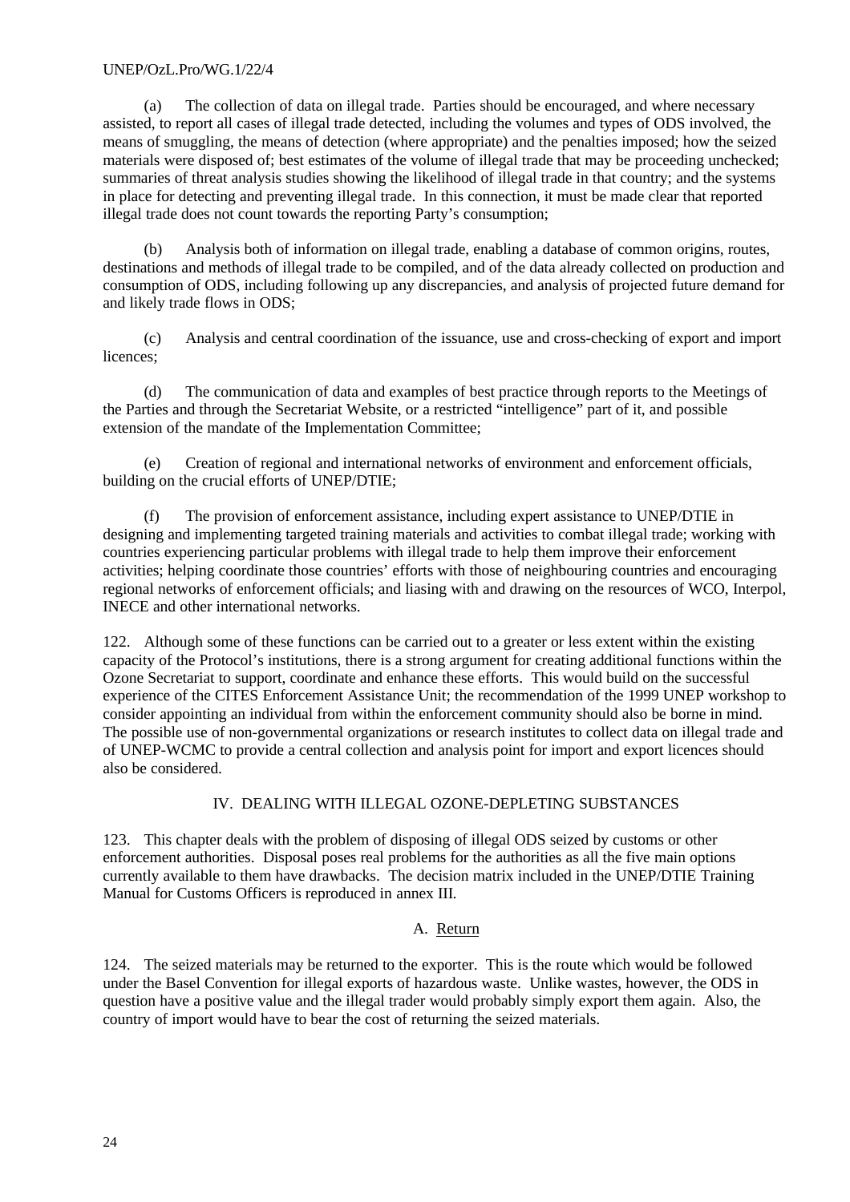(a) The collection of data on illegal trade. Parties should be encouraged, and where necessary assisted, to report all cases of illegal trade detected, including the volumes and types of ODS involved, the means of smuggling, the means of detection (where appropriate) and the penalties imposed; how the seized materials were disposed of; best estimates of the volume of illegal trade that may be proceeding unchecked; summaries of threat analysis studies showing the likelihood of illegal trade in that country; and the systems in place for detecting and preventing illegal trade. In this connection, it must be made clear that reported illegal trade does not count towards the reporting Party's consumption;

(b) Analysis both of information on illegal trade, enabling a database of common origins, routes, destinations and methods of illegal trade to be compiled, and of the data already collected on production and consumption of ODS, including following up any discrepancies, and analysis of projected future demand for and likely trade flows in ODS;

(c) Analysis and central coordination of the issuance, use and cross-checking of export and import licences;

(d) The communication of data and examples of best practice through reports to the Meetings of the Parties and through the Secretariat Website, or a restricted "intelligence" part of it, and possible extension of the mandate of the Implementation Committee;

(e) Creation of regional and international networks of environment and enforcement officials, building on the crucial efforts of UNEP/DTIE;

(f) The provision of enforcement assistance, including expert assistance to UNEP/DTIE in designing and implementing targeted training materials and activities to combat illegal trade; working with countries experiencing particular problems with illegal trade to help them improve their enforcement activities; helping coordinate those countries' efforts with those of neighbouring countries and encouraging regional networks of enforcement officials; and liasing with and drawing on the resources of WCO, Interpol, INECE and other international networks.

122. Although some of these functions can be carried out to a greater or less extent within the existing capacity of the Protocol's institutions, there is a strong argument for creating additional functions within the Ozone Secretariat to support, coordinate and enhance these efforts. This would build on the successful experience of the CITES Enforcement Assistance Unit; the recommendation of the 1999 UNEP workshop to consider appointing an individual from within the enforcement community should also be borne in mind. The possible use of non-governmental organizations or research institutes to collect data on illegal trade and of UNEP-WCMC to provide a central collection and analysis point for import and export licences should also be considered.

## IV. DEALING WITH ILLEGAL OZONE-DEPLETING SUBSTANCES

123. This chapter deals with the problem of disposing of illegal ODS seized by customs or other enforcement authorities. Disposal poses real problems for the authorities as all the five main options currently available to them have drawbacks. The decision matrix included in the UNEP/DTIE Training Manual for Customs Officers is reproduced in annex III.

### A. Return

124. The seized materials may be returned to the exporter. This is the route which would be followed under the Basel Convention for illegal exports of hazardous waste. Unlike wastes, however, the ODS in question have a positive value and the illegal trader would probably simply export them again. Also, the country of import would have to bear the cost of returning the seized materials.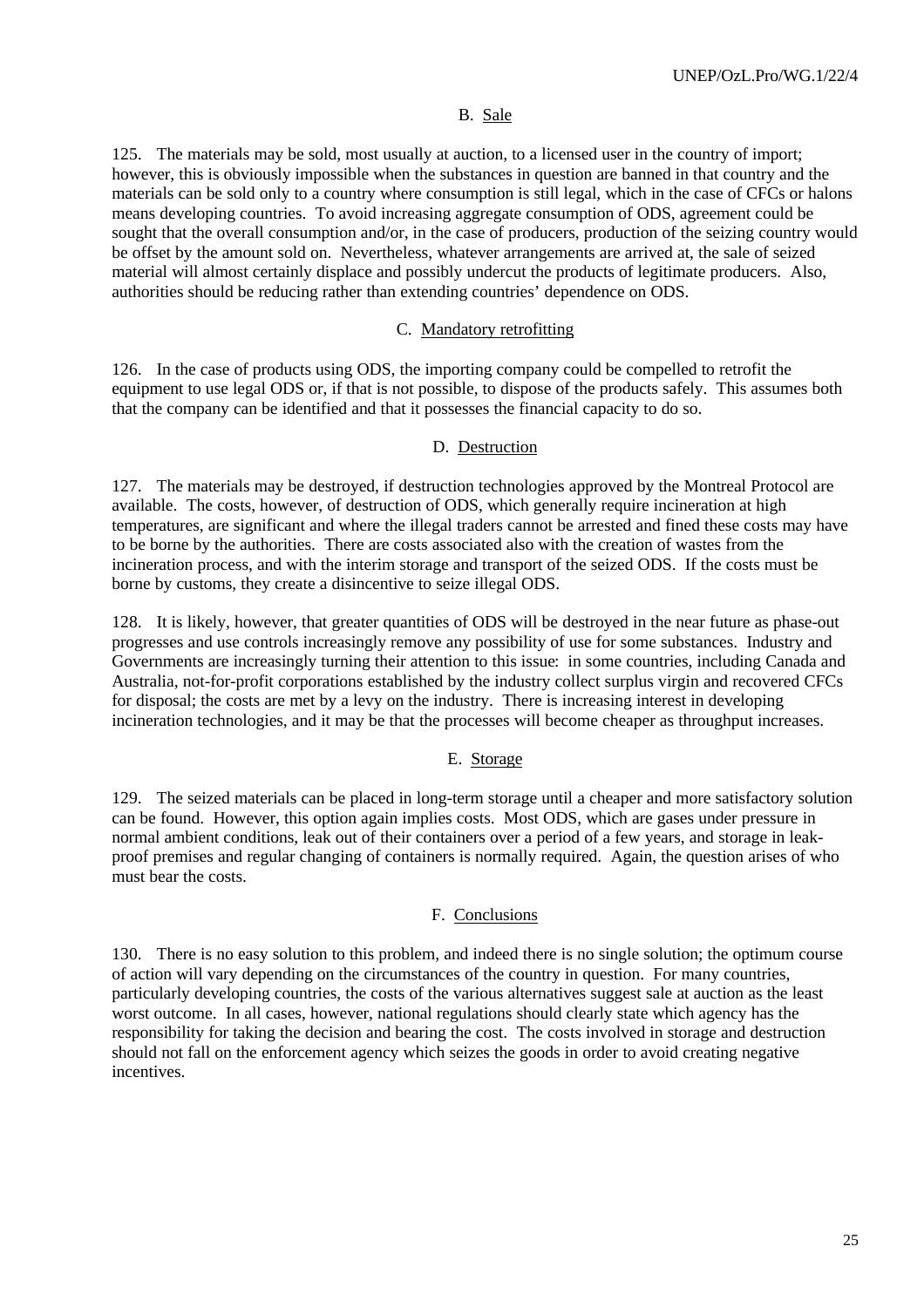### B. Sale

125. The materials may be sold, most usually at auction, to a licensed user in the country of import; however, this is obviously impossible when the substances in question are banned in that country and the materials can be sold only to a country where consumption is still legal, which in the case of CFCs or halons means developing countries. To avoid increasing aggregate consumption of ODS, agreement could be sought that the overall consumption and/or, in the case of producers, production of the seizing country would be offset by the amount sold on. Nevertheless, whatever arrangements are arrived at, the sale of seized material will almost certainly displace and possibly undercut the products of legitimate producers. Also, authorities should be reducing rather than extending countries' dependence on ODS.

### C. Mandatory retrofitting

126. In the case of products using ODS, the importing company could be compelled to retrofit the equipment to use legal ODS or, if that is not possible, to dispose of the products safely. This assumes both that the company can be identified and that it possesses the financial capacity to do so.

### D. Destruction

127. The materials may be destroyed, if destruction technologies approved by the Montreal Protocol are available. The costs, however, of destruction of ODS, which generally require incineration at high temperatures, are significant and where the illegal traders cannot be arrested and fined these costs may have to be borne by the authorities. There are costs associated also with the creation of wastes from the incineration process, and with the interim storage and transport of the seized ODS. If the costs must be borne by customs, they create a disincentive to seize illegal ODS.

128. It is likely, however, that greater quantities of ODS will be destroyed in the near future as phase-out progresses and use controls increasingly remove any possibility of use for some substances. Industry and Governments are increasingly turning their attention to this issue: in some countries, including Canada and Australia, not-for-profit corporations established by the industry collect surplus virgin and recovered CFCs for disposal; the costs are met by a levy on the industry. There is increasing interest in developing incineration technologies, and it may be that the processes will become cheaper as throughput increases.

### E. Storage

129. The seized materials can be placed in long-term storage until a cheaper and more satisfactory solution can be found. However, this option again implies costs. Most ODS, which are gases under pressure in normal ambient conditions, leak out of their containers over a period of a few years, and storage in leak-proof premises and regular changing of containers is normally required. Again, the question arises of who must bear the costs.

### F. Conclusions

130. There is no easy solution to this problem, and indeed there is no single solution; the optimum course of action will vary depending on the circumstances of the country in question. For many countries, particularly developing countries, the costs of the various alternatives suggest sale at auction as the least worst outcome. In all cases, however, national regulations should clearly state which agency has the responsibility for taking the decision and bearing the cost. The costs involved in storage and destruction should not fall on the enforcement agency which seizes the goods in order to avoid creating negative incentives.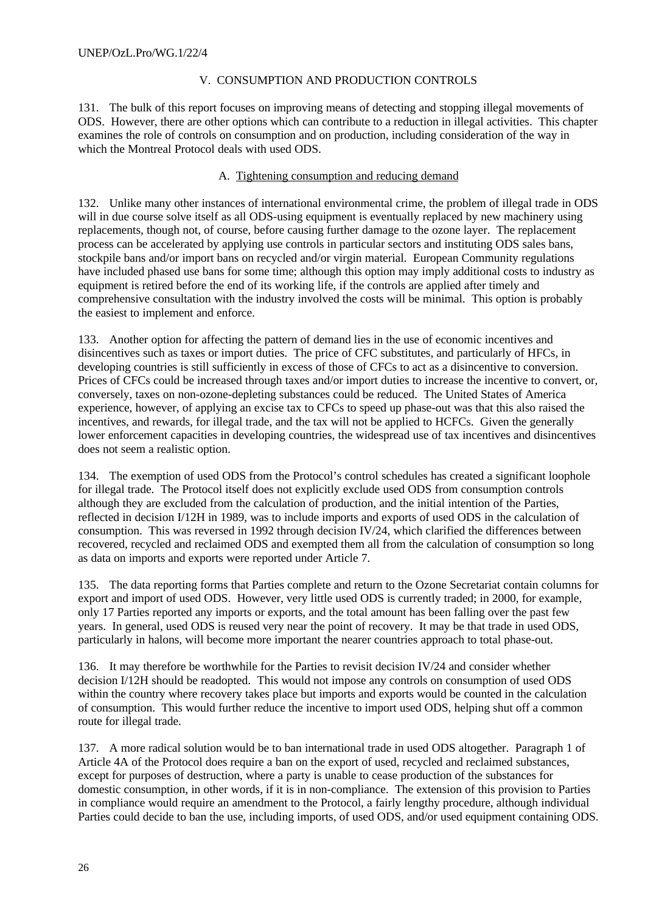## V. CONSUMPTION AND PRODUCTION CONTROLS

131. The bulk of this report focuses on improving means of detecting and stopping illegal movements of ODS. However, there are other options which can contribute to a reduction in illegal activities. This chapter examines the role of controls on consumption and on production, including consideration of the way in which the Montreal Protocol deals with used ODS.

### A. Tightening consumption and reducing demand

132. Unlike many other instances of international environmental crime, the problem of illegal trade in ODS will in due course solve itself as all ODS-using equipment is eventually replaced by new machinery using replacements, though not, of course, before causing further damage to the ozone layer. The replacement process can be accelerated by applying use controls in particular sectors and instituting ODS sales bans, stockpile bans and/or import bans on recycled and/or virgin material. European Community regulations have included phased use bans for some time; although this option may imply additional costs to industry as equipment is retired before the end of its working life, if the controls are applied after timely and comprehensive consultation with the industry involved the costs will be minimal. This option is probably the easiest to implement and enforce.

133. Another option for affecting the pattern of demand lies in the use of economic incentives and disincentives such as taxes or import duties. The price of CFC substitutes, and particularly of HFCs, in developing countries is still sufficiently in excess of those of CFCs to act as a disincentive to conversion. Prices of CFCs could be increased through taxes and/or import duties to increase the incentive to convert, or, conversely, taxes on non-ozone-depleting substances could be reduced. The United States of America experience, however, of applying an excise tax to CFCs to speed up phase-out was that this also raised the incentives, and rewards, for illegal trade, and the tax will not be applied to HCFCs. Given the generally lower enforcement capacities in developing countries, the widespread use of tax incentives and disincentives does not seem a realistic option.

134. The exemption of used ODS from the Protocol's control schedules has created a significant loophole for illegal trade. The Protocol itself does not explicitly exclude used ODS from consumption controls although they are excluded from the calculation of production, and the initial intention of the Parties, reflected in decision I/12H in 1989, was to include imports and exports of used ODS in the calculation of consumption. This was reversed in 1992 through decision IV/24, which clarified the differences between recovered, recycled and reclaimed ODS and exempted them all from the calculation of consumption so long as data on imports and exports were reported under Article 7.

135. The data reporting forms that Parties complete and return to the Ozone Secretariat contain columns for export and import of used ODS. However, very little used ODS is currently traded; in 2000, for example, only 17 Parties reported any imports or exports, and the total amount has been falling over the past few years. In general, used ODS is reused very near the point of recovery. It may be that trade in used ODS, particularly in halons, will become more important the nearer countries approach to total phase-out.

136. It may therefore be worthwhile for the Parties to revisit decision IV/24 and consider whether decision I/12H should be readopted. This would not impose any controls on consumption of used ODS within the country where recovery takes place but imports and exports would be counted in the calculation of consumption. This would further reduce the incentive to import used ODS, helping shut off a common route for illegal trade.

137. A more radical solution would be to ban international trade in used ODS altogether. Paragraph 1 of Article 4A of the Protocol does require a ban on the export of used, recycled and reclaimed substances, except for purposes of destruction, where a party is unable to cease production of the substances for domestic consumption, in other words, if it is in non-compliance. The extension of this provision to Parties in compliance would require an amendment to the Protocol, a fairly lengthy procedure, although individual Parties could decide to ban the use, including imports, of used ODS, and/or used equipment containing ODS.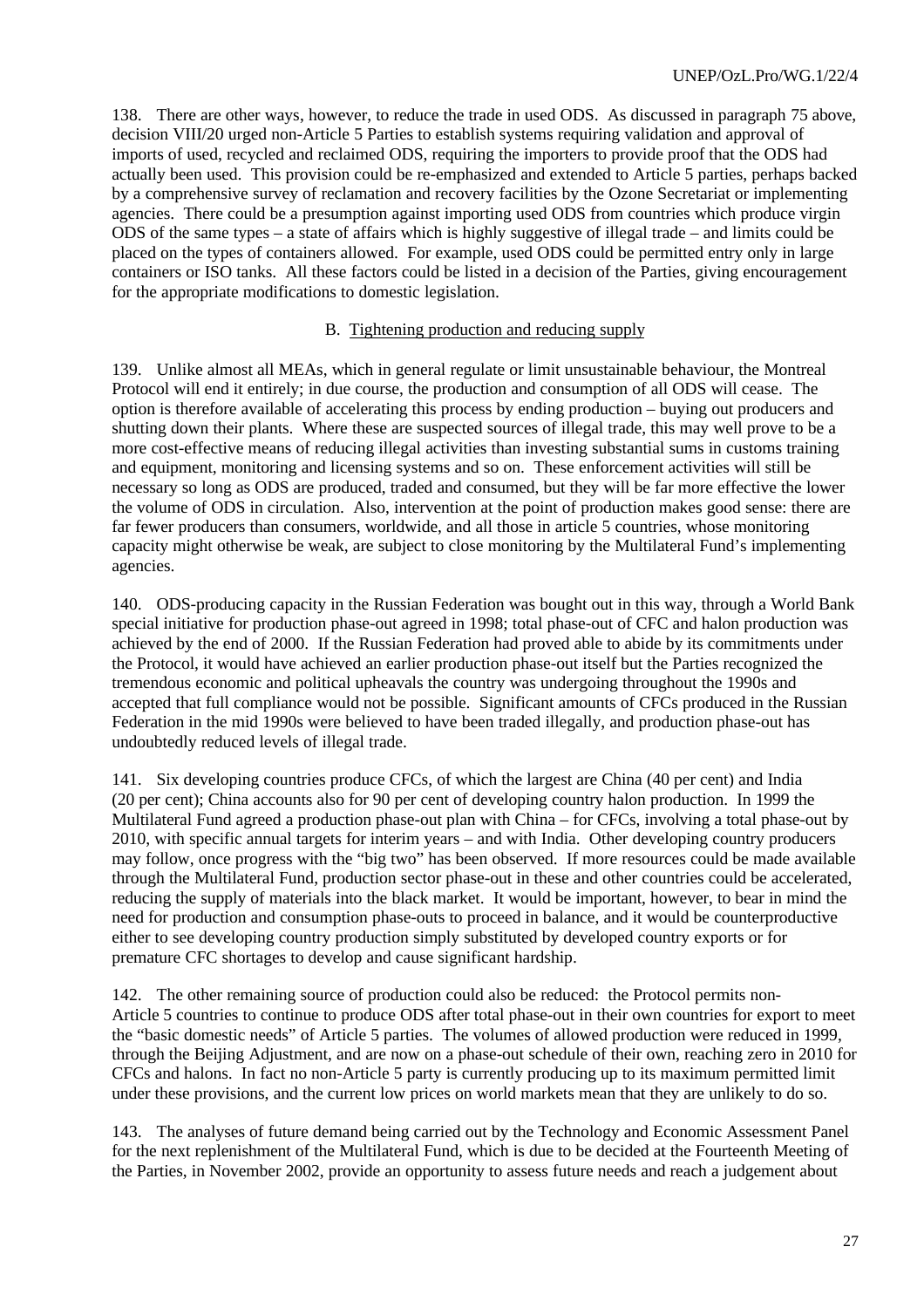138. There are other ways, however, to reduce the trade in used ODS. As discussed in paragraph 75 above, decision VIII/20 urged non-Article 5 Parties to establish systems requiring validation and approval of imports of used, recycled and reclaimed ODS, requiring the importers to provide proof that the ODS had actually been used. This provision could be re-emphasized and extended to Article 5 parties, perhaps backed by a comprehensive survey of reclamation and recovery facilities by the Ozone Secretariat or implementing agencies. There could be a presumption against importing used ODS from countries which produce virgin ODS of the same types – a state of affairs which is highly suggestive of illegal trade – and limits could be placed on the types of containers allowed. For example, used ODS could be permitted entry only in large containers or ISO tanks. All these factors could be listed in a decision of the Parties, giving encouragement for the appropriate modifications to domestic legislation.

### B. Tightening production and reducing supply

139. Unlike almost all MEAs, which in general regulate or limit unsustainable behaviour, the Montreal Protocol will end it entirely; in due course, the production and consumption of all ODS will cease. The option is therefore available of accelerating this process by ending production – buying out producers and shutting down their plants. Where these are suspected sources of illegal trade, this may well prove to be a more cost-effective means of reducing illegal activities than investing substantial sums in customs training and equipment, monitoring and licensing systems and so on. These enforcement activities will still be necessary so long as ODS are produced, traded and consumed, but they will be far more effective the lower the volume of ODS in circulation. Also, intervention at the point of production makes good sense: there are far fewer producers than consumers, worldwide, and all those in article 5 countries, whose monitoring capacity might otherwise be weak, are subject to close monitoring by the Multilateral Fund's implementing agencies.

140. ODS-producing capacity in the Russian Federation was bought out in this way, through a World Bank special initiative for production phase-out agreed in 1998; total phase-out of CFC and halon production was achieved by the end of 2000. If the Russian Federation had proved able to abide by its commitments under the Protocol, it would have achieved an earlier production phase-out itself but the Parties recognized the tremendous economic and political upheavals the country was undergoing throughout the 1990s and accepted that full compliance would not be possible. Significant amounts of CFCs produced in the Russian Federation in the mid 1990s were believed to have been traded illegally, and production phase-out has undoubtedly reduced levels of illegal trade.

141. Six developing countries produce CFCs, of which the largest are China (40 per cent) and India (20 per cent); China accounts also for 90 per cent of developing country halon production. In 1999 the Multilateral Fund agreed a production phase-out plan with China – for CFCs, involving a total phase-out by 2010, with specific annual targets for interim years – and with India. Other developing country producers may follow, once progress with the "big two" has been observed. If more resources could be made available through the Multilateral Fund, production sector phase-out in these and other countries could be accelerated, reducing the supply of materials into the black market. It would be important, however, to bear in mind the need for production and consumption phase-outs to proceed in balance, and it would be counterproductive either to see developing country production simply substituted by developed country exports or for premature CFC shortages to develop and cause significant hardship.

142. The other remaining source of production could also be reduced: the Protocol permits non-Article 5 countries to continue to produce ODS after total phase-out in their own countries for export to meet the "basic domestic needs" of Article 5 parties. The volumes of allowed production were reduced in 1999, through the Beijing Adjustment, and are now on a phase-out schedule of their own, reaching zero in 2010 for CFCs and halons. In fact no non-Article 5 party is currently producing up to its maximum permitted limit under these provisions, and the current low prices on world markets mean that they are unlikely to do so.

143. The analyses of future demand being carried out by the Technology and Economic Assessment Panel for the next replenishment of the Multilateral Fund, which is due to be decided at the Fourteenth Meeting of the Parties, in November 2002, provide an opportunity to assess future needs and reach a judgement about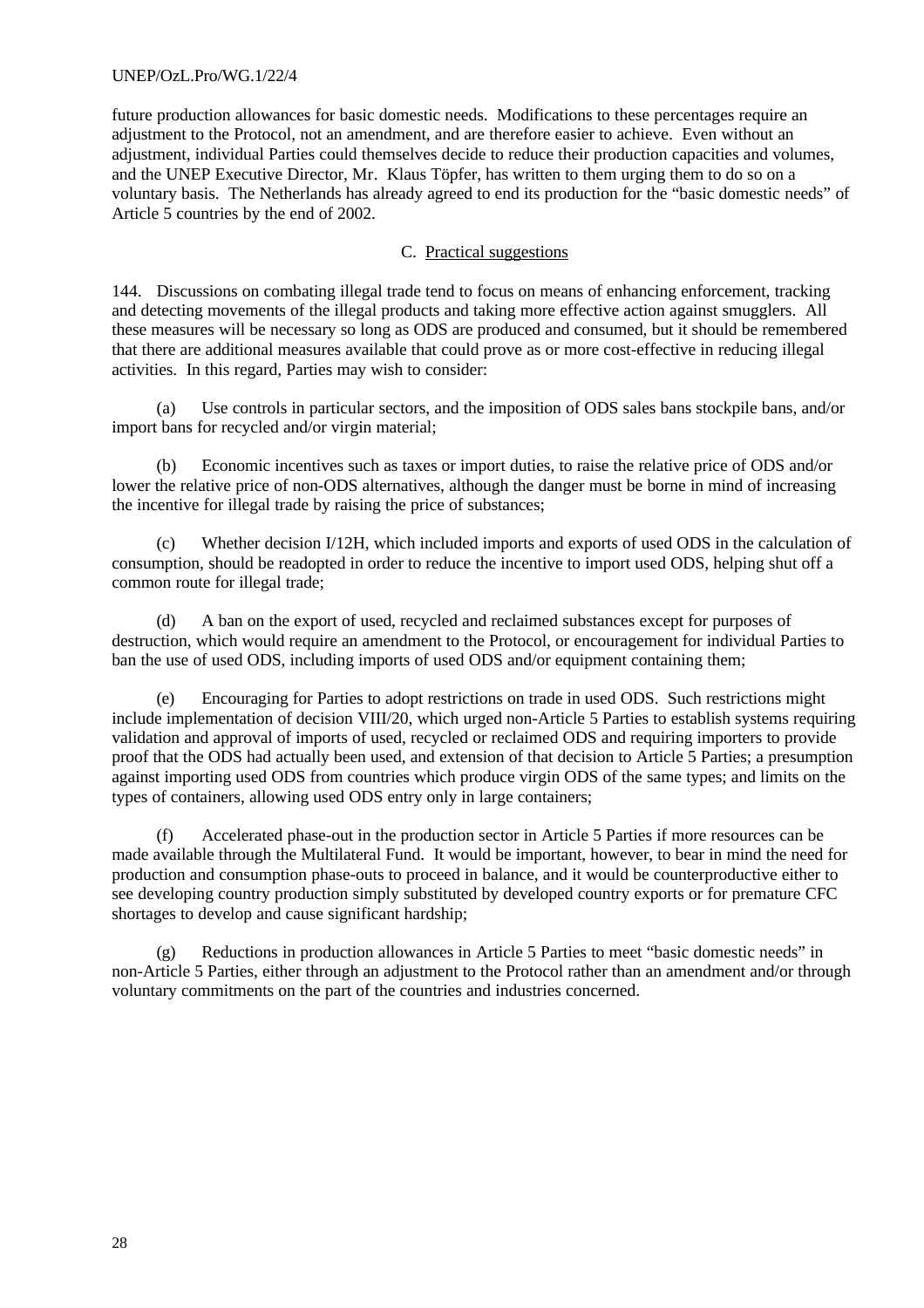future production allowances for basic domestic needs. Modifications to these percentages require an adjustment to the Protocol, not an amendment, and are therefore easier to achieve. Even without an adjustment, individual Parties could themselves decide to reduce their production capacities and volumes, and the UNEP Executive Director, Mr. Klaus Töpfer, has written to them urging them to do so on a voluntary basis. The Netherlands has already agreed to end its production for the "basic domestic needs" of Article 5 countries by the end of 2002.

### C. Practical suggestions

144. Discussions on combating illegal trade tend to focus on means of enhancing enforcement, tracking and detecting movements of the illegal products and taking more effective action against smugglers. All these measures will be necessary so long as ODS are produced and consumed, but it should be remembered that there are additional measures available that could prove as or more cost-effective in reducing illegal activities. In this regard, Parties may wish to consider:

(a) Use controls in particular sectors, and the imposition of ODS sales bans stockpile bans, and/or import bans for recycled and/or virgin material;

(b) Economic incentives such as taxes or import duties, to raise the relative price of ODS and/or lower the relative price of non-ODS alternatives, although the danger must be borne in mind of increasing the incentive for illegal trade by raising the price of substances;

(c) Whether decision I/12H, which included imports and exports of used ODS in the calculation of consumption, should be readopted in order to reduce the incentive to import used ODS, helping shut off a common route for illegal trade;

(d) A ban on the export of used, recycled and reclaimed substances except for purposes of destruction, which would require an amendment to the Protocol, or encouragement for individual Parties to ban the use of used ODS, including imports of used ODS and/or equipment containing them;

(e) Encouraging for Parties to adopt restrictions on trade in used ODS. Such restrictions might include implementation of decision VIII/20, which urged non-Article 5 Parties to establish systems requiring validation and approval of imports of used, recycled or reclaimed ODS and requiring importers to provide proof that the ODS had actually been used, and extension of that decision to Article 5 Parties; a presumption against importing used ODS from countries which produce virgin ODS of the same types; and limits on the types of containers, allowing used ODS entry only in large containers;

(f) Accelerated phase-out in the production sector in Article 5 Parties if more resources can be made available through the Multilateral Fund. It would be important, however, to bear in mind the need for production and consumption phase-outs to proceed in balance, and it would be counterproductive either to see developing country production simply substituted by developed country exports or for premature CFC shortages to develop and cause significant hardship;

(g) Reductions in production allowances in Article 5 Parties to meet "basic domestic needs" in non-Article 5 Parties, either through an adjustment to the Protocol rather than an amendment and/or through voluntary commitments on the part of the countries and industries concerned.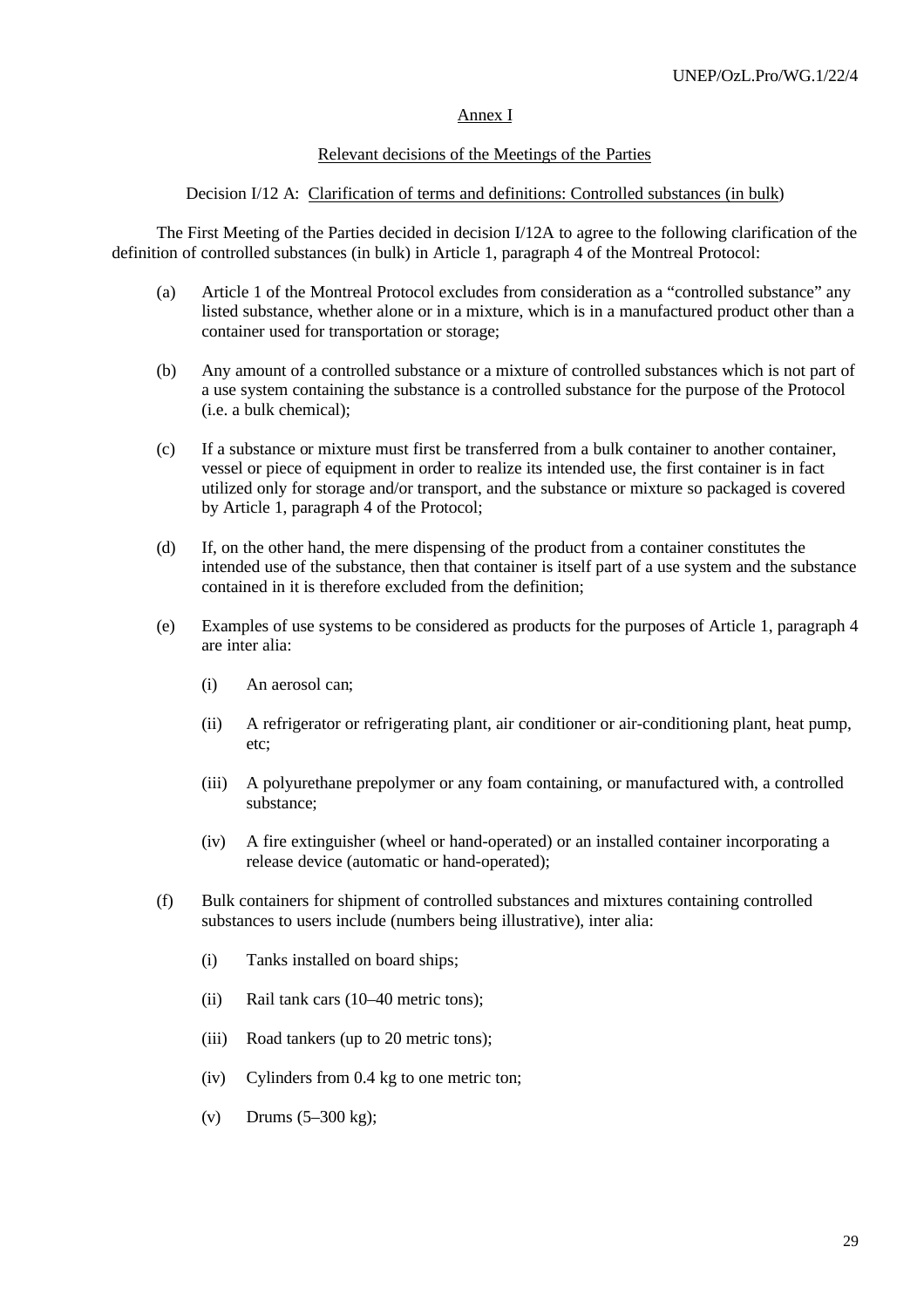## Annex I

### Relevant decisions of the Meetings of the Parties

#### Decision I/12 A: Clarification of terms and definitions: Controlled substances (in bulk)

The First Meeting of the Parties decided in decision I/12A to agree to the following clarification of the definition of controlled substances (in bulk) in Article 1, paragraph 4 of the Montreal Protocol:

(a) Article 1 of the Montreal Protocol excludes from consideration as a "controlled substance" any listed substance, whether alone or in a mixture, which is in a manufactured product other than a container used for transportation or storage;

(b) Any amount of a controlled substance or a mixture of controlled substances which is not part of a use system containing the substance is a controlled substance for the purpose of the Protocol (i.e. a bulk chemical);

(c) If a substance or mixture must first be transferred from a bulk container to another container, vessel or piece of equipment in order to realize its intended use, the first container is in fact utilized only for storage and/or transport, and the substance or mixture so packaged is covered by Article 1, paragraph 4 of the Protocol;

(d) If, on the other hand, the mere dispensing of the product from a container constitutes the intended use of the substance, then that container is itself part of a use system and the substance contained in it is therefore excluded from the definition;

(e) Examples of use systems to be considered as products for the purposes of Article 1, paragraph 4 are inter alia:

- (i) An aerosol can;
- (ii) A refrigerator or refrigerating plant, air conditioner or air-conditioning plant, heat pump, etc;
- (iii) A polyurethane prepolymer or any foam containing, or manufactured with, a controlled substance;
- (iv) A fire extinguisher (wheel or hand-operated) or an installed container incorporating a release device (automatic or hand-operated);

(f) Bulk containers for shipment of controlled substances and mixtures containing controlled substances to users include (numbers being illustrative), inter alia:

- (i) Tanks installed on board ships;
- (ii) Rail tank cars (10–40 metric tons);
- (iii) Road tankers (up to 20 metric tons);
- (iv) Cylinders from 0.4 kg to one metric ton;
- (v) Drums (5–300 kg);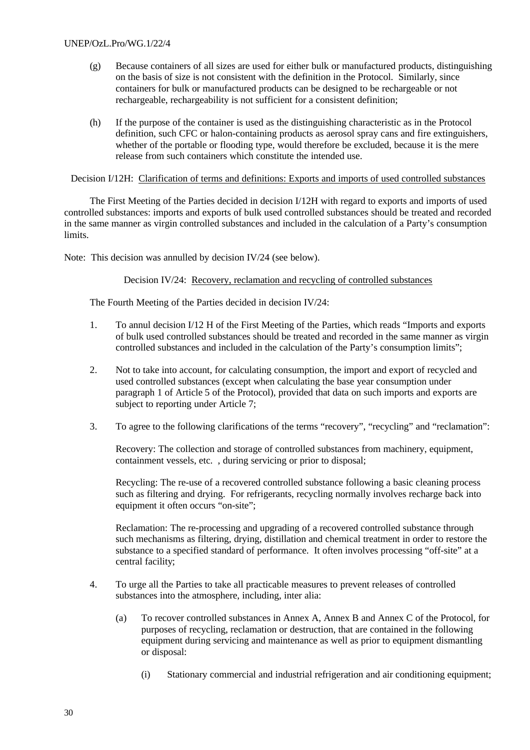(g) Because containers of all sizes are used for either bulk or manufactured products, distinguishing on the basis of size is not consistent with the definition in the Protocol. Similarly, since containers for bulk or manufactured products can be designed to be rechargeable or not rechargeable, rechargeability is not sufficient for a consistent definition;

(h) If the purpose of the container is used as the distinguishing characteristic as in the Protocol definition, such CFC or halon-containing products as aerosol spray cans and fire extinguishers, whether of the portable or flooding type, would therefore be excluded, because it is the mere release from such containers which constitute the intended use.

Decision I/12H: Clarification of terms and definitions: Exports and imports of used controlled substances

The First Meeting of the Parties decided in decision I/12H with regard to exports and imports of used controlled substances: imports and exports of bulk used controlled substances should be treated and recorded in the same manner as virgin controlled substances and included in the calculation of a Party's consumption limits.

Note: This decision was annulled by decision IV/24 (see below).

Decision IV/24: Recovery, reclamation and recycling of controlled substances

The Fourth Meeting of the Parties decided in decision IV/24:

1. To annul decision I/12 H of the First Meeting of the Parties, which reads "Imports and exports of bulk used controlled substances should be treated and recorded in the same manner as virgin controlled substances and included in the calculation of the Party's consumption limits";

2. Not to take into account, for calculating consumption, the import and export of recycled and used controlled substances (except when calculating the base year consumption under paragraph 1 of Article 5 of the Protocol), provided that data on such imports and exports are subject to reporting under Article 7;

3. To agree to the following clarifications of the terms "recovery", "recycling" and "reclamation":

   Recovery: The collection and storage of controlled substances from machinery, equipment, containment vessels, etc. , during servicing or prior to disposal;

   Recycling: The re-use of a recovered controlled substance following a basic cleaning process such as filtering and drying. For refrigerants, recycling normally involves recharge back into equipment it often occurs "on-site";

   Reclamation: The re-processing and upgrading of a recovered controlled substance through such mechanisms as filtering, drying, distillation and chemical treatment in order to restore the substance to a specified standard of performance. It often involves processing "off-site" at a central facility;

4. To urge all the Parties to take all practicable measures to prevent releases of controlled substances into the atmosphere, including, inter alia:

   (a) To recover controlled substances in Annex A, Annex B and Annex C of the Protocol, for purposes of recycling, reclamation or destruction, that are contained in the following equipment during servicing and maintenance as well as prior to equipment dismantling or disposal:

      (i) Stationary commercial and industrial refrigeration and air conditioning equipment;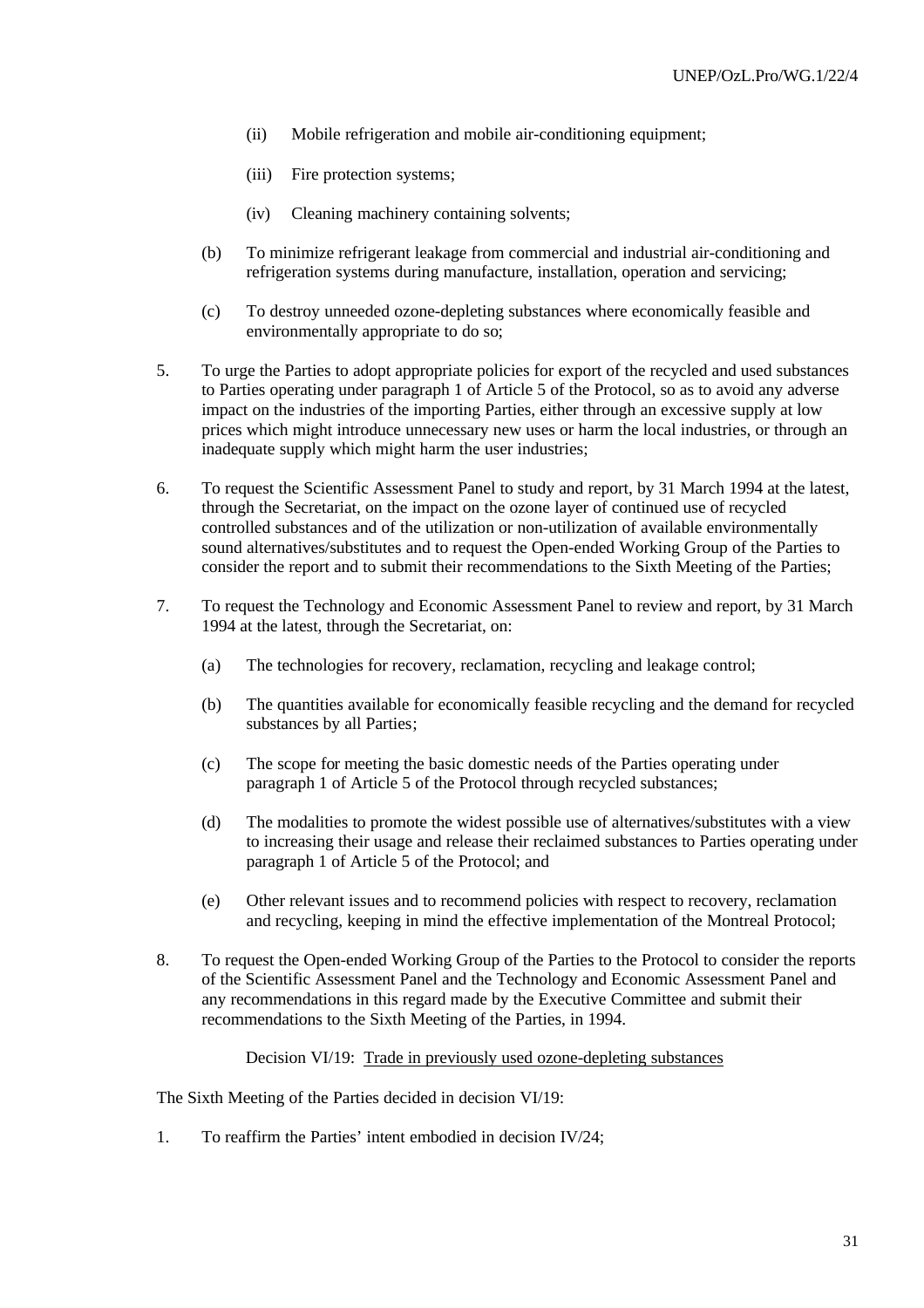(ii) Mobile refrigeration and mobile air-conditioning equipment;

   (iii) Fire protection systems;

   (iv) Cleaning machinery containing solvents;

(b) To minimize refrigerant leakage from commercial and industrial air-conditioning and refrigeration systems during manufacture, installation, operation and servicing;

(c) To destroy unneeded ozone-depleting substances where economically feasible and environmentally appropriate to do so;

5. To urge the Parties to adopt appropriate policies for export of the recycled and used substances to Parties operating under paragraph 1 of Article 5 of the Protocol, so as to avoid any adverse impact on the industries of the importing Parties, either through an excessive supply at low prices which might introduce unnecessary new uses or harm the local industries, or through an inadequate supply which might harm the user industries;

6. To request the Scientific Assessment Panel to study and report, by 31 March 1994 at the latest, through the Secretariat, on the impact on the ozone layer of continued use of recycled controlled substances and of the utilization or non-utilization of available environmentally sound alternatives/substitutes and to request the Open-ended Working Group of the Parties to consider the report and to submit their recommendations to the Sixth Meeting of the Parties;

7. To request the Technology and Economic Assessment Panel to review and report, by 31 March 1994 at the latest, through the Secretariat, on:

   (a) The technologies for recovery, reclamation, recycling and leakage control;

   (b) The quantities available for economically feasible recycling and the demand for recycled substances by all Parties;

   (c) The scope for meeting the basic domestic needs of the Parties operating under paragraph 1 of Article 5 of the Protocol through recycled substances;

   (d) The modalities to promote the widest possible use of alternatives/substitutes with a view to increasing their usage and release their reclaimed substances to Parties operating under paragraph 1 of Article 5 of the Protocol; and

   (e) Other relevant issues and to recommend policies with respect to recovery, reclamation and recycling, keeping in mind the effective implementation of the Montreal Protocol;

8. To request the Open-ended Working Group of the Parties to the Protocol to consider the reports of the Scientific Assessment Panel and the Technology and Economic Assessment Panel and any recommendations in this regard made by the Executive Committee and submit their recommendations to the Sixth Meeting of the Parties, in 1994.

Decision VI/19: Trade in previously used ozone-depleting substances

The Sixth Meeting of the Parties decided in decision VI/19:

1. To reaffirm the Parties' intent embodied in decision IV/24;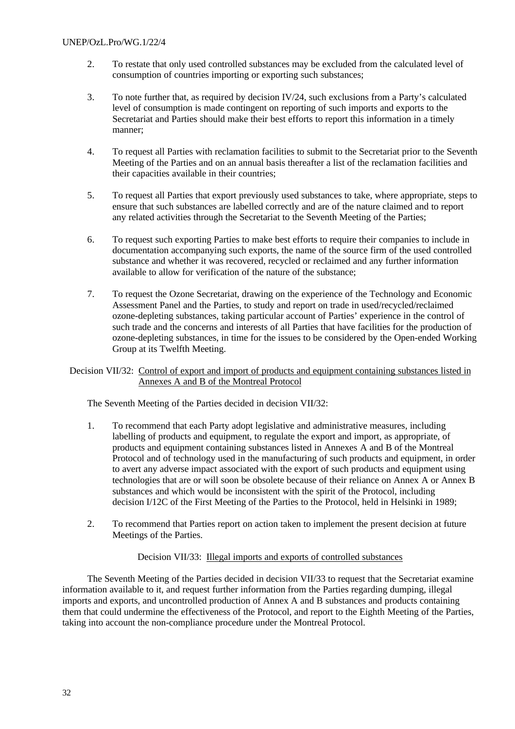2. To restate that only used controlled substances may be excluded from the calculated level of consumption of countries importing or exporting such substances;

3. To note further that, as required by decision IV/24, such exclusions from a Party's calculated level of consumption is made contingent on reporting of such imports and exports to the Secretariat and Parties should make their best efforts to report this information in a timely manner;

4. To request all Parties with reclamation facilities to submit to the Secretariat prior to the Seventh Meeting of the Parties and on an annual basis thereafter a list of the reclamation facilities and their capacities available in their countries;

5. To request all Parties that export previously used substances to take, where appropriate, steps to ensure that such substances are labelled correctly and are of the nature claimed and to report any related activities through the Secretariat to the Seventh Meeting of the Parties;

6. To request such exporting Parties to make best efforts to require their companies to include in documentation accompanying such exports, the name of the source firm of the used controlled substance and whether it was recovered, recycled or reclaimed and any further information available to allow for verification of the nature of the substance;

7. To request the Ozone Secretariat, drawing on the experience of the Technology and Economic Assessment Panel and the Parties, to study and report on trade in used/recycled/reclaimed ozone-depleting substances, taking particular account of Parties' experience in the control of such trade and the concerns and interests of all Parties that have facilities for the production of ozone-depleting substances, in time for the issues to be considered by the Open-ended Working Group at its Twelfth Meeting.

Decision VII/32: Control of export and import of products and equipment containing substances listed in Annexes A and B of the Montreal Protocol

The Seventh Meeting of the Parties decided in decision VII/32:

1. To recommend that each Party adopt legislative and administrative measures, including labelling of products and equipment, to regulate the export and import, as appropriate, of products and equipment containing substances listed in Annexes A and B of the Montreal Protocol and of technology used in the manufacturing of such products and equipment, in order to avert any adverse impact associated with the export of such products and equipment using technologies that are or will soon be obsolete because of their reliance on Annex A or Annex B substances and which would be inconsistent with the spirit of the Protocol, including decision I/12C of the First Meeting of the Parties to the Protocol, held in Helsinki in 1989;

2. To recommend that Parties report on action taken to implement the present decision at future Meetings of the Parties.

Decision VII/33: Illegal imports and exports of controlled substances

The Seventh Meeting of the Parties decided in decision VII/33 to request that the Secretariat examine information available to it, and request further information from the Parties regarding dumping, illegal imports and exports, and uncontrolled production of Annex A and B substances and products containing them that could undermine the effectiveness of the Protocol, and report to the Eighth Meeting of the Parties, taking into account the non-compliance procedure under the Montreal Protocol.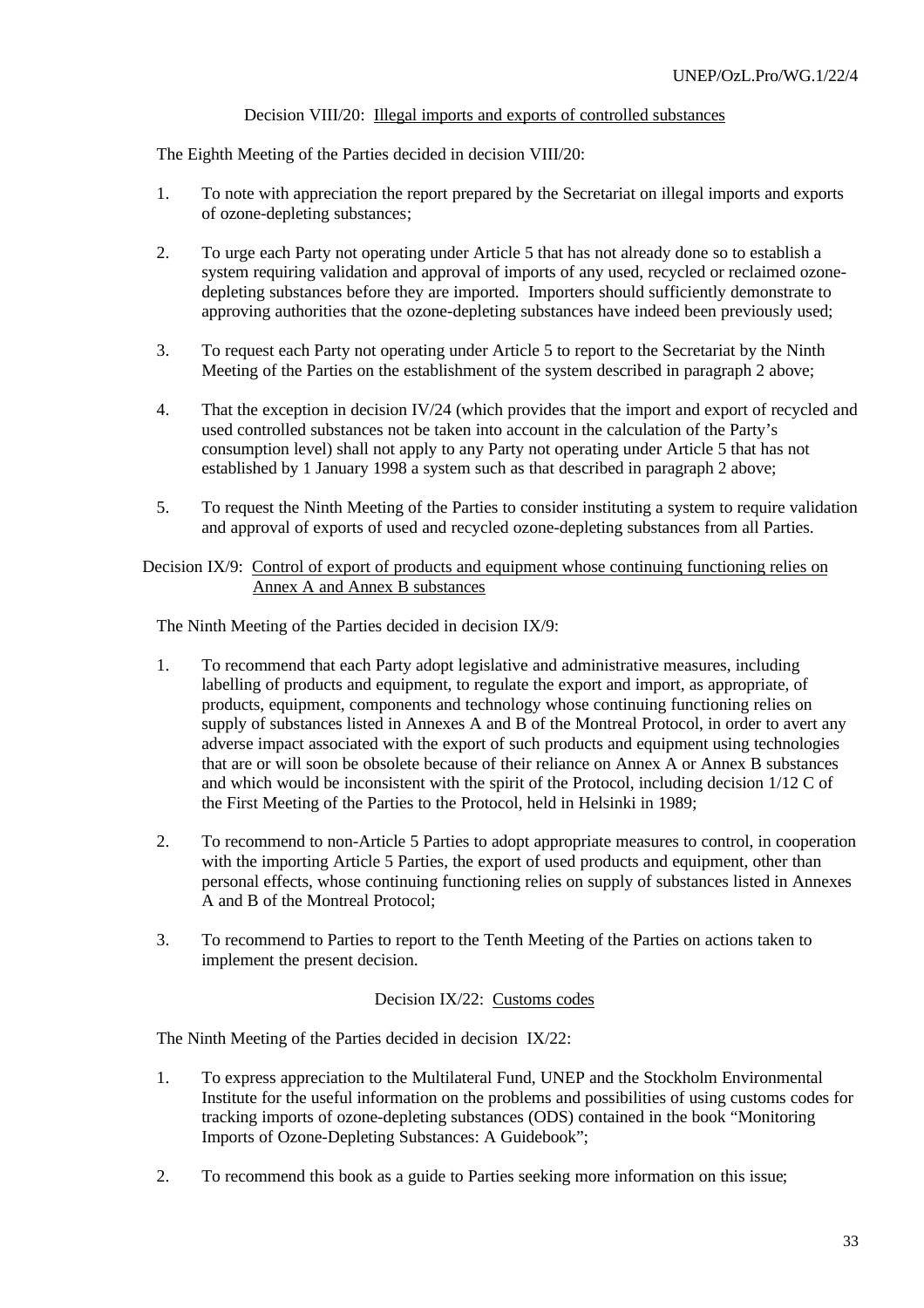### Decision VIII/20: Illegal imports and exports of controlled substances

The Eighth Meeting of the Parties decided in decision VIII/20:

1. To note with appreciation the report prepared by the Secretariat on illegal imports and exports of ozone-depleting substances;

2. To urge each Party not operating under Article 5 that has not already done so to establish a system requiring validation and approval of imports of any used, recycled or reclaimed ozone-depleting substances before they are imported. Importers should sufficiently demonstrate to approving authorities that the ozone-depleting substances have indeed been previously used;

3. To request each Party not operating under Article 5 to report to the Secretariat by the Ninth Meeting of the Parties on the establishment of the system described in paragraph 2 above;

4. That the exception in decision IV/24 (which provides that the import and export of recycled and used controlled substances not be taken into account in the calculation of the Party's consumption level) shall not apply to any Party not operating under Article 5 that has not established by 1 January 1998 a system such as that described in paragraph 2 above;

5. To request the Ninth Meeting of the Parties to consider instituting a system to require validation and approval of exports of used and recycled ozone-depleting substances from all Parties.

### Decision IX/9: Control of export of products and equipment whose continuing functioning relies on Annex A and Annex B substances

The Ninth Meeting of the Parties decided in decision IX/9:

1. To recommend that each Party adopt legislative and administrative measures, including labelling of products and equipment, to regulate the export and import, as appropriate, of products, equipment, components and technology whose continuing functioning relies on supply of substances listed in Annexes A and B of the Montreal Protocol, in order to avert any adverse impact associated with the export of such products and equipment using technologies that are or will soon be obsolete because of their reliance on Annex A or Annex B substances and which would be inconsistent with the spirit of the Protocol, including decision 1/12 C of the First Meeting of the Parties to the Protocol, held in Helsinki in 1989;

2. To recommend to non-Article 5 Parties to adopt appropriate measures to control, in cooperation with the importing Article 5 Parties, the export of used products and equipment, other than personal effects, whose continuing functioning relies on supply of substances listed in Annexes A and B of the Montreal Protocol;

3. To recommend to Parties to report to the Tenth Meeting of the Parties on actions taken to implement the present decision.

### Decision IX/22: Customs codes

The Ninth Meeting of the Parties decided in decision IX/22:

1. To express appreciation to the Multilateral Fund, UNEP and the Stockholm Environmental Institute for the useful information on the problems and possibilities of using customs codes for tracking imports of ozone-depleting substances (ODS) contained in the book "Monitoring Imports of Ozone-Depleting Substances: A Guidebook";

2. To recommend this book as a guide to Parties seeking more information on this issue;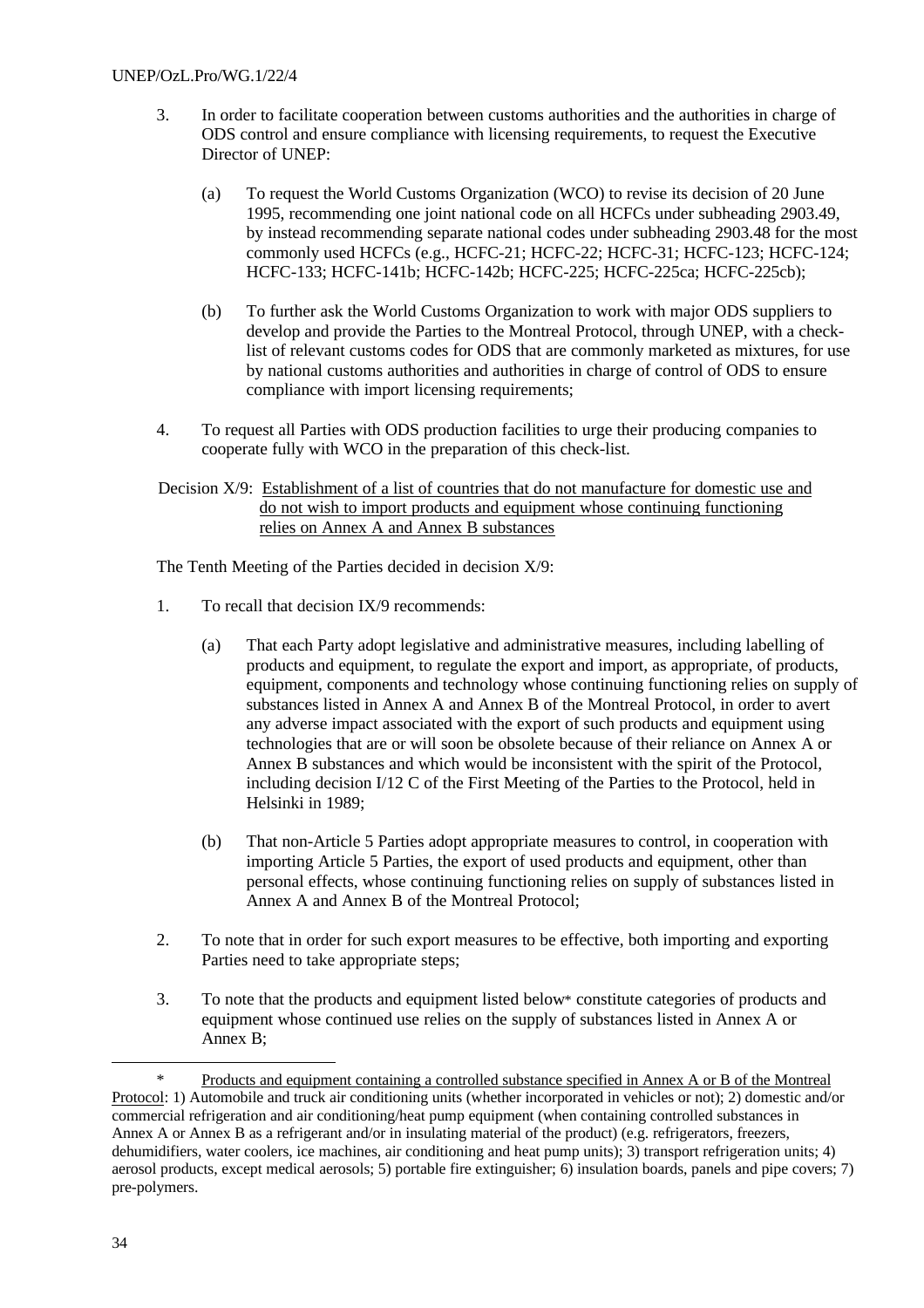3. In order to facilitate cooperation between customs authorities and the authorities in charge of ODS control and ensure compliance with licensing requirements, to request the Executive Director of UNEP:

   (a) To request the World Customs Organization (WCO) to revise its decision of 20 June 1995, recommending one joint national code on all HCFCs under subheading 2903.49, by instead recommending separate national codes under subheading 2903.48 for the most commonly used HCFCs (e.g., HCFC-21; HCFC-22; HCFC-31; HCFC-123; HCFC-124; HCFC-133; HCFC-141b; HCFC-142b; HCFC-225; HCFC-225ca; HCFC-225cb);

   (b) To further ask the World Customs Organization to work with major ODS suppliers to develop and provide the Parties to the Montreal Protocol, through UNEP, with a check-list of relevant customs codes for ODS that are commonly marketed as mixtures, for use by national customs authorities and authorities in charge of control of ODS to ensure compliance with import licensing requirements;

4. To request all Parties with ODS production facilities to urge their producing companies to cooperate fully with WCO in the preparation of this check-list.

Decision X/9: <u>Establishment of a list of countries that do not manufacture for domestic use and do not wish to import products and equipment whose continuing functioning relies on Annex A and Annex B substances</u>

The Tenth Meeting of the Parties decided in decision X/9:

1. To recall that decision IX/9 recommends:

   (a) That each Party adopt legislative and administrative measures, including labelling of products and equipment, to regulate the export and import, as appropriate, of products, equipment, components and technology whose continuing functioning relies on supply of substances listed in Annex A and Annex B of the Montreal Protocol, in order to avert any adverse impact associated with the export of such products and equipment using technologies that are or will soon be obsolete because of their reliance on Annex A or Annex B substances and which would be inconsistent with the spirit of the Protocol, including decision I/12 C of the First Meeting of the Parties to the Protocol, held in Helsinki in 1989;

   (b) That non-Article 5 Parties adopt appropriate measures to control, in cooperation with importing Article 5 Parties, the export of used products and equipment, other than personal effects, whose continuing functioning relies on supply of substances listed in Annex A and Annex B of the Montreal Protocol;

2. To note that in order for such export measures to be effective, both importing and exporting Parties need to take appropriate steps;

3. To note that the products and equipment listed below* constitute categories of products and equipment whose continued use relies on the supply of substances listed in Annex A or Annex B;

---

\* <u>Products and equipment containing a controlled substance specified in Annex A or B of the Montreal Protocol</u>: 1) Automobile and truck air conditioning units (whether incorporated in vehicles or not); 2) domestic and/or commercial refrigeration and air conditioning/heat pump equipment (when containing controlled substances in Annex A or Annex B as a refrigerant and/or in insulating material of the product) (e.g. refrigerators, freezers, dehumidifiers, water coolers, ice machines, air conditioning and heat pump units); 3) transport refrigeration units; 4) aerosol products, except medical aerosols; 5) portable fire extinguisher; 6) insulation boards, panels and pipe covers; 7) pre-polymers.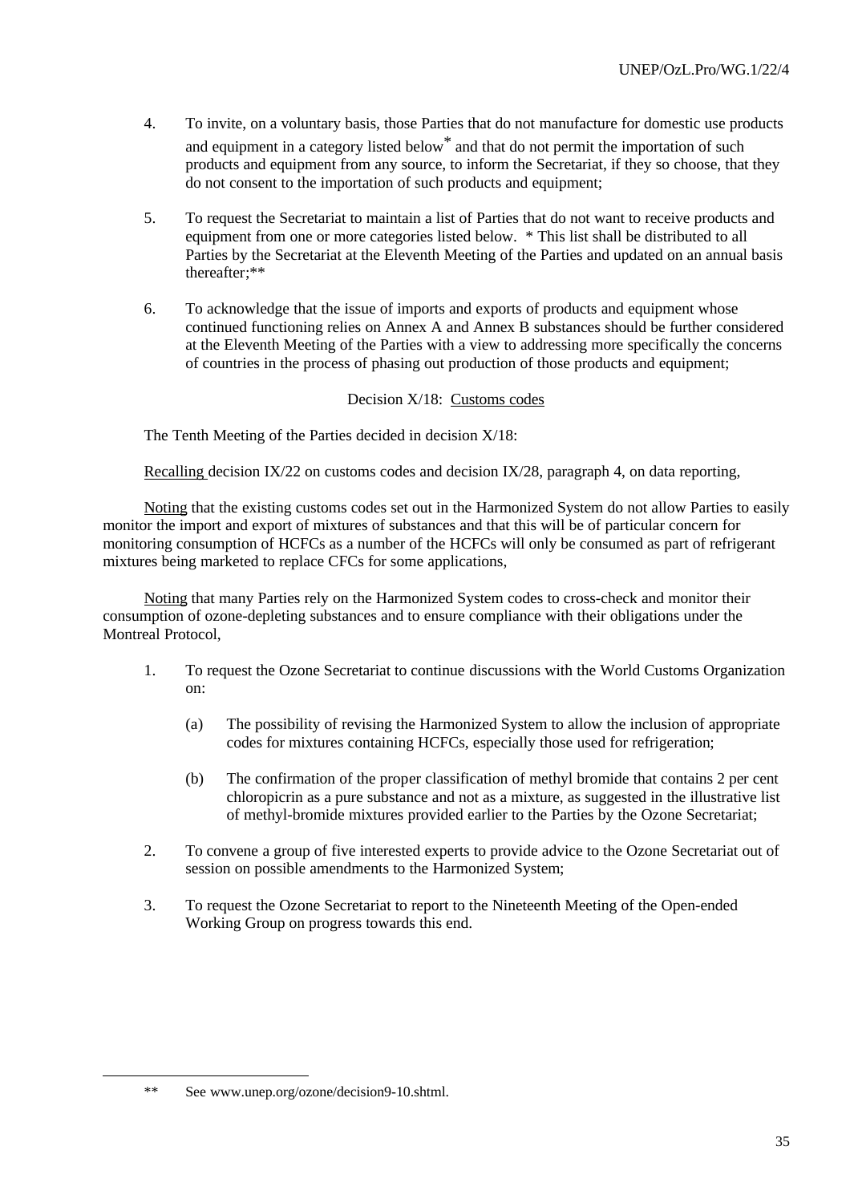4. To invite, on a voluntary basis, those Parties that do not manufacture for domestic use products and equipment in a category listed below* and that do not permit the importation of such products and equipment from any source, to inform the Secretariat, if they so choose, that they do not consent to the importation of such products and equipment;

5. To request the Secretariat to maintain a list of Parties that do not want to receive products and equipment from one or more categories listed below. * This list shall be distributed to all Parties by the Secretariat at the Eleventh Meeting of the Parties and updated on an annual basis thereafter;**

6. To acknowledge that the issue of imports and exports of products and equipment whose continued functioning relies on Annex A and Annex B substances should be further considered at the Eleventh Meeting of the Parties with a view to addressing more specifically the concerns of countries in the process of phasing out production of those products and equipment;

Decision X/18: Customs codes

The Tenth Meeting of the Parties decided in decision X/18:

Recalling decision IX/22 on customs codes and decision IX/28, paragraph 4, on data reporting,

Noting that the existing customs codes set out in the Harmonized System do not allow Parties to easily monitor the import and export of mixtures of substances and that this will be of particular concern for monitoring consumption of HCFCs as a number of the HCFCs will only be consumed as part of refrigerant mixtures being marketed to replace CFCs for some applications,

Noting that many Parties rely on the Harmonized System codes to cross-check and monitor their consumption of ozone-depleting substances and to ensure compliance with their obligations under the Montreal Protocol,

1. To request the Ozone Secretariat to continue discussions with the World Customs Organization on:

   (a) The possibility of revising the Harmonized System to allow the inclusion of appropriate codes for mixtures containing HCFCs, especially those used for refrigeration;

   (b) The confirmation of the proper classification of methyl bromide that contains 2 per cent chloropicrin as a pure substance and not as a mixture, as suggested in the illustrative list of methyl-bromide mixtures provided earlier to the Parties by the Ozone Secretariat;

2. To convene a group of five interested experts to provide advice to the Ozone Secretariat out of session on possible amendments to the Harmonized System;

3. To request the Ozone Secretariat to report to the Nineteenth Meeting of the Open-ended Working Group on progress towards this end.

** See www.unep.org/ozone/decision9-10.shtml.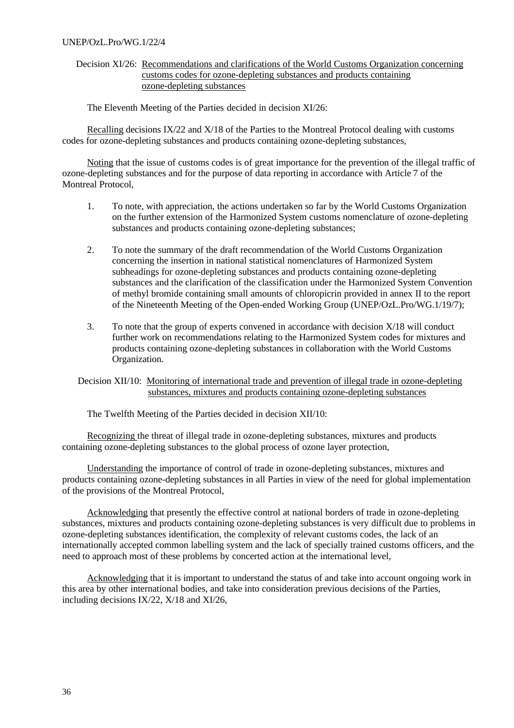Decision XI/26: Recommendations and clarifications of the World Customs Organization concerning customs codes for ozone-depleting substances and products containing ozone-depleting substances

The Eleventh Meeting of the Parties decided in decision XI/26:

Recalling decisions IX/22 and X/18 of the Parties to the Montreal Protocol dealing with customs codes for ozone-depleting substances and products containing ozone-depleting substances,

Noting that the issue of customs codes is of great importance for the prevention of the illegal traffic of ozone-depleting substances and for the purpose of data reporting in accordance with Article 7 of the Montreal Protocol,

1. To note, with appreciation, the actions undertaken so far by the World Customs Organization on the further extension of the Harmonized System customs nomenclature of ozone-depleting substances and products containing ozone-depleting substances;

2. To note the summary of the draft recommendation of the World Customs Organization concerning the insertion in national statistical nomenclatures of Harmonized System subheadings for ozone-depleting substances and products containing ozone-depleting substances and the clarification of the classification under the Harmonized System Convention of methyl bromide containing small amounts of chloropicrin provided in annex II to the report of the Nineteenth Meeting of the Open-ended Working Group (UNEP/OzL.Pro/WG.1/19/7);

3. To note that the group of experts convened in accordance with decision X/18 will conduct further work on recommendations relating to the Harmonized System codes for mixtures and products containing ozone-depleting substances in collaboration with the World Customs Organization.

Decision XII/10: Monitoring of international trade and prevention of illegal trade in ozone-depleting substances, mixtures and products containing ozone-depleting substances

The Twelfth Meeting of the Parties decided in decision XII/10:

Recognizing the threat of illegal trade in ozone-depleting substances, mixtures and products containing ozone-depleting substances to the global process of ozone layer protection,

Understanding the importance of control of trade in ozone-depleting substances, mixtures and products containing ozone-depleting substances in all Parties in view of the need for global implementation of the provisions of the Montreal Protocol,

Acknowledging that presently the effective control at national borders of trade in ozone-depleting substances, mixtures and products containing ozone-depleting substances is very difficult due to problems in ozone-depleting substances identification, the complexity of relevant customs codes, the lack of an internationally accepted common labelling system and the lack of specially trained customs officers, and the need to approach most of these problems by concerted action at the international level,

Acknowledging that it is important to understand the status of and take into account ongoing work in this area by other international bodies, and take into consideration previous decisions of the Parties, including decisions IX/22, X/18 and XI/26,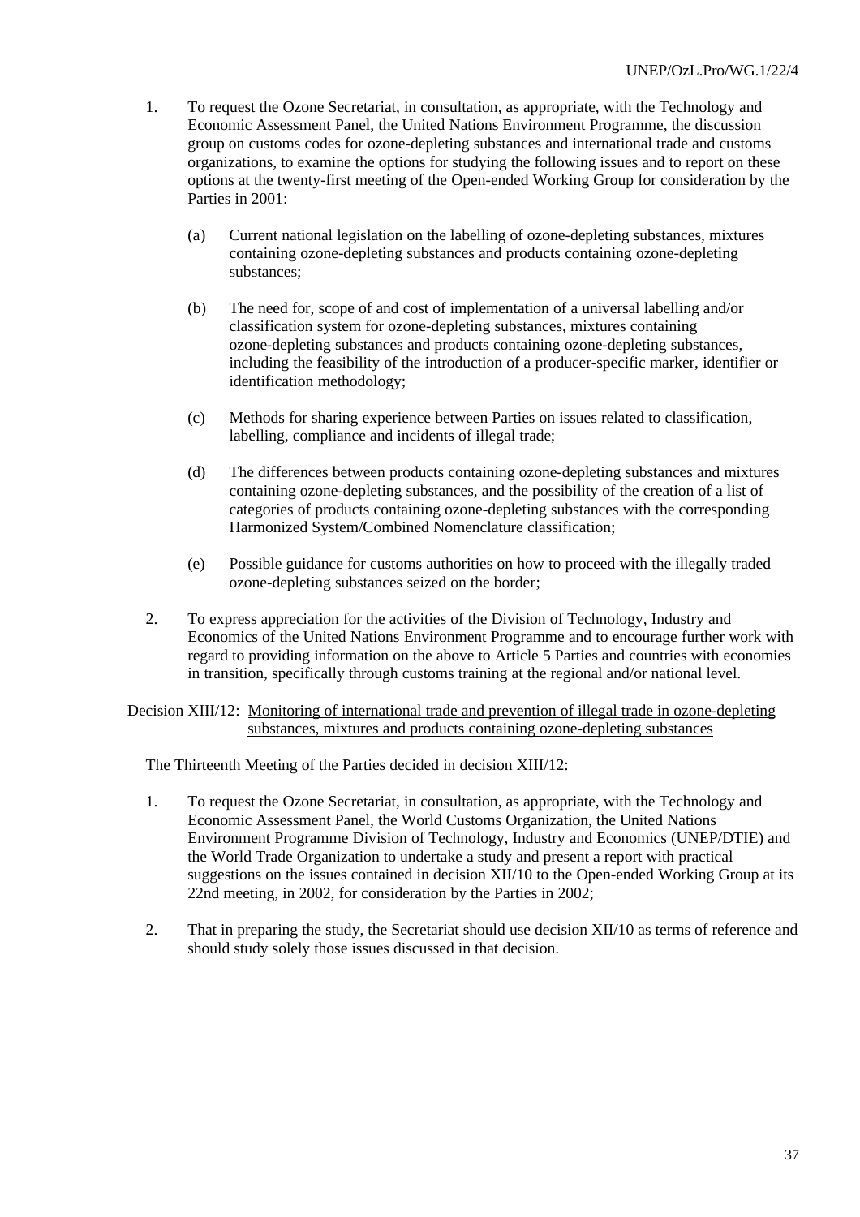1. To request the Ozone Secretariat, in consultation, as appropriate, with the Technology and Economic Assessment Panel, the United Nations Environment Programme, the discussion group on customs codes for ozone-depleting substances and international trade and customs organizations, to examine the options for studying the following issues and to report on these options at the twenty-first meeting of the Open-ended Working Group for consideration by the Parties in 2001:

   (a) Current national legislation on the labelling of ozone-depleting substances, mixtures containing ozone-depleting substances and products containing ozone-depleting substances;

   (b) The need for, scope of and cost of implementation of a universal labelling and/or classification system for ozone-depleting substances, mixtures containing ozone-depleting substances and products containing ozone-depleting substances, including the feasibility of the introduction of a producer-specific marker, identifier or identification methodology;

   (c) Methods for sharing experience between Parties on issues related to classification, labelling, compliance and incidents of illegal trade;

   (d) The differences between products containing ozone-depleting substances and mixtures containing ozone-depleting substances, and the possibility of the creation of a list of categories of products containing ozone-depleting substances with the corresponding Harmonized System/Combined Nomenclature classification;

   (e) Possible guidance for customs authorities on how to proceed with the illegally traded ozone-depleting substances seized on the border;

2. To express appreciation for the activities of the Division of Technology, Industry and Economics of the United Nations Environment Programme and to encourage further work with regard to providing information on the above to Article 5 Parties and countries with economies in transition, specifically through customs training at the regional and/or national level.

Decision XIII/12: Monitoring of international trade and prevention of illegal trade in ozone-depleting substances, mixtures and products containing ozone-depleting substances

The Thirteenth Meeting of the Parties decided in decision XIII/12:

1. To request the Ozone Secretariat, in consultation, as appropriate, with the Technology and Economic Assessment Panel, the World Customs Organization, the United Nations Environment Programme Division of Technology, Industry and Economics (UNEP/DTIE) and the World Trade Organization to undertake a study and present a report with practical suggestions on the issues contained in decision XII/10 to the Open-ended Working Group at its 22nd meeting, in 2002, for consideration by the Parties in 2002;

2. That in preparing the study, the Secretariat should use decision XII/10 as terms of reference and should study solely those issues discussed in that decision.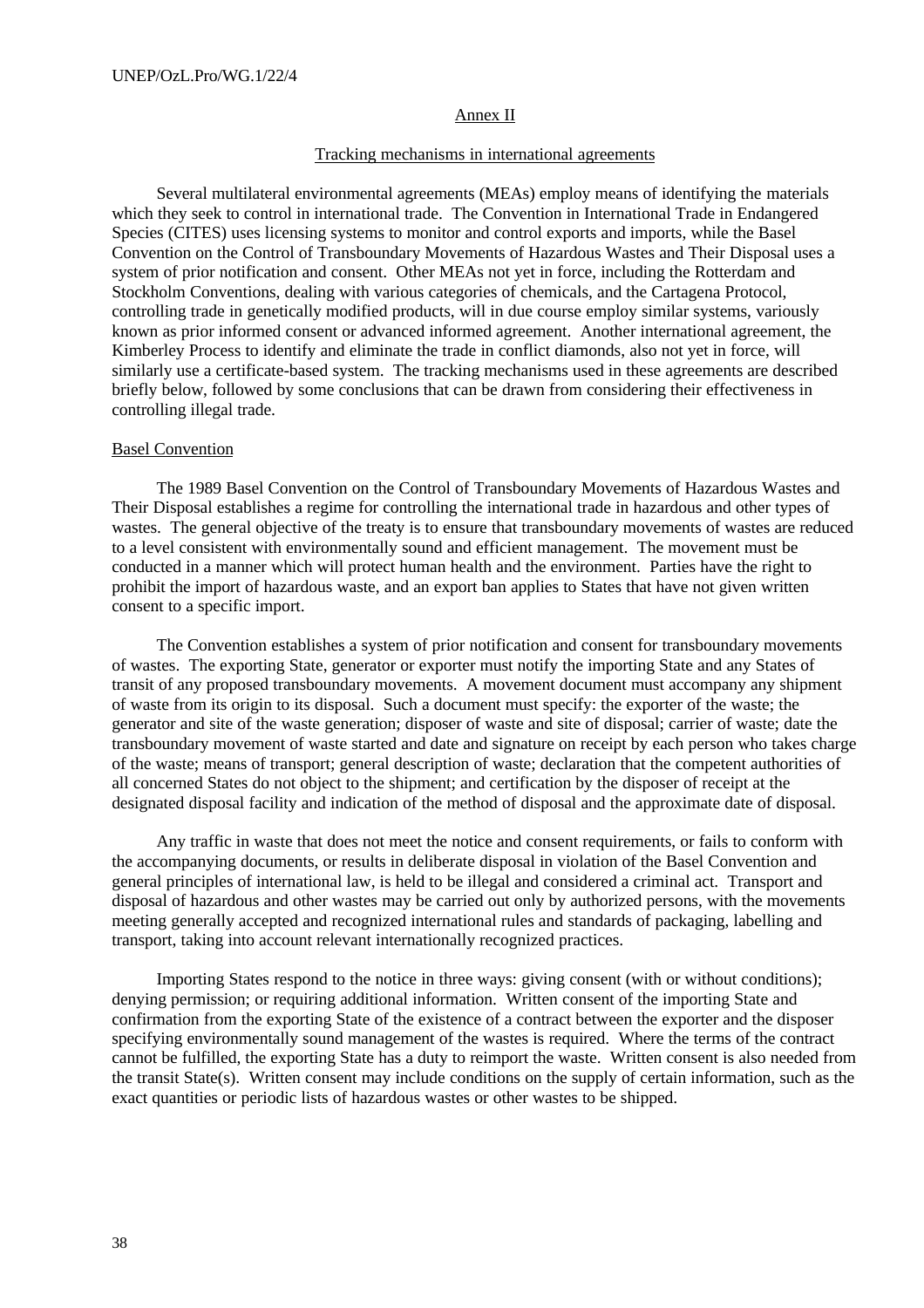## Annex II

### Tracking mechanisms in international agreements

Several multilateral environmental agreements (MEAs) employ means of identifying the materials which they seek to control in international trade. The Convention in International Trade in Endangered Species (CITES) uses licensing systems to monitor and control exports and imports, while the Basel Convention on the Control of Transboundary Movements of Hazardous Wastes and Their Disposal uses a system of prior notification and consent. Other MEAs not yet in force, including the Rotterdam and Stockholm Conventions, dealing with various categories of chemicals, and the Cartagena Protocol, controlling trade in genetically modified products, will in due course employ similar systems, variously known as prior informed consent or advanced informed agreement. Another international agreement, the Kimberley Process to identify and eliminate the trade in conflict diamonds, also not yet in force, will similarly use a certificate-based system. The tracking mechanisms used in these agreements are described briefly below, followed by some conclusions that can be drawn from considering their effectiveness in controlling illegal trade.

### Basel Convention

The 1989 Basel Convention on the Control of Transboundary Movements of Hazardous Wastes and Their Disposal establishes a regime for controlling the international trade in hazardous and other types of wastes. The general objective of the treaty is to ensure that transboundary movements of wastes are reduced to a level consistent with environmentally sound and efficient management. The movement must be conducted in a manner which will protect human health and the environment. Parties have the right to prohibit the import of hazardous waste, and an export ban applies to States that have not given written consent to a specific import.

The Convention establishes a system of prior notification and consent for transboundary movements of wastes. The exporting State, generator or exporter must notify the importing State and any States of transit of any proposed transboundary movements. A movement document must accompany any shipment of waste from its origin to its disposal. Such a document must specify: the exporter of the waste; the generator and site of the waste generation; disposer of waste and site of disposal; carrier of waste; date the transboundary movement of waste started and date and signature on receipt by each person who takes charge of the waste; means of transport; general description of waste; declaration that the competent authorities of all concerned States do not object to the shipment; and certification by the disposer of receipt at the designated disposal facility and indication of the method of disposal and the approximate date of disposal.

Any traffic in waste that does not meet the notice and consent requirements, or fails to conform with the accompanying documents, or results in deliberate disposal in violation of the Basel Convention and general principles of international law, is held to be illegal and considered a criminal act. Transport and disposal of hazardous and other wastes may be carried out only by authorized persons, with the movements meeting generally accepted and recognized international rules and standards of packaging, labelling and transport, taking into account relevant internationally recognized practices.

Importing States respond to the notice in three ways: giving consent (with or without conditions); denying permission; or requiring additional information. Written consent of the importing State and confirmation from the exporting State of the existence of a contract between the exporter and the disposer specifying environmentally sound management of the wastes is required. Where the terms of the contract cannot be fulfilled, the exporting State has a duty to reimport the waste. Written consent is also needed from the transit State(s). Written consent may include conditions on the supply of certain information, such as the exact quantities or periodic lists of hazardous wastes or other wastes to be shipped.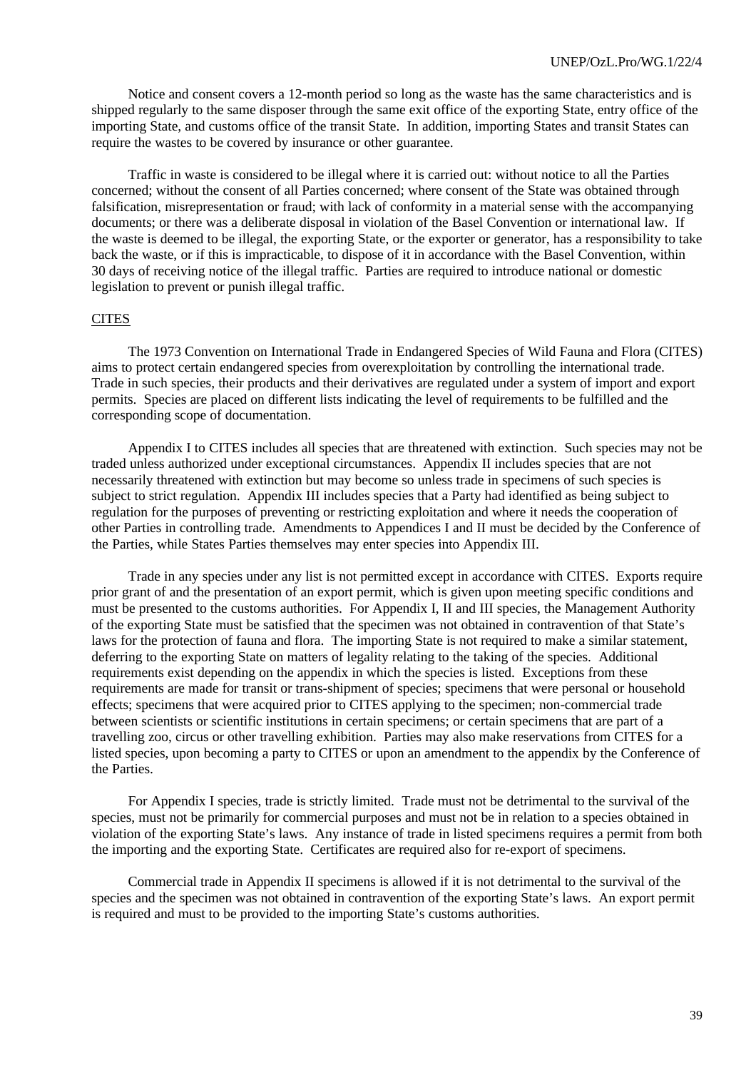Notice and consent covers a 12-month period so long as the waste has the same characteristics and is shipped regularly to the same disposer through the same exit office of the exporting State, entry office of the importing State, and customs office of the transit State. In addition, importing States and transit States can require the wastes to be covered by insurance or other guarantee.

Traffic in waste is considered to be illegal where it is carried out: without notice to all the Parties concerned; without the consent of all Parties concerned; where consent of the State was obtained through falsification, misrepresentation or fraud; with lack of conformity in a material sense with the accompanying documents; or there was a deliberate disposal in violation of the Basel Convention or international law. If the waste is deemed to be illegal, the exporting State, or the exporter or generator, has a responsibility to take back the waste, or if this is impracticable, to dispose of it in accordance with the Basel Convention, within 30 days of receiving notice of the illegal traffic. Parties are required to introduce national or domestic legislation to prevent or punish illegal traffic.

CITES

The 1973 Convention on International Trade in Endangered Species of Wild Fauna and Flora (CITES) aims to protect certain endangered species from overexploitation by controlling the international trade. Trade in such species, their products and their derivatives are regulated under a system of import and export permits. Species are placed on different lists indicating the level of requirements to be fulfilled and the corresponding scope of documentation.

Appendix I to CITES includes all species that are threatened with extinction. Such species may not be traded unless authorized under exceptional circumstances. Appendix II includes species that are not necessarily threatened with extinction but may become so unless trade in specimens of such species is subject to strict regulation. Appendix III includes species that a Party had identified as being subject to regulation for the purposes of preventing or restricting exploitation and where it needs the cooperation of other Parties in controlling trade. Amendments to Appendices I and II must be decided by the Conference of the Parties, while States Parties themselves may enter species into Appendix III.

Trade in any species under any list is not permitted except in accordance with CITES. Exports require prior grant of and the presentation of an export permit, which is given upon meeting specific conditions and must be presented to the customs authorities. For Appendix I, II and III species, the Management Authority of the exporting State must be satisfied that the specimen was not obtained in contravention of that State's laws for the protection of fauna and flora. The importing State is not required to make a similar statement, deferring to the exporting State on matters of legality relating to the taking of the species. Additional requirements exist depending on the appendix in which the species is listed. Exceptions from these requirements are made for transit or trans-shipment of species; specimens that were personal or household effects; specimens that were acquired prior to CITES applying to the specimen; non-commercial trade between scientists or scientific institutions in certain specimens; or certain specimens that are part of a travelling zoo, circus or other travelling exhibition. Parties may also make reservations from CITES for a listed species, upon becoming a party to CITES or upon an amendment to the appendix by the Conference of the Parties.

For Appendix I species, trade is strictly limited. Trade must not be detrimental to the survival of the species, must not be primarily for commercial purposes and must not be in relation to a species obtained in violation of the exporting State's laws. Any instance of trade in listed specimens requires a permit from both the importing and the exporting State. Certificates are required also for re-export of specimens.

Commercial trade in Appendix II specimens is allowed if it is not detrimental to the survival of the species and the specimen was not obtained in contravention of the exporting State's laws. An export permit is required and must to be provided to the importing State's customs authorities.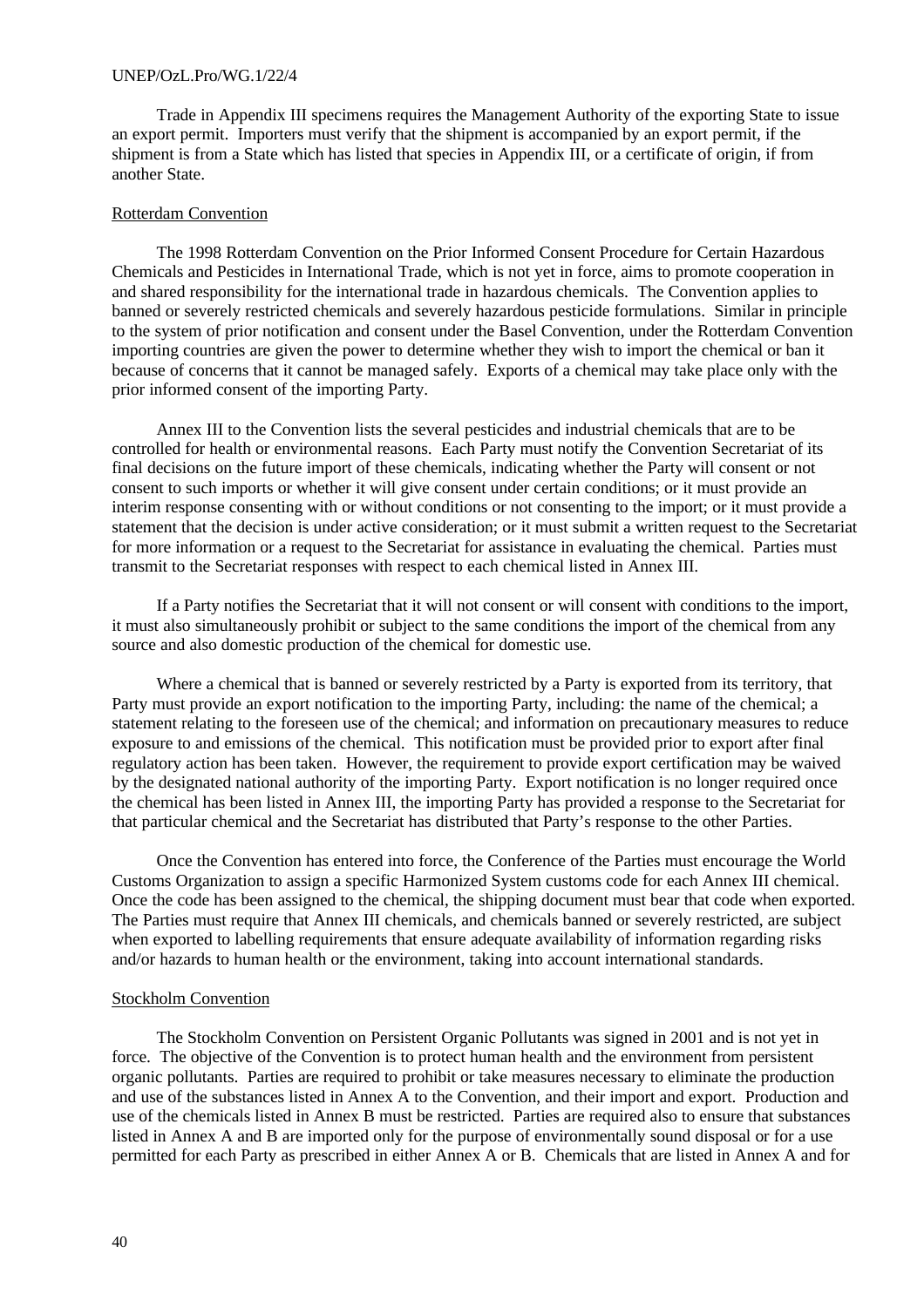Trade in Appendix III specimens requires the Management Authority of the exporting State to issue an export permit. Importers must verify that the shipment is accompanied by an export permit, if the shipment is from a State which has listed that species in Appendix III, or a certificate of origin, if from another State.

Rotterdam Convention

The 1998 Rotterdam Convention on the Prior Informed Consent Procedure for Certain Hazardous Chemicals and Pesticides in International Trade, which is not yet in force, aims to promote cooperation in and shared responsibility for the international trade in hazardous chemicals. The Convention applies to banned or severely restricted chemicals and severely hazardous pesticide formulations. Similar in principle to the system of prior notification and consent under the Basel Convention, under the Rotterdam Convention importing countries are given the power to determine whether they wish to import the chemical or ban it because of concerns that it cannot be managed safely. Exports of a chemical may take place only with the prior informed consent of the importing Party.

Annex III to the Convention lists the several pesticides and industrial chemicals that are to be controlled for health or environmental reasons. Each Party must notify the Convention Secretariat of its final decisions on the future import of these chemicals, indicating whether the Party will consent or not consent to such imports or whether it will give consent under certain conditions; or it must provide an interim response consenting with or without conditions or not consenting to the import; or it must provide a statement that the decision is under active consideration; or it must submit a written request to the Secretariat for more information or a request to the Secretariat for assistance in evaluating the chemical. Parties must transmit to the Secretariat responses with respect to each chemical listed in Annex III.

If a Party notifies the Secretariat that it will not consent or will consent with conditions to the import, it must also simultaneously prohibit or subject to the same conditions the import of the chemical from any source and also domestic production of the chemical for domestic use.

Where a chemical that is banned or severely restricted by a Party is exported from its territory, that Party must provide an export notification to the importing Party, including: the name of the chemical; a statement relating to the foreseen use of the chemical; and information on precautionary measures to reduce exposure to and emissions of the chemical. This notification must be provided prior to export after final regulatory action has been taken. However, the requirement to provide export certification may be waived by the designated national authority of the importing Party. Export notification is no longer required once the chemical has been listed in Annex III, the importing Party has provided a response to the Secretariat for that particular chemical and the Secretariat has distributed that Party's response to the other Parties.

Once the Convention has entered into force, the Conference of the Parties must encourage the World Customs Organization to assign a specific Harmonized System customs code for each Annex III chemical. Once the code has been assigned to the chemical, the shipping document must bear that code when exported. The Parties must require that Annex III chemicals, and chemicals banned or severely restricted, are subject when exported to labelling requirements that ensure adequate availability of information regarding risks and/or hazards to human health or the environment, taking into account international standards.

Stockholm Convention

The Stockholm Convention on Persistent Organic Pollutants was signed in 2001 and is not yet in force. The objective of the Convention is to protect human health and the environment from persistent organic pollutants. Parties are required to prohibit or take measures necessary to eliminate the production and use of the substances listed in Annex A to the Convention, and their import and export. Production and use of the chemicals listed in Annex B must be restricted. Parties are required also to ensure that substances listed in Annex A and B are imported only for the purpose of environmentally sound disposal or for a use permitted for each Party as prescribed in either Annex A or B. Chemicals that are listed in Annex A and for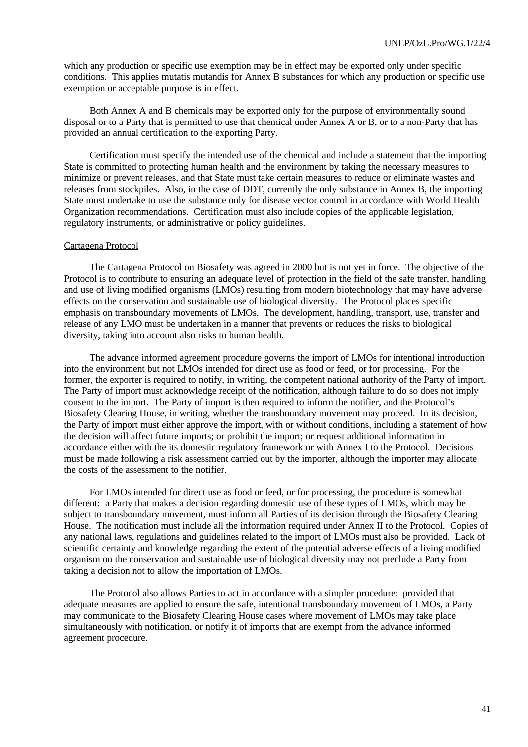which any production or specific use exemption may be in effect may be exported only under specific conditions. This applies mutatis mutandis for Annex B substances for which any production or specific use exemption or acceptable purpose is in effect.

Both Annex A and B chemicals may be exported only for the purpose of environmentally sound disposal or to a Party that is permitted to use that chemical under Annex A or B, or to a non-Party that has provided an annual certification to the exporting Party.

Certification must specify the intended use of the chemical and include a statement that the importing State is committed to protecting human health and the environment by taking the necessary measures to minimize or prevent releases, and that State must take certain measures to reduce or eliminate wastes and releases from stockpiles. Also, in the case of DDT, currently the only substance in Annex B, the importing State must undertake to use the substance only for disease vector control in accordance with World Health Organization recommendations. Certification must also include copies of the applicable legislation, regulatory instruments, or administrative or policy guidelines.

Cartagena Protocol

The Cartagena Protocol on Biosafety was agreed in 2000 but is not yet in force. The objective of the Protocol is to contribute to ensuring an adequate level of protection in the field of the safe transfer, handling and use of living modified organisms (LMOs) resulting from modern biotechnology that may have adverse effects on the conservation and sustainable use of biological diversity. The Protocol places specific emphasis on transboundary movements of LMOs. The development, handling, transport, use, transfer and release of any LMO must be undertaken in a manner that prevents or reduces the risks to biological diversity, taking into account also risks to human health.

The advance informed agreement procedure governs the import of LMOs for intentional introduction into the environment but not LMOs intended for direct use as food or feed, or for processing. For the former, the exporter is required to notify, in writing, the competent national authority of the Party of import. The Party of import must acknowledge receipt of the notification, although failure to do so does not imply consent to the import. The Party of import is then required to inform the notifier, and the Protocol's Biosafety Clearing House, in writing, whether the transboundary movement may proceed. In its decision, the Party of import must either approve the import, with or without conditions, including a statement of how the decision will affect future imports; or prohibit the import; or request additional information in accordance either with the its domestic regulatory framework or with Annex I to the Protocol. Decisions must be made following a risk assessment carried out by the importer, although the importer may allocate the costs of the assessment to the notifier.

For LMOs intended for direct use as food or feed, or for processing, the procedure is somewhat different: a Party that makes a decision regarding domestic use of these types of LMOs, which may be subject to transboundary movement, must inform all Parties of its decision through the Biosafety Clearing House. The notification must include all the information required under Annex II to the Protocol. Copies of any national laws, regulations and guidelines related to the import of LMOs must also be provided. Lack of scientific certainty and knowledge regarding the extent of the potential adverse effects of a living modified organism on the conservation and sustainable use of biological diversity may not preclude a Party from taking a decision not to allow the importation of LMOs.

The Protocol also allows Parties to act in accordance with a simpler procedure: provided that adequate measures are applied to ensure the safe, intentional transboundary movement of LMOs, a Party may communicate to the Biosafety Clearing House cases where movement of LMOs may take place simultaneously with notification, or notify it of imports that are exempt from the advance informed agreement procedure.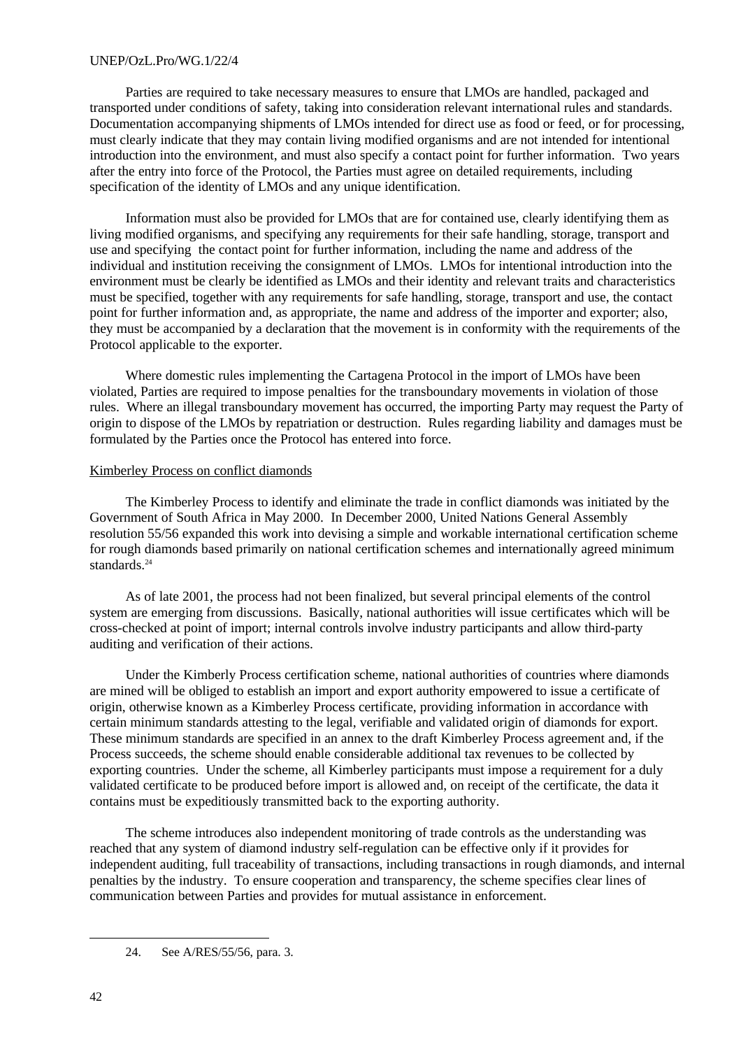Parties are required to take necessary measures to ensure that LMOs are handled, packaged and transported under conditions of safety, taking into consideration relevant international rules and standards. Documentation accompanying shipments of LMOs intended for direct use as food or feed, or for processing, must clearly indicate that they may contain living modified organisms and are not intended for intentional introduction into the environment, and must also specify a contact point for further information. Two years after the entry into force of the Protocol, the Parties must agree on detailed requirements, including specification of the identity of LMOs and any unique identification.

Information must also be provided for LMOs that are for contained use, clearly identifying them as living modified organisms, and specifying any requirements for their safe handling, storage, transport and use and specifying the contact point for further information, including the name and address of the individual and institution receiving the consignment of LMOs. LMOs for intentional introduction into the environment must be clearly be identified as LMOs and their identity and relevant traits and characteristics must be specified, together with any requirements for safe handling, storage, transport and use, the contact point for further information and, as appropriate, the name and address of the importer and exporter; also, they must be accompanied by a declaration that the movement is in conformity with the requirements of the Protocol applicable to the exporter.

Where domestic rules implementing the Cartagena Protocol in the import of LMOs have been violated, Parties are required to impose penalties for the transboundary movements in violation of those rules. Where an illegal transboundary movement has occurred, the importing Party may request the Party of origin to dispose of the LMOs by repatriation or destruction. Rules regarding liability and damages must be formulated by the Parties once the Protocol has entered into force.

Kimberley Process on conflict diamonds

The Kimberley Process to identify and eliminate the trade in conflict diamonds was initiated by the Government of South Africa in May 2000. In December 2000, United Nations General Assembly resolution 55/56 expanded this work into devising a simple and workable international certification scheme for rough diamonds based primarily on national certification schemes and internationally agreed minimum standards.[24]

As of late 2001, the process had not been finalized, but several principal elements of the control system are emerging from discussions. Basically, national authorities will issue certificates which will be cross-checked at point of import; internal controls involve industry participants and allow third-party auditing and verification of their actions.

Under the Kimberly Process certification scheme, national authorities of countries where diamonds are mined will be obliged to establish an import and export authority empowered to issue a certificate of origin, otherwise known as a Kimberley Process certificate, providing information in accordance with certain minimum standards attesting to the legal, verifiable and validated origin of diamonds for export. These minimum standards are specified in an annex to the draft Kimberley Process agreement and, if the Process succeeds, the scheme should enable considerable additional tax revenues to be collected by exporting countries. Under the scheme, all Kimberley participants must impose a requirement for a duly validated certificate to be produced before import is allowed and, on receipt of the certificate, the data it contains must be expeditiously transmitted back to the exporting authority.

The scheme introduces also independent monitoring of trade controls as the understanding was reached that any system of diamond industry self-regulation can be effective only if it provides for independent auditing, full traceability of transactions, including transactions in rough diamonds, and internal penalties by the industry. To ensure cooperation and transparency, the scheme specifies clear lines of communication between Parties and provides for mutual assistance in enforcement.

---

24. See A/RES/55/56, para. 3.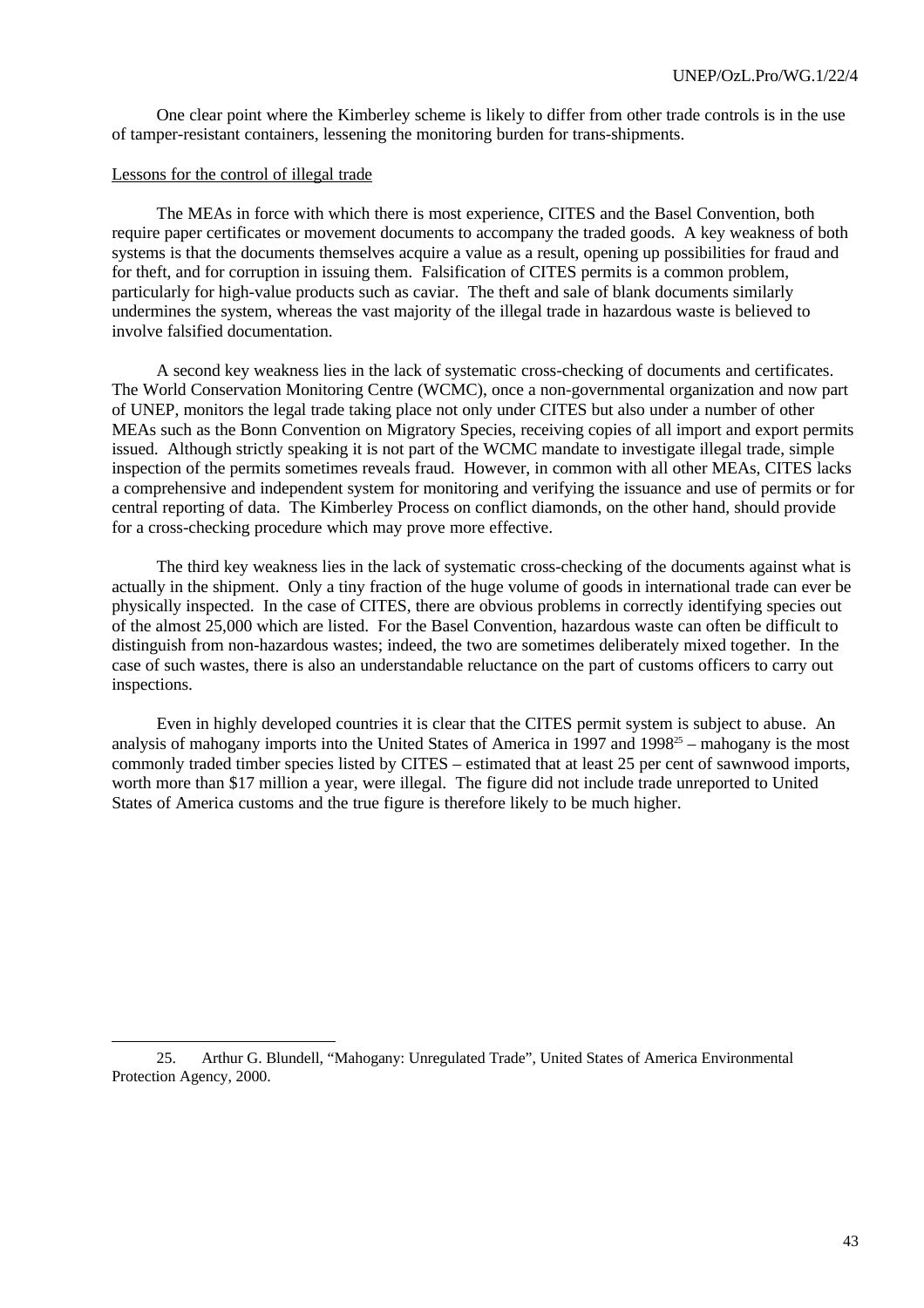One clear point where the Kimberley scheme is likely to differ from other trade controls is in the use of tamper-resistant containers, lessening the monitoring burden for trans-shipments.

<u>Lessons for the control of illegal trade</u>

The MEAs in force with which there is most experience, CITES and the Basel Convention, both require paper certificates or movement documents to accompany the traded goods. A key weakness of both systems is that the documents themselves acquire a value as a result, opening up possibilities for fraud and for theft, and for corruption in issuing them. Falsification of CITES permits is a common problem, particularly for high-value products such as caviar. The theft and sale of blank documents similarly undermines the system, whereas the vast majority of the illegal trade in hazardous waste is believed to involve falsified documentation.

A second key weakness lies in the lack of systematic cross-checking of documents and certificates. The World Conservation Monitoring Centre (WCMC), once a non-governmental organization and now part of UNEP, monitors the legal trade taking place not only under CITES but also under a number of other MEAs such as the Bonn Convention on Migratory Species, receiving copies of all import and export permits issued. Although strictly speaking it is not part of the WCMC mandate to investigate illegal trade, simple inspection of the permits sometimes reveals fraud. However, in common with all other MEAs, CITES lacks a comprehensive and independent system for monitoring and verifying the issuance and use of permits or for central reporting of data. The Kimberley Process on conflict diamonds, on the other hand, should provide for a cross-checking procedure which may prove more effective.

The third key weakness lies in the lack of systematic cross-checking of the documents against what is actually in the shipment. Only a tiny fraction of the huge volume of goods in international trade can ever be physically inspected. In the case of CITES, there are obvious problems in correctly identifying species out of the almost 25,000 which are listed. For the Basel Convention, hazardous waste can often be difficult to distinguish from non-hazardous wastes; indeed, the two are sometimes deliberately mixed together. In the case of such wastes, there is also an understandable reluctance on the part of customs officers to carry out inspections.

Even in highly developed countries it is clear that the CITES permit system is subject to abuse. An analysis of mahogany imports into the United States of America in 1997 and 1998[25] – mahogany is the most commonly traded timber species listed by CITES – estimated that at least 25 per cent of sawnwood imports, worth more than $17 million a year, were illegal. The figure did not include trade unreported to United States of America customs and the true figure is therefore likely to be much higher.

---

25. Arthur G. Blundell, "Mahogany: Unregulated Trade", United States of America Environmental Protection Agency, 2000.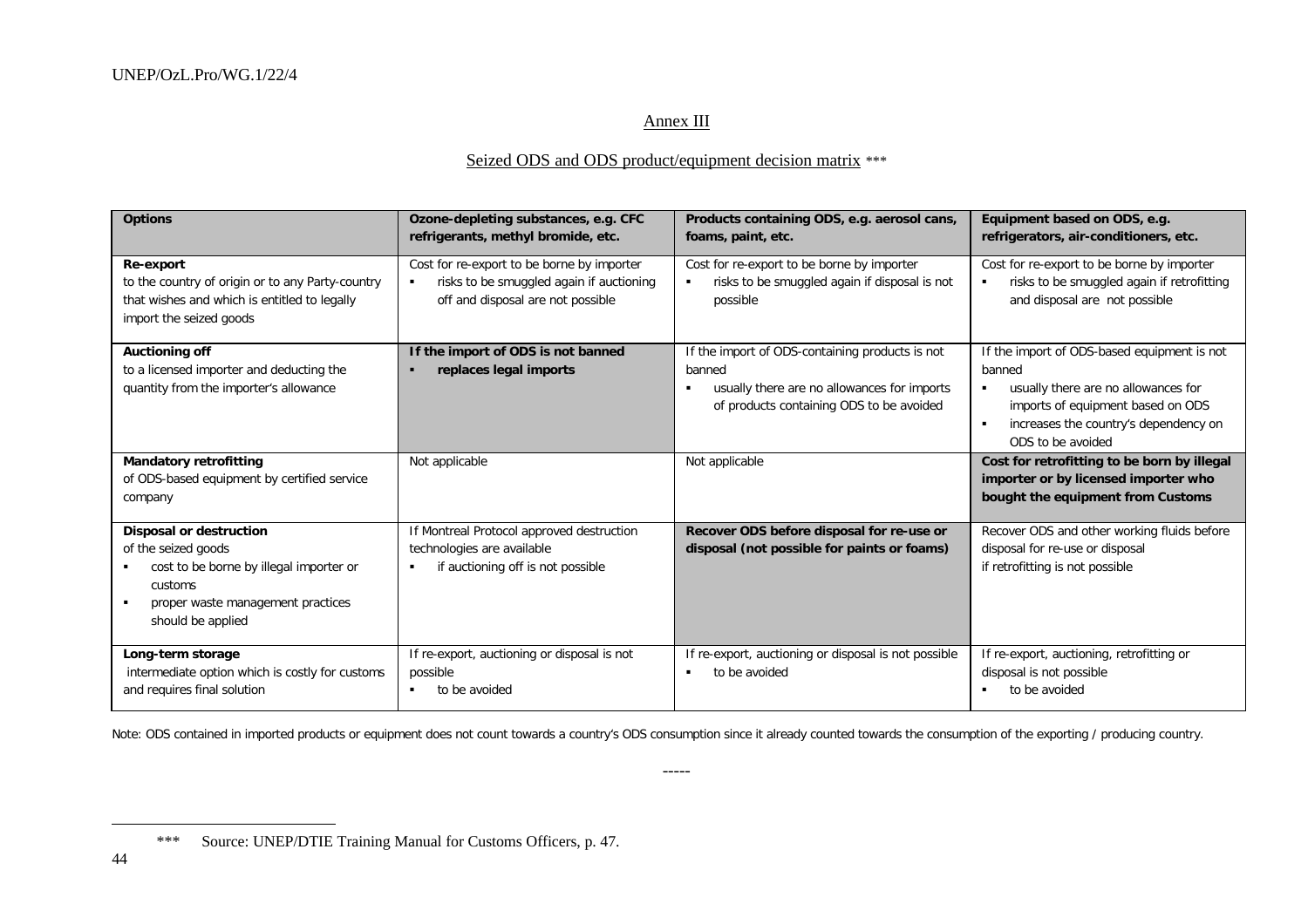## Annex III

### Seized ODS and ODS product/equipment decision matrix ***

| **Options** | **Ozone-depleting substances, e.g. CFC refrigerants, methyl bromide, etc.** | **Products containing ODS, e.g. aerosol cans, foams, paint, etc.** | **Equipment based on ODS, e.g. refrigerators, air-conditioners, etc.** |
|---|---|---|---|
| **Re-export**<br>to the country of origin or to any Party-country that wishes and which is entitled to legally import the seized goods | Cost for re-export to be borne by importer<br>▪ risks to be smuggled again if auctioning off and disposal are not possible | Cost for re-export to be borne by importer<br>▪ risks to be smuggled again if disposal is not possible | Cost for re-export to be borne by importer<br>▪ risks to be smuggled again if retrofitting and disposal are not possible |
| **Auctioning off**<br>to a licensed importer and deducting the quantity from the importer's allowance | **If the import of ODS is not banned**<br>▪ **replaces legal imports** | If the import of ODS-containing products is not banned<br>▪ usually there are no allowances for imports of products containing ODS to be avoided | If the import of ODS-based equipment is not banned<br>▪ usually there are no allowances for imports of equipment based on ODS<br>▪ increases the country's dependency on ODS to be avoided |
| **Mandatory retrofitting**<br>of ODS-based equipment by certified service company | Not applicable | Not applicable | **Cost for retrofitting to be born by illegal importer or by licensed importer who bought the equipment from Customs** |
| **Disposal or destruction**<br>of the seized goods<br>▪ cost to be borne by illegal importer or customs<br>▪ proper waste management practices should be applied | If Montreal Protocol approved destruction technologies are available<br>▪ if auctioning off is not possible | **Recover ODS before disposal for re-use or disposal (not possible for paints or foams)** | Recover ODS and other working fluids before disposal for re-use or disposal<br>if retrofitting is not possible |
| **Long-term storage**<br>intermediate option which is costly for customs and requires final solution | If re-export, auctioning or disposal is not possible<br>▪ to be avoided | If re-export, auctioning or disposal is not possible<br>▪ to be avoided | If re-export, auctioning, retrofitting or disposal is not possible<br>▪ to be avoided |

Note: ODS contained in imported products or equipment does not count towards a country's ODS consumption since it already counted towards the consumption of the exporting / producing country.

-----

*** Source: UNEP/DTIE Training Manual for Customs Officers, p. 47.